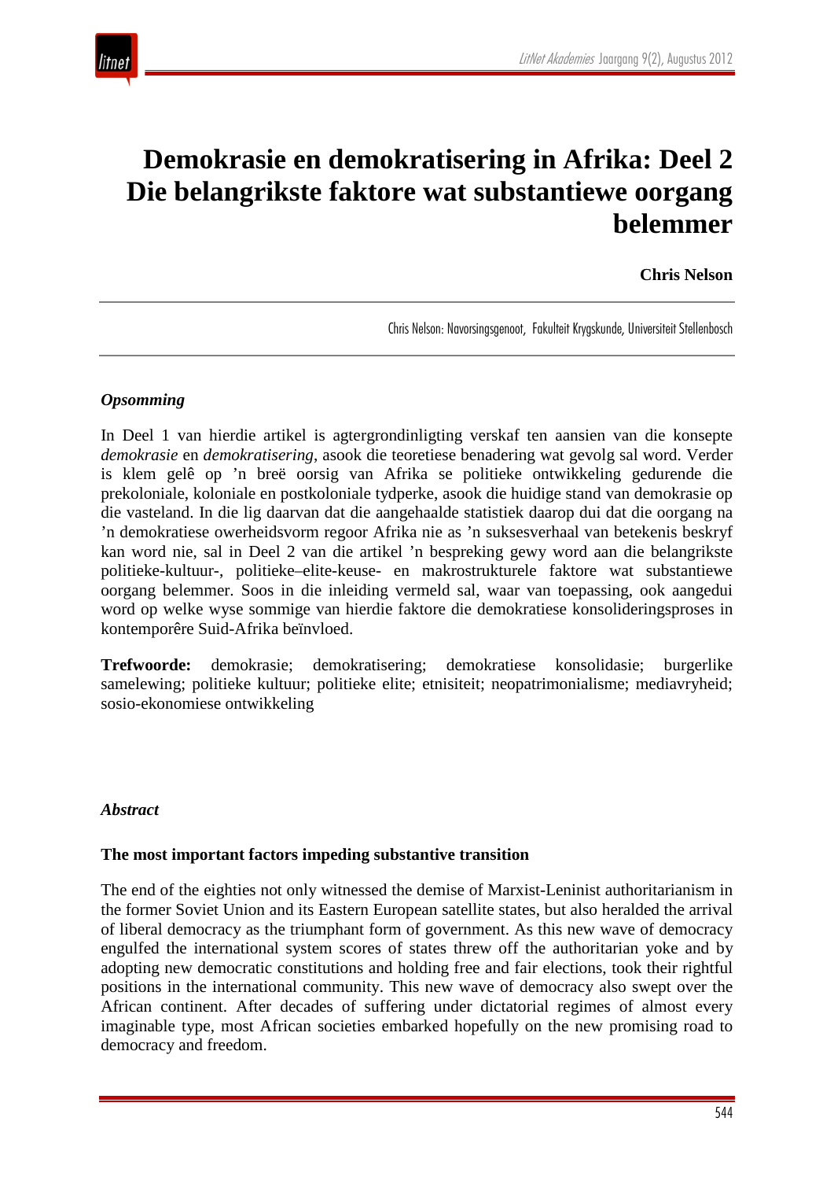# Demokrasie en demokratisering in Afrika: Deel 2 Die belangrikste faktore wat substantiewe oorgang belemmer

**Chris Nelson**

Chris Nelson: Navorsingsgenoot, Fakulteit Krygskunde, Universiteit Stellenbosch

***Opsomming***

In Deel 1 van hierdie artikel is agtergrondinligting verskaf ten aansien van die konsepte *demokrasie* en *demokratisering*, asook die teoretiese benadering wat gevolg sal word. Verder is klem gelê op ’n breë oorsig van Afrika se politieke ontwikkeling gedurende die prekoloniale, koloniale en postkoloniale tydperke, asook die huidige stand van demokrasie op die vasteland. In die lig daarvan dat die aangehaalde statistiek daarop dui dat die oorgang na ’n demokratiese owerheidsvorm regoor Afrika nie as ’n suksesverhaal van betekenis beskryf kan word nie, sal in Deel 2 van die artikel ’n bespreking gewy word aan die belangrikste politieke-kultuur-, politieke–elite-keuse- en makrostrukturele faktore wat substantiewe oorgang belemmer. Soos in die inleiding vermeld sal, waar van toepassing, ook aangedui word op welke wyse sommige van hierdie faktore die demokratiese konsolideringsproses in kontemporêre Suid-Afrika beïnvloed.

**Trefwoorde:** demokrasie; demokratisering; demokratiese konsolidasie; burgerlike samelewing; politieke kultuur; politieke elite; etnisiteit; neopatrimonialisme; mediavryheid; sosio-ekonomiese ontwikkeling

***Abstract***

**The most important factors impeding substantive transition**

The end of the eighties not only witnessed the demise of Marxist-Leninist authoritarianism in the former Soviet Union and its Eastern European satellite states, but also heralded the arrival of liberal democracy as the triumphant form of government. As this new wave of democracy engulfed the international system scores of states threw off the authoritarian yoke and by adopting new democratic constitutions and holding free and fair elections, took their rightful positions in the international community. This new wave of democracy also swept over the African continent. After decades of suffering under dictatorial regimes of almost every imaginable type, most African societies embarked hopefully on the new promising road to democracy and freedom.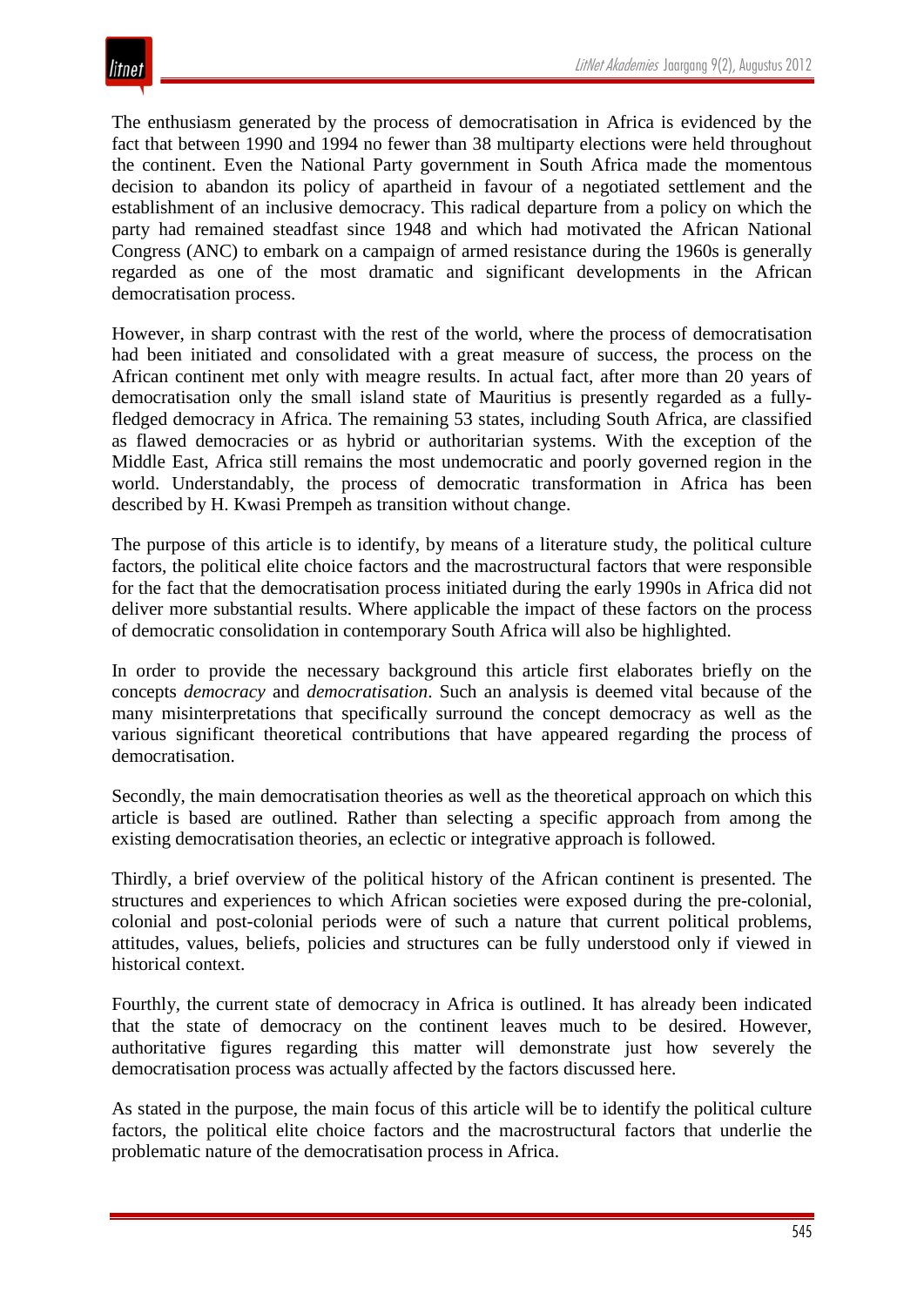The enthusiasm generated by the process of democratisation in Africa is evidenced by the fact that between 1990 and 1994 no fewer than 38 multiparty elections were held throughout the continent. Even the National Party government in South Africa made the momentous decision to abandon its policy of apartheid in favour of a negotiated settlement and the establishment of an inclusive democracy. This radical departure from a policy on which the party had remained steadfast since 1948 and which had motivated the African National Congress (ANC) to embark on a campaign of armed resistance during the 1960s is generally regarded as one of the most dramatic and significant developments in the African democratisation process.

However, in sharp contrast with the rest of the world, where the process of democratisation had been initiated and consolidated with a great measure of success, the process on the African continent met only with meagre results. In actual fact, after more than 20 years of democratisation only the small island state of Mauritius is presently regarded as a fully-fledged democracy in Africa. The remaining 53 states, including South Africa, are classified as flawed democracies or as hybrid or authoritarian systems. With the exception of the Middle East, Africa still remains the most undemocratic and poorly governed region in the world. Understandably, the process of democratic transformation in Africa has been described by H. Kwasi Prempeh as transition without change.

The purpose of this article is to identify, by means of a literature study, the political culture factors, the political elite choice factors and the macrostructural factors that were responsible for the fact that the democratisation process initiated during the early 1990s in Africa did not deliver more substantial results. Where applicable the impact of these factors on the process of democratic consolidation in contemporary South Africa will also be highlighted.

In order to provide the necessary background this article first elaborates briefly on the concepts *democracy* and *democratisation*. Such an analysis is deemed vital because of the many misinterpretations that specifically surround the concept democracy as well as the various significant theoretical contributions that have appeared regarding the process of democratisation.

Secondly, the main democratisation theories as well as the theoretical approach on which this article is based are outlined. Rather than selecting a specific approach from among the existing democratisation theories, an eclectic or integrative approach is followed.

Thirdly, a brief overview of the political history of the African continent is presented. The structures and experiences to which African societies were exposed during the pre-colonial, colonial and post-colonial periods were of such a nature that current political problems, attitudes, values, beliefs, policies and structures can be fully understood only if viewed in historical context.

Fourthly, the current state of democracy in Africa is outlined. It has already been indicated that the state of democracy on the continent leaves much to be desired. However, authoritative figures regarding this matter will demonstrate just how severely the democratisation process was actually affected by the factors discussed here.

As stated in the purpose, the main focus of this article will be to identify the political culture factors, the political elite choice factors and the macrostructural factors that underlie the problematic nature of the democratisation process in Africa.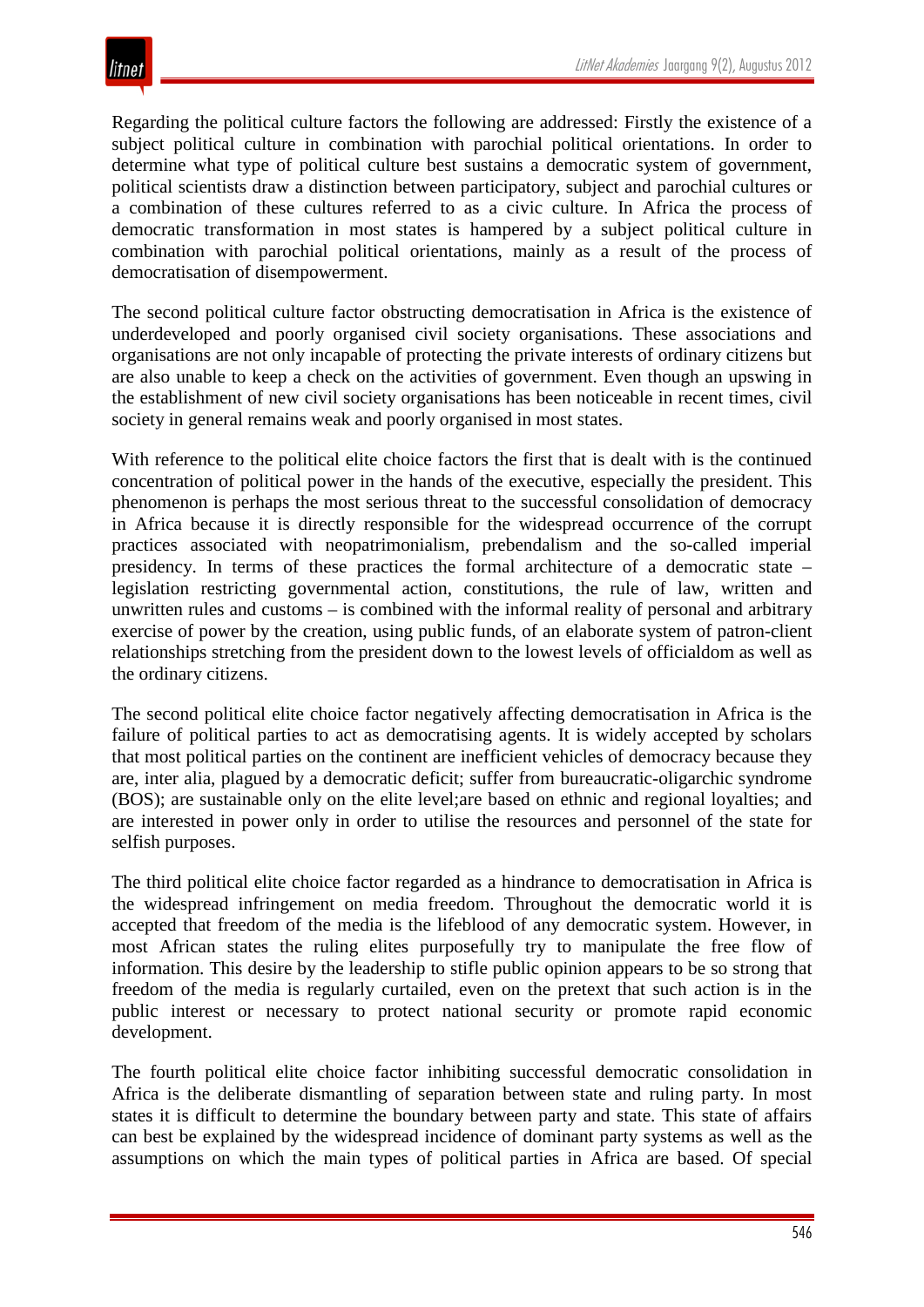Regarding the political culture factors the following are addressed: Firstly the existence of a subject political culture in combination with parochial political orientations. In order to determine what type of political culture best sustains a democratic system of government, political scientists draw a distinction between participatory, subject and parochial cultures or a combination of these cultures referred to as a civic culture. In Africa the process of democratic transformation in most states is hampered by a subject political culture in combination with parochial political orientations, mainly as a result of the process of democratisation of disempowerment.

The second political culture factor obstructing democratisation in Africa is the existence of underdeveloped and poorly organised civil society organisations. These associations and organisations are not only incapable of protecting the private interests of ordinary citizens but are also unable to keep a check on the activities of government. Even though an upswing in the establishment of new civil society organisations has been noticeable in recent times, civil society in general remains weak and poorly organised in most states.

With reference to the political elite choice factors the first that is dealt with is the continued concentration of political power in the hands of the executive, especially the president. This phenomenon is perhaps the most serious threat to the successful consolidation of democracy in Africa because it is directly responsible for the widespread occurrence of the corrupt practices associated with neopatrimonialism, prebendalism and the so-called imperial presidency. In terms of these practices the formal architecture of a democratic state – legislation restricting governmental action, constitutions, the rule of law, written and unwritten rules and customs – is combined with the informal reality of personal and arbitrary exercise of power by the creation, using public funds, of an elaborate system of patron-client relationships stretching from the president down to the lowest levels of officialdom as well as the ordinary citizens.

The second political elite choice factor negatively affecting democratisation in Africa is the failure of political parties to act as democratising agents. It is widely accepted by scholars that most political parties on the continent are inefficient vehicles of democracy because they are, inter alia, plagued by a democratic deficit; suffer from bureaucratic-oligarchic syndrome (BOS); are sustainable only on the elite level;are based on ethnic and regional loyalties; and are interested in power only in order to utilise the resources and personnel of the state for selfish purposes.

The third political elite choice factor regarded as a hindrance to democratisation in Africa is the widespread infringement on media freedom. Throughout the democratic world it is accepted that freedom of the media is the lifeblood of any democratic system. However, in most African states the ruling elites purposefully try to manipulate the free flow of information. This desire by the leadership to stifle public opinion appears to be so strong that freedom of the media is regularly curtailed, even on the pretext that such action is in the public interest or necessary to protect national security or promote rapid economic development.

The fourth political elite choice factor inhibiting successful democratic consolidation in Africa is the deliberate dismantling of separation between state and ruling party. In most states it is difficult to determine the boundary between party and state. This state of affairs can best be explained by the widespread incidence of dominant party systems as well as the assumptions on which the main types of political parties in Africa are based. Of special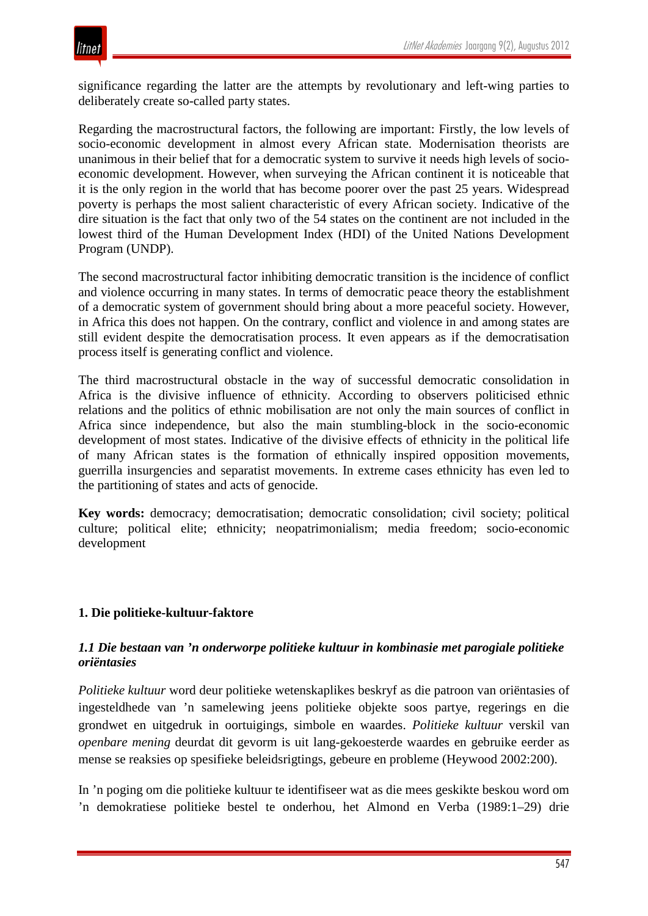significance regarding the latter are the attempts by revolutionary and left-wing parties to deliberately create so-called party states.

Regarding the macrostructural factors, the following are important: Firstly, the low levels of socio-economic development in almost every African state. Modernisation theorists are unanimous in their belief that for a democratic system to survive it needs high levels of socio-economic development. However, when surveying the African continent it is noticeable that it is the only region in the world that has become poorer over the past 25 years. Widespread poverty is perhaps the most salient characteristic of every African society. Indicative of the dire situation is the fact that only two of the 54 states on the continent are not included in the lowest third of the Human Development Index (HDI) of the United Nations Development Program (UNDP).

The second macrostructural factor inhibiting democratic transition is the incidence of conflict and violence occurring in many states. In terms of democratic peace theory the establishment of a democratic system of government should bring about a more peaceful society. However, in Africa this does not happen. On the contrary, conflict and violence in and among states are still evident despite the democratisation process. It even appears as if the democratisation process itself is generating conflict and violence.

The third macrostructural obstacle in the way of successful democratic consolidation in Africa is the divisive influence of ethnicity. According to observers politicised ethnic relations and the politics of ethnic mobilisation are not only the main sources of conflict in Africa since independence, but also the main stumbling-block in the socio-economic development of most states. Indicative of the divisive effects of ethnicity in the political life of many African states is the formation of ethnically inspired opposition movements, guerrilla insurgencies and separatist movements. In extreme cases ethnicity has even led to the partitioning of states and acts of genocide.

**Key words:** democracy; democratisation; democratic consolidation; civil society; political culture; political elite; ethnicity; neopatrimonialism; media freedom; socio-economic development

## 1. Die politieke-kultuur-faktore

### *1.1 Die bestaan van ’n onderworpe politieke kultuur in kombinasie met parogiale politieke oriëntasies*

*Politieke kultuur* word deur politieke wetenskaplikes beskryf as die patroon van oriëntasies of ingesteldhede van ’n samelewing jeens politieke objekte soos partye, regerings en die grondwet en uitgedruk in oortuigings, simbole en waardes. *Politieke kultuur* verskil van *openbare mening* deurdat dit gevorm is uit lang-gekoesterde waardes en gebruike eerder as mense se reaksies op spesifieke beleidsrigtings, gebeure en probleme (Heywood 2002:200).

In ’n poging om die politieke kultuur te identifiseer wat as die mees geskikte beskou word om ’n demokratiese politieke bestel te onderhou, het Almond en Verba (1989:1–29) drie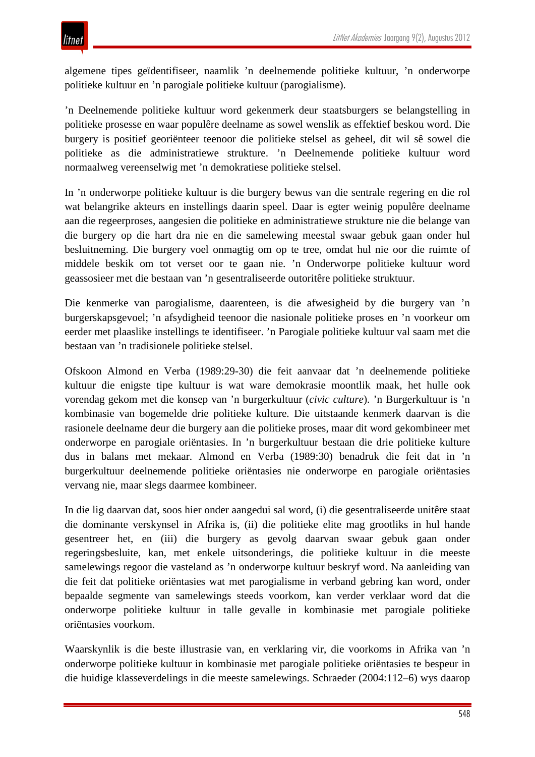algemene tipes geïdentifiseer, naamlik ’n deelnemende politieke kultuur, ’n onderworpe politieke kultuur en ’n parogiale politieke kultuur (parogialisme).

’n Deelnemende politieke kultuur word gekenmerk deur staatsburgers se belangstelling in politieke prosesse en waar populêre deelname as sowel wenslik as effektief beskou word. Die burgery is positief georiënteer teenoor die politieke stelsel as geheel, dit wil sê sowel die politieke as die administratiewe strukture. ’n Deelnemende politieke kultuur word normaalweg vereenselwig met ’n demokratiese politieke stelsel.

In ’n onderworpe politieke kultuur is die burgery bewus van die sentrale regering en die rol wat belangrike akteurs en instellings daarin speel. Daar is egter weinig populêre deelname aan die regeerproses, aangesien die politieke en administratiewe strukture nie die belange van die burgery op die hart dra nie en die samelewing meestal swaar gebuk gaan onder hul besluitneming. Die burgery voel onmagtig om op te tree, omdat hul nie oor die ruimte of middele beskik om tot verset oor te gaan nie. ’n Onderworpe politieke kultuur word geassosieer met die bestaan van ’n gesentraliseerde outoritêre politieke struktuur.

Die kenmerke van parogialisme, daarenteen, is die afwesigheid by die burgery van ’n burgerskapsgevoel; ’n afsydigheid teenoor die nasionale politieke proses en ’n voorkeur om eerder met plaaslike instellings te identifiseer. ’n Parogiale politieke kultuur val saam met die bestaan van ’n tradisionele politieke stelsel.

Ofskoon Almond en Verba (1989:29-30) die feit aanvaar dat ’n deelnemende politieke kultuur die enigste tipe kultuur is wat ware demokrasie moontlik maak, het hulle ook vorendag gekom met die konsep van ’n burgerkultuur (*civic culture*). ’n Burgerkultuur is ’n kombinasie van bogemelde drie politieke kulture. Die uitstaande kenmerk daarvan is die rasionele deelname deur die burgery aan die politieke proses, maar dit word gekombineer met onderworpe en parogiale oriëntasies. In ’n burgerkultuur bestaan die drie politieke kulture dus in balans met mekaar. Almond en Verba (1989:30) benadruk die feit dat in ’n burgerkultuur deelnemende politieke oriëntasies nie onderworpe en parogiale oriëntasies vervang nie, maar slegs daarmee kombineer.

In die lig daarvan dat, soos hier onder aangedui sal word, (i) die gesentraliseerde unitêre staat die dominante verskynsel in Afrika is, (ii) die politieke elite mag grootliks in hul hande gesentreer het, en (iii) die burgery as gevolg daarvan swaar gebuk gaan onder regeringsbesluite, kan, met enkele uitsonderings, die politieke kultuur in die meeste samelewings regoor die vasteland as ’n onderworpe kultuur beskryf word. Na aanleiding van die feit dat politieke oriëntasies wat met parogialisme in verband gebring kan word, onder bepaalde segmente van samelewings steeds voorkom, kan verder verklaar word dat die onderworpe politieke kultuur in talle gevalle in kombinasie met parogiale politieke oriëntasies voorkom.

Waarskynlik is die beste illustrasie van, en verklaring vir, die voorkoms in Afrika van ’n onderworpe politieke kultuur in kombinasie met parogiale politieke oriëntasies te bespeur in die huidige klasseverdelings in die meeste samelewings. Schraeder (2004:112–6) wys daarop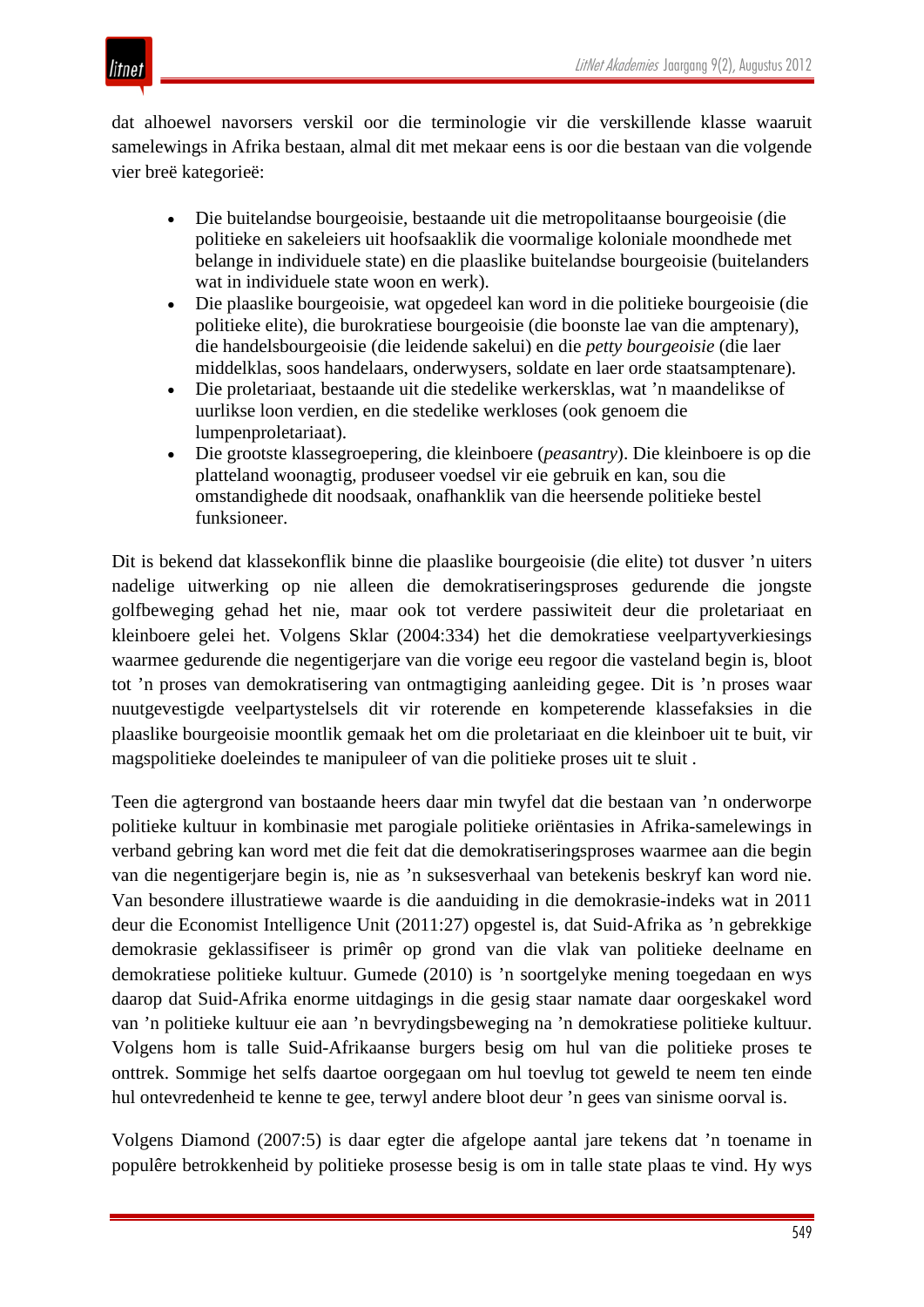dat alhoewel navorsers verskil oor die terminologie vir die verskillende klasse waaruit samelewings in Afrika bestaan, almal dit met mekaar eens is oor die bestaan van die volgende vier breë kategorieë:

- Die buitelandse bourgeoisie, bestaande uit die metropolitaanse bourgeoisie (die politieke en sakeleiers uit hoofsaaklik die voormalige koloniale moondhede met belange in individuele state) en die plaaslike buitelandse bourgeoisie (buitelanders wat in individuele state woon en werk).
- Die plaaslike bourgeoisie, wat opgedeel kan word in die politieke bourgeoisie (die politieke elite), die burokratiese bourgeoisie (die boonste lae van die amptenary), die handelsbourgeoisie (die leidende sakelui) en die *petty bourgeoisie* (die laer middelklas, soos handelaars, onderwysers, soldate en laer orde staatsamptenare).
- Die proletariaat, bestaande uit die stedelike werkersklas, wat 'n maandelikse of uurlikse loon verdien, en die stedelike werkloses (ook genoem die lumpenproletariaat).
- Die grootste klassegroepering, die kleinboere (*peasantry*). Die kleinboere is op die platteland woonagtig, produseer voedsel vir eie gebruik en kan, sou die omstandighede dit noodsaak, onafhanklik van die heersende politieke bestel funksioneer.

Dit is bekend dat klassekonflik binne die plaaslike bourgeoisie (die elite) tot dusver 'n uiters nadelige uitwerking op nie alleen die demokratiseringsproses gedurende die jongste golfbeweging gehad het nie, maar ook tot verdere passiwiteit deur die proletariaat en kleinboere gelei het. Volgens Sklar (2004:334) het die demokratiese veelpartyverkiesings waarmee gedurende die negentigerjare van die vorige eeu regoor die vasteland begin is, bloot tot 'n proses van demokratisering van ontmagtiging aanleiding gegee. Dit is 'n proses waar nuutgevestigde veelpartystelsels dit vir roterende en kompeterende klassefaksies in die plaaslike bourgeoisie moontlik gemaak het om die proletariaat en die kleinboer uit te buit, vir magspolitieke doeleindes te manipuleer of van die politieke proses uit te sluit .

Teen die agtergrond van bostaande heers daar min twyfel dat die bestaan van 'n onderworpe politieke kultuur in kombinasie met parogiale politieke oriëntasies in Afrika-samelewings in verband gebring kan word met die feit dat die demokratiseringsproses waarmee aan die begin van die negentigerjare begin is, nie as 'n suksesverhaal van betekenis beskryf kan word nie. Van besondere illustratiewe waarde is die aanduiding in die demokrasie-indeks wat in 2011 deur die Economist Intelligence Unit (2011:27) opgestel is, dat Suid-Afrika as 'n gebrekkige demokrasie geklassifiseer is primêr op grond van die vlak van politieke deelname en demokratiese politieke kultuur. Gumede (2010) is 'n soortgelyke mening toegedaan en wys daarop dat Suid-Afrika enorme uitdagings in die gesig staar namate daar oorgeskakel word van 'n politieke kultuur eie aan 'n bevrydingsbeweging na 'n demokratiese politieke kultuur. Volgens hom is talle Suid-Afrikaanse burgers besig om hul van die politieke proses te onttrek. Sommige het selfs daartoe oorgegaan om hul toevlug tot geweld te neem ten einde hul ontevredenheid te kenne te gee, terwyl andere bloot deur 'n gees van sinisme oorval is.

Volgens Diamond (2007:5) is daar egter die afgelope aantal jare tekens dat 'n toename in populêre betrokkenheid by politieke prosesse besig is om in talle state plaas te vind. Hy wys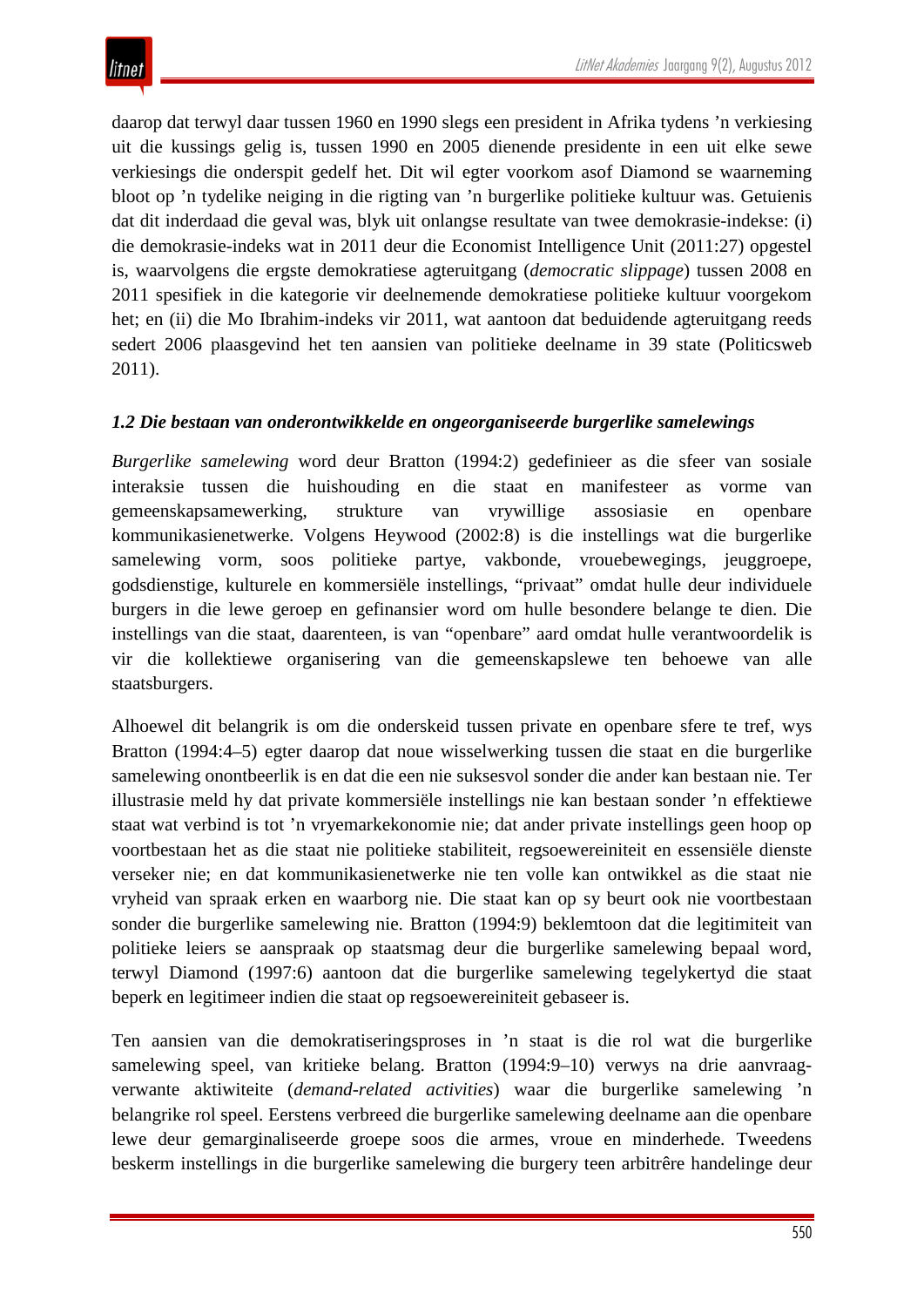daarop dat terwyl daar tussen 1960 en 1990 slegs een president in Afrika tydens ’n verkiesing uit die kussings gelig is, tussen 1990 en 2005 dienende presidente in een uit elke sewe verkiesings die onderspit gedelf het. Dit wil egter voorkom asof Diamond se waarneming bloot op ’n tydelike neiging in die rigting van ’n burgerlike politieke kultuur was. Getuienis dat dit inderdaad die geval was, blyk uit onlangse resultate van twee demokrasie-indekse: (i) die demokrasie-indeks wat in 2011 deur die Economist Intelligence Unit (2011:27) opgestel is, waarvolgens die ergste demokratiese agteruitgang (*democratic slippage*) tussen 2008 en 2011 spesifiek in die kategorie vir deelnemende demokratiese politieke kultuur voorgekom het; en (ii) die Mo Ibrahim-indeks vir 2011, wat aantoon dat beduidende agteruitgang reeds sedert 2006 plaasgevind het ten aansien van politieke deelname in 39 state (Politicsweb 2011).

### *1.2 Die bestaan van onderontwikkelde en ongeorganiseerde burgerlike samelewings*

*Burgerlike samelewing* word deur Bratton (1994:2) gedefinieer as die sfeer van sosiale interaksie tussen die huishouding en die staat en manifesteer as vorme van gemeenskapsamewerking, strukture van vrywillige assosiasie en openbare kommunikasienetwerke. Volgens Heywood (2002:8) is die instellings wat die burgerlike samelewing vorm, soos politieke partye, vakbonde, vrouebewegings, jeuggroepe, godsdienstige, kulturele en kommersiële instellings, “privaat” omdat hulle deur individuele burgers in die lewe geroep en gefinansier word om hulle besondere belange te dien. Die instellings van die staat, daarenteen, is van “openbare” aard omdat hulle verantwoordelik is vir die kollektiewe organisering van die gemeenskapslewe ten behoewe van alle staatsburgers.

Alhoewel dit belangrik is om die onderskeid tussen private en openbare sfere te tref, wys Bratton (1994:4–5) egter daarop dat noue wisselwerking tussen die staat en die burgerlike samelewing onontbeerlik is en dat die een nie suksesvol sonder die ander kan bestaan nie. Ter illustrasie meld hy dat private kommersiële instellings nie kan bestaan sonder ’n effektiewe staat wat verbind is tot ’n vryemarkekonomie nie; dat ander private instellings geen hoop op voortbestaan het as die staat nie politieke stabiliteit, regsoewereiniteit en essensiële dienste verseker nie; en dat kommunikasienetwerke nie ten volle kan ontwikkel as die staat nie vryheid van spraak erken en waarborg nie. Die staat kan op sy beurt ook nie voortbestaan sonder die burgerlike samelewing nie. Bratton (1994:9) beklemtoon dat die legitimiteit van politieke leiers se aanspraak op staatsmag deur die burgerlike samelewing bepaal word, terwyl Diamond (1997:6) aantoon dat die burgerlike samelewing tegelykertyd die staat beperk en legitimeer indien die staat op regsoewereiniteit gebaseer is.

Ten aansien van die demokratiseringsproses in ’n staat is die rol wat die burgerlike samelewing speel, van kritieke belang. Bratton (1994:9–10) verwys na drie aanvraag-verwante aktiwiteite (*demand-related activities*) waar die burgerlike samelewing ’n belangrike rol speel. Eerstens verbreed die burgerlike samelewing deelname aan die openbare lewe deur gemarginaliseerde groepe soos die armes, vroue en minderhede. Tweedens beskerm instellings in die burgerlike samelewing die burgery teen arbitrêre handelinge deur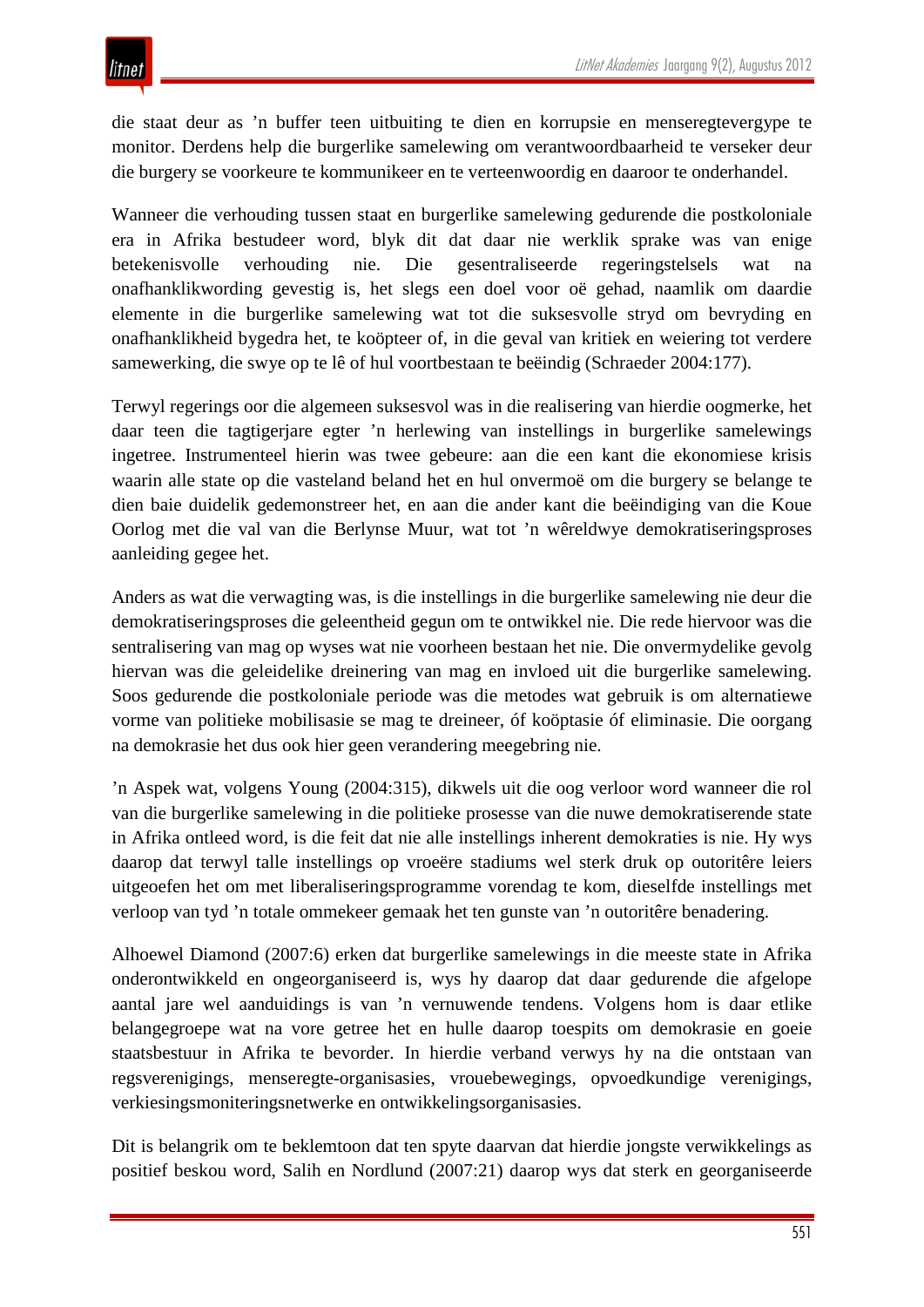die staat deur as ’n buffer teen uitbuiting te dien en korrupsie en menseregtevergype te monitor. Derdens help die burgerlike samelewing om verantwoordbaarheid te verseker deur die burgery se voorkeure te kommunikeer en te verteenwoordig en daaroor te onderhandel.

Wanneer die verhouding tussen staat en burgerlike samelewing gedurende die postkoloniale era in Afrika bestudeer word, blyk dit dat daar nie werklik sprake was van enige betekenisvolle verhouding nie. Die gesentraliseerde regeringstelsels wat na onafhanklikwording gevestig is, het slegs een doel voor oë gehad, naamlik om daardie elemente in die burgerlike samelewing wat tot die suksesvolle stryd om bevryding en onafhanklikheid bygedra het, te koöpteer of, in die geval van kritiek en weiering tot verdere samewerking, die swye op te lê of hul voortbestaan te beëindig (Schraeder 2004:177).

Terwyl regerings oor die algemeen suksesvol was in die realisering van hierdie oogmerke, het daar teen die tagtigerjare egter ’n herlewing van instellings in burgerlike samelewings ingetree. Instrumenteel hierin was twee gebeure: aan die een kant die ekonomiese krisis waarin alle state op die vasteland beland het en hul onvermoë om die burgery se belange te dien baie duidelik gedemonstreer het, en aan die ander kant die beëindiging van die Koue Oorlog met die val van die Berlynse Muur, wat tot ’n wêreldwye demokratiseringsproses aanleiding gegee het.

Anders as wat die verwagting was, is die instellings in die burgerlike samelewing nie deur die demokratiseringsproses die geleentheid gegun om te ontwikkel nie. Die rede hiervoor was die sentralisering van mag op wyses wat nie voorheen bestaan het nie. Die onvermydelike gevolg hiervan was die geleidelike dreinering van mag en invloed uit die burgerlike samelewing. Soos gedurende die postkoloniale periode was die metodes wat gebruik is om alternatiewe vorme van politieke mobilisasie se mag te dreineer, óf koöptasie óf eliminasie. Die oorgang na demokrasie het dus ook hier geen verandering meegebring nie.

’n Aspek wat, volgens Young (2004:315), dikwels uit die oog verloor word wanneer die rol van die burgerlike samelewing in die politieke prosesse van die nuwe demokratiserende state in Afrika ontleed word, is die feit dat nie alle instellings inherent demokraties is nie. Hy wys daarop dat terwyl talle instellings op vroeëre stadiums wel sterk druk op outoritêre leiers uitgeoefen het om met liberaliseringsprogramme vorendag te kom, dieselfde instellings met verloop van tyd ’n totale ommekeer gemaak het ten gunste van ’n outoritêre benadering.

Alhoewel Diamond (2007:6) erken dat burgerlike samelewings in die meeste state in Afrika onderontwikkeld en ongeorganiseerd is, wys hy daarop dat daar gedurende die afgelope aantal jare wel aanduidings is van ’n vernuwende tendens. Volgens hom is daar etlike belangegroepe wat na vore getree het en hulle daarop toespits om demokrasie en goeie staatsbestuur in Afrika te bevorder. In hierdie verband verwys hy na die ontstaan van regsverenigings, menseregte-organisasies, vrouebewegings, opvoedkundige verenigings, verkiesingsmoniteringsnetwerke en ontwikkelingsorganisasies.

Dit is belangrik om te beklemtoon dat ten spyte daarvan dat hierdie jongste verwikkelings as positief beskou word, Salih en Nordlund (2007:21) daarop wys dat sterk en georganiseerde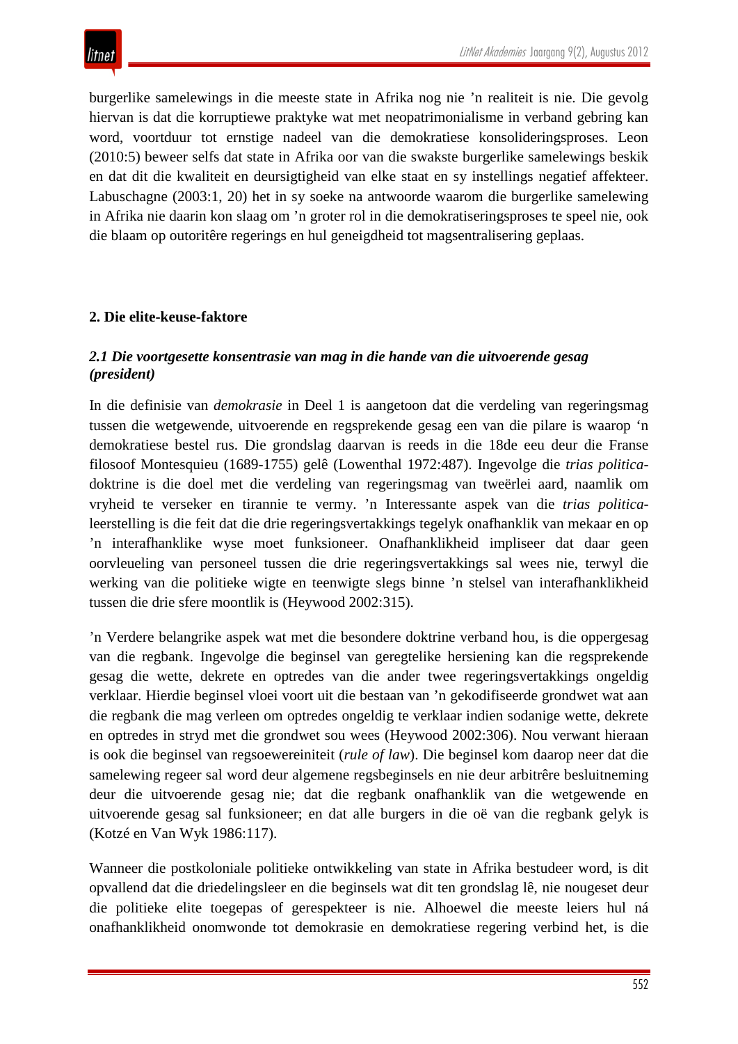burgerlike samelewings in die meeste state in Afrika nog nie 'n realiteit is nie. Die gevolg hiervan is dat die korruptiewe praktyke wat met neopatrimonialisme in verband gebring kan word, voortduur tot ernstige nadeel van die demokratiese konsolideringsproses. Leon (2010:5) beweer selfs dat state in Afrika oor van die swakste burgerlike samelewings beskik en dat dit die kwaliteit en deursigtigheid van elke staat en sy instellings negatief affekteer. Labuschagne (2003:1, 20) het in sy soeke na antwoorde waarom die burgerlike samelewing in Afrika nie daarin kon slaag om 'n groter rol in die demokratiseringsproses te speel nie, ook die blaam op outoritêre regerings en hul geneigdheid tot magsentralisering geplaas.

## 2. Die elite-keuse-faktore

### *2.1 Die voortgesette konsentrasie van mag in die hande van die uitvoerende gesag (president)*

In die definisie van *demokrasie* in Deel 1 is aangetoon dat die verdeling van regeringsmag tussen die wetgewende, uitvoerende en regsprekende gesag een van die pilare is waarop 'n demokratiese bestel rus. Die grondslag daarvan is reeds in die 18de eeu deur die Franse filosoof Montesquieu (1689-1755) gelê (Lowenthal 1972:487). Ingevolge die *trias politica*-doktrine is die doel met die verdeling van regeringsmag van tweërlei aard, naamlik om vryheid te verseker en tirannie te vermy. 'n Interessante aspek van die *trias politica*-leerstelling is die feit dat die drie regeringsvertakkings tegelyk onafhanklik van mekaar en op 'n interafhanklike wyse moet funksioneer. Onafhanklikheid impliseer dat daar geen oorvleueling van personeel tussen die drie regeringsvertakkings sal wees nie, terwyl die werking van die politieke wigte en teenwigte slegs binne 'n stelsel van interafhanklikheid tussen die drie sfere moontlik is (Heywood 2002:315).

'n Verdere belangrike aspek wat met die besondere doktrine verband hou, is die oppergesag van die regbank. Ingevolge die beginsel van geregtelike hersiening kan die regsprekende gesag die wette, dekrete en optredes van die ander twee regeringsvertakkings ongeldig verklaar. Hierdie beginsel vloei voort uit die bestaan van 'n gekodifiseerde grondwet wat aan die regbank die mag verleen om optredes ongeldig te verklaar indien sodanige wette, dekrete en optredes in stryd met die grondwet sou wees (Heywood 2002:306). Nou verwant hieraan is ook die beginsel van regsoewereiniteit (*rule of law*). Die beginsel kom daarop neer dat die samelewing regeer sal word deur algemene regsbeginsels en nie deur arbitrêre besluitneming deur die uitvoerende gesag nie; dat die regbank onafhanklik van die wetgewende en uitvoerende gesag sal funksioneer; en dat alle burgers in die oë van die regbank gelyk is (Kotzé en Van Wyk 1986:117).

Wanneer die postkoloniale politieke ontwikkeling van state in Afrika bestudeer word, is dit opvallend dat die driedelingsleer en die beginsels wat dit ten grondslag lê, nie nougeset deur die politieke elite toegepas of gerespekteer is nie. Alhoewel die meeste leiers hul ná onafhanklikheid onomwonde tot demokrasie en demokratiese regering verbind het, is die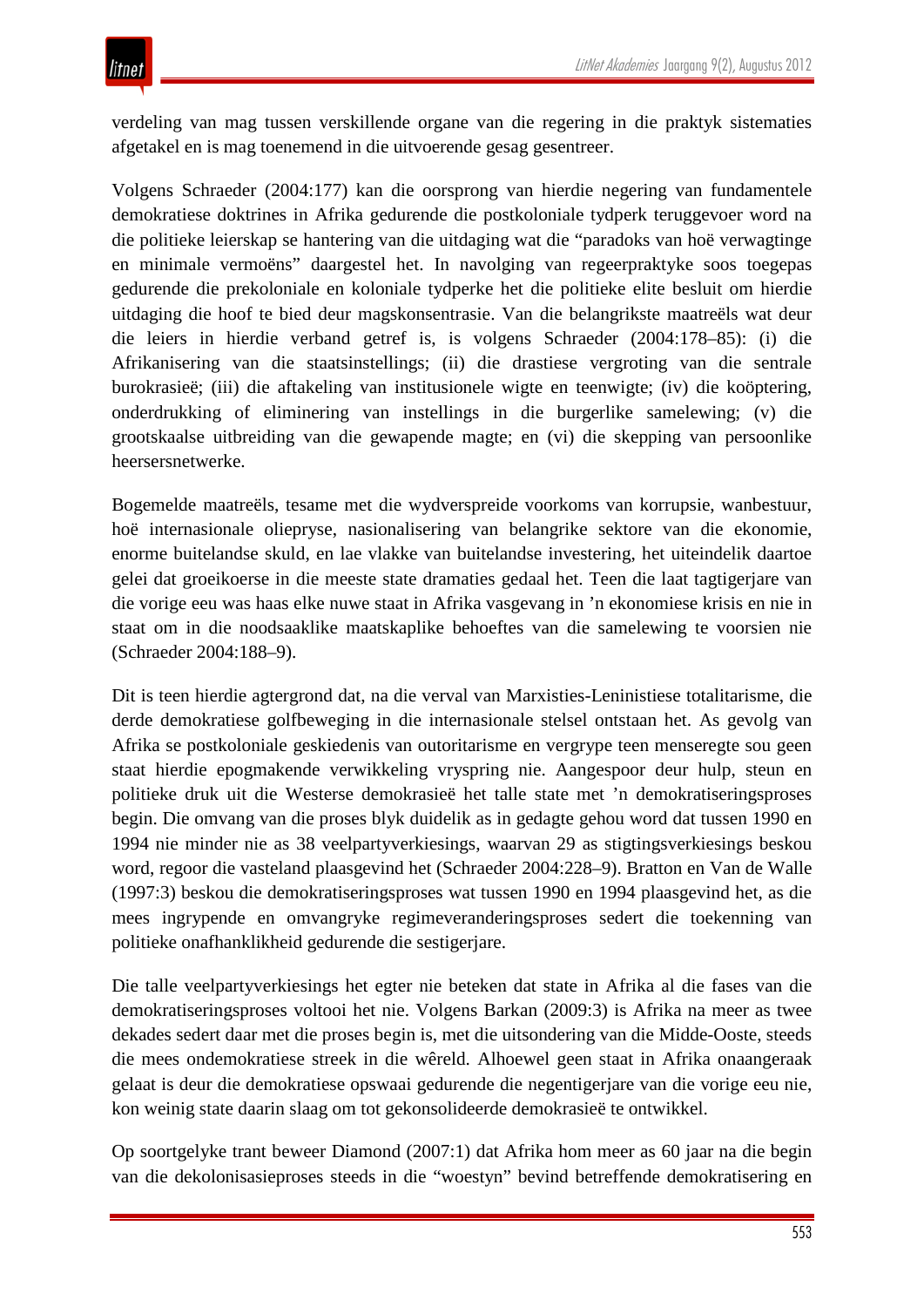verdeling van mag tussen verskillende organe van die regering in die praktyk sistematies afgetakel en is mag toenemend in die uitvoerende gesag gesentreer.

Volgens Schraeder (2004:177) kan die oorsprong van hierdie negering van fundamentele demokratiese doktrines in Afrika gedurende die postkoloniale tydperk teruggevoer word na die politieke leierskap se hantering van die uitdaging wat die "paradoks van hoë verwagtinge en minimale vermoëns" daargestel het. In navolging van regeerpraktyke soos toegepas gedurende die prekoloniale en koloniale tydperke het die politieke elite besluit om hierdie uitdaging die hoof te bied deur magskonsentrasie. Van die belangrikste maatreëls wat deur die leiers in hierdie verband getref is, is volgens Schraeder (2004:178–85): (i) die Afrikanisering van die staatsinstellings; (ii) die drastiese vergroting van die sentrale burokrasieë; (iii) die aftakeling van institusionele wigte en teenwigte; (iv) die koöptering, onderdrukking of eliminering van instellings in die burgerlike samelewing; (v) die grootskaalse uitbreiding van die gewapende magte; en (vi) die skepping van persoonlike heersersnetwerke.

Bogemelde maatreëls, tesame met die wydverspreide voorkoms van korrupsie, wanbestuur, hoë internasionale oliepryse, nasionalisering van belangrike sektore van die ekonomie, enorme buitelandse skuld, en lae vlakke van buitelandse investering, het uiteindelik daartoe gelei dat groeikoerse in die meeste state dramaties gedaal het. Teen die laat tagtigerjare van die vorige eeu was haas elke nuwe staat in Afrika vasgevang in 'n ekonomiese krisis en nie in staat om in die noodsaaklike maatskaplike behoeftes van die samelewing te voorsien nie (Schraeder 2004:188–9).

Dit is teen hierdie agtergrond dat, na die verval van Marxisties-Leninistiese totalitarisme, die derde demokratiese golfbeweging in die internasionale stelsel ontstaan het. As gevolg van Afrika se postkoloniale geskiedenis van outoritarisme en vergrype teen menseregte sou geen staat hierdie epogmakende verwikkeling vryspring nie. Aangespoor deur hulp, steun en politieke druk uit die Westerse demokrasieë het talle state met 'n demokratiseringsproses begin. Die omvang van die proses blyk duidelik as in gedagte gehou word dat tussen 1990 en 1994 nie minder nie as 38 veelpartyverkiesings, waarvan 29 as stigtingsverkiesings beskou word, regoor die vasteland plaasgevind het (Schraeder 2004:228–9). Bratton en Van de Walle (1997:3) beskou die demokratiseringsproses wat tussen 1990 en 1994 plaasgevind het, as die mees ingrypende en omvangryke regimeveranderingsproses sedert die toekenning van politieke onafhanklikheid gedurende die sestigerjare.

Die talle veelpartyverkiesings het egter nie beteken dat state in Afrika al die fases van die demokratiseringsproses voltooi het nie. Volgens Barkan (2009:3) is Afrika na meer as twee dekades sedert daar met die proses begin is, met die uitsondering van die Midde-Ooste, steeds die mees ondemokratiese streek in die wêreld. Alhoewel geen staat in Afrika onaangeraak gelaat is deur die demokratiese opswaai gedurende die negentigerjare van die vorige eeu nie, kon weinig state daarin slaag om tot gekonsolideerde demokrasieë te ontwikkel.

Op soortgelyke trant beweer Diamond (2007:1) dat Afrika hom meer as 60 jaar na die begin van die dekolonisasieproses steeds in die "woestyn" bevind betreffende demokratisering en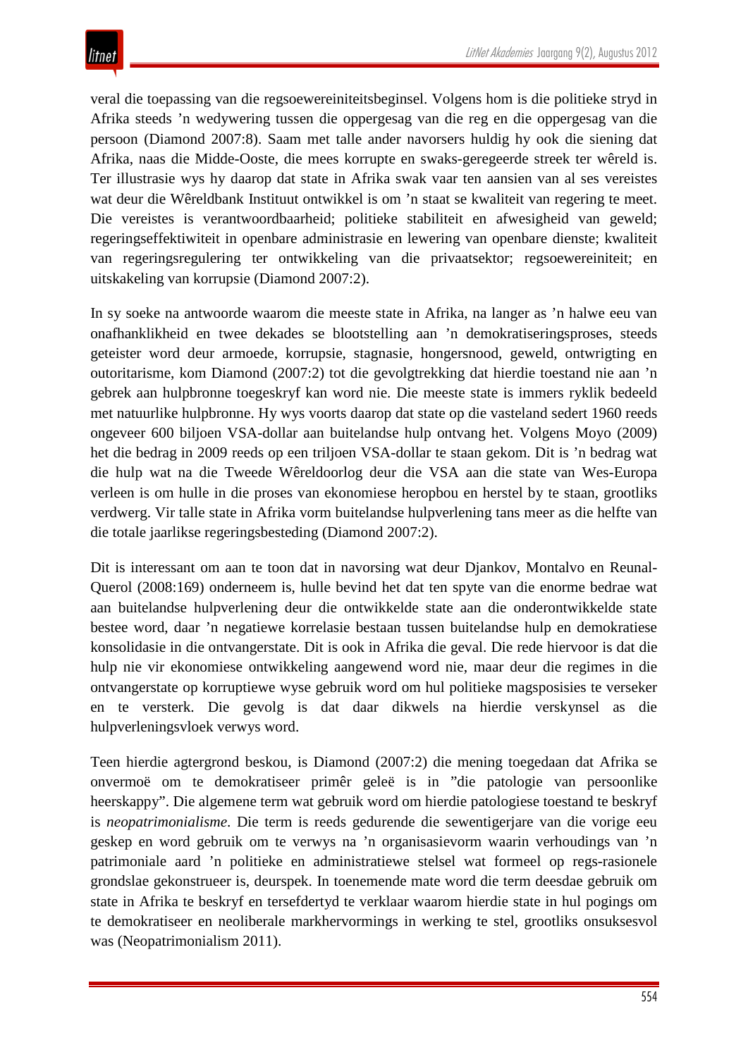veral die toepassing van die regsoewereiniteitsbeginsel. Volgens hom is die politieke stryd in Afrika steeds 'n wedywering tussen die oppergesag van die reg en die oppergesag van die persoon (Diamond 2007:8). Saam met talle ander navorsers huldig hy ook die siening dat Afrika, naas die Midde-Ooste, die mees korrupte en swaks-geregeerde streek ter wêreld is. Ter illustrasie wys hy daarop dat state in Afrika swak vaar ten aansien van al ses vereistes wat deur die Wêreldbank Instituut ontwikkel is om 'n staat se kwaliteit van regering te meet. Die vereistes is verantwoordbaarheid; politieke stabiliteit en afwesigheid van geweld; regeringseffektiwiteit in openbare administrasie en lewering van openbare dienste; kwaliteit van regeringsregulering ter ontwikkeling van die privaatsektor; regsoewereiniteit; en uitskakeling van korrupsie (Diamond 2007:2).

In sy soeke na antwoorde waarom die meeste state in Afrika, na langer as 'n halwe eeu van onafhanklikheid en twee dekades se blootstelling aan 'n demokratiseringsproses, steeds geteister word deur armoede, korrupsie, stagnasie, hongersnood, geweld, ontwrigting en outoritarisme, kom Diamond (2007:2) tot die gevolgtrekking dat hierdie toestand nie aan 'n gebrek aan hulpbronne toegeskryf kan word nie. Die meeste state is immers ryklik bedeeld met natuurlike hulpbronne. Hy wys voorts daarop dat state op die vasteland sedert 1960 reeds ongeveer 600 biljoen VSA-dollar aan buitelandse hulp ontvang het. Volgens Moyo (2009) het die bedrag in 2009 reeds op een triljoen VSA-dollar te staan gekom. Dit is 'n bedrag wat die hulp wat na die Tweede Wêreldoorlog deur die VSA aan die state van Wes-Europa verleen is om hulle in die proses van ekonomiese heropbou en herstel by te staan, grootliks verdwerg. Vir talle state in Afrika vorm buitelandse hulpverlening tans meer as die helfte van die totale jaarlikse regeringsbesteding (Diamond 2007:2).

Dit is interessant om aan te toon dat in navorsing wat deur Djankov, Montalvo en Reunal-Querol (2008:169) onderneem is, hulle bevind het dat ten spyte van die enorme bedrae wat aan buitelandse hulpverlening deur die ontwikkelde state aan die onderontwikkelde state bestee word, daar 'n negatiewe korrelasie bestaan tussen buitelandse hulp en demokratiese konsolidasie in die ontvangerstate. Dit is ook in Afrika die geval. Die rede hiervoor is dat die hulp nie vir ekonomiese ontwikkeling aangewend word nie, maar deur die regimes in die ontvangerstate op korruptiewe wyse gebruik word om hul politieke magsposisies te verseker en te versterk. Die gevolg is dat daar dikwels na hierdie verskynsel as die hulpverleningsvloek verwys word.

Teen hierdie agtergrond beskou, is Diamond (2007:2) die mening toegedaan dat Afrika se onvermoë om te demokratiseer primêr geleë is in "die patologie van persoonlike heerskappy". Die algemene term wat gebruik word om hierdie patologiese toestand te beskryf is *neopatrimonialisme*. Die term is reeds gedurende die sewentigerjare van die vorige eeu geskep en word gebruik om te verwys na 'n organisasievorm waarin verhoudings van 'n patrimoniale aard 'n politieke en administratiewe stelsel wat formeel op regs-rasionele grondslae gekonstrueer is, deurspek. In toenemende mate word die term deesdae gebruik om state in Afrika te beskryf en tersefdertyd te verklaar waarom hierdie state in hul pogings om te demokratiseer en neoliberale markhervormings in werking te stel, grootliks onsuksesvol was (Neopatrimonialism 2011).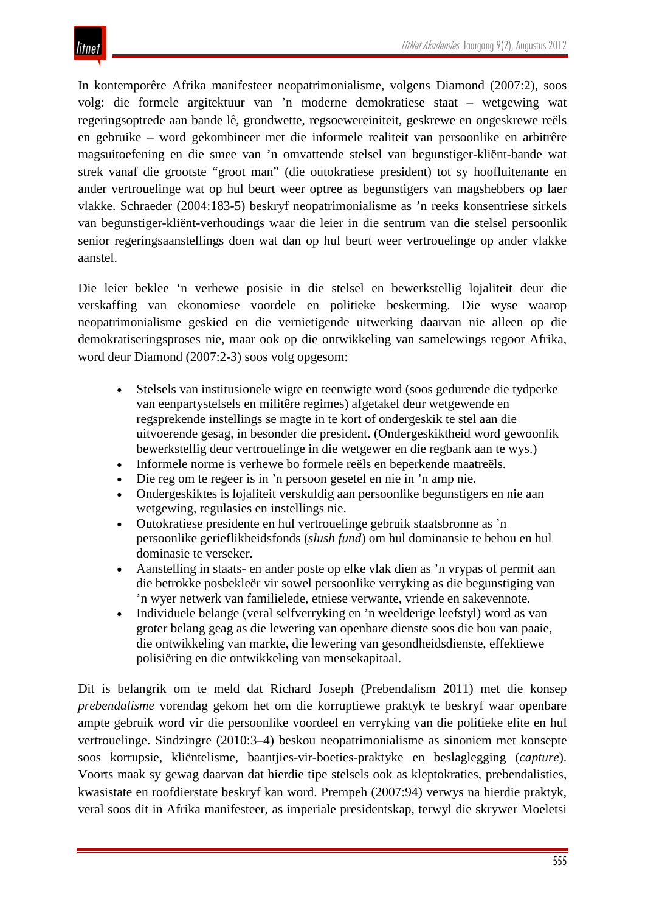In kontemporêre Afrika manifesteer neopatrimonialisme, volgens Diamond (2007:2), soos volg: die formele argitektuur van 'n moderne demokratiese staat – wetgewing wat regeringsoptrede aan bande lê, grondwette, regsoewereiniteit, geskrewe en ongeskrewe reëls en gebruike – word gekombineer met die informele realiteit van persoonlike en arbitrêre magsuitoefening en die smee van 'n omvattende stelsel van begunstiger-kliënt-bande wat strek vanaf die grootste "groot man" (die outokratiese president) tot sy hoofluitenante en ander vertrouelinge wat op hul beurt weer optree as begunstigers van magshebbers op laer vlakke. Schraeder (2004:183-5) beskryf neopatrimonialisme as 'n reeks konsentriese sirkels van begunstiger-kliënt-verhoudings waar die leier in die sentrum van die stelsel persoonlik senior regeringsaanstellings doen wat dan op hul beurt weer vertrouelinge op ander vlakke aanstel.

Die leier beklee 'n verhewe posisie in die stelsel en bewerkstellig lojaliteit deur die verskaffing van ekonomiese voordele en politieke beskerming. Die wyse waarop neopatrimonialisme geskied en die vernietigende uitwerking daarvan nie alleen op die demokratiseringsproses nie, maar ook op die ontwikkeling van samelewings regoor Afrika, word deur Diamond (2007:2-3) soos volg opgesom:

- Stelsels van institusionele wigte en teenwigte word (soos gedurende die tydperke van eenpartystelsels en militêre regimes) afgetakel deur wetgewende en regsprekende instellings se magte in te kort of ondergeskik te stel aan die uitvoerende gesag, in besonder die president. (Ondergeskiktheid word gewoonlik bewerkstellig deur vertrouelinge in die wetgewer en die regbank aan te wys.)
- Informele norme is verhewe bo formele reëls en beperkende maatreëls.
- Die reg om te regeer is in 'n persoon gesetel en nie in 'n amp nie.
- Ondergeskiktes is lojaliteit verskuldig aan persoonlike begunstigers en nie aan wetgewing, regulasies en instellings nie.
- Outokratiese presidente en hul vertrouelinge gebruik staatsbronne as 'n persoonlike gerieflikheidsfonds (*slush fund*) om hul dominansie te behou en hul dominasie te verseker.
- Aanstelling in staats- en ander poste op elke vlak dien as 'n vrypas of permit aan die betrokke posbekleër vir sowel persoonlike verryking as die begunstiging van 'n wyer netwerk van familielede, etniese verwante, vriende en sakevennote.
- Individuele belange (veral selfverryking en 'n weelderige leefstyl) word as van groter belang geag as die lewering van openbare dienste soos die bou van paaie, die ontwikkeling van markte, die lewering van gesondheidsdienste, effektiewe polisiëring en die ontwikkeling van mensekapitaal.

Dit is belangrik om te meld dat Richard Joseph (Prebendalism 2011) met die konsep *prebendalisme* vorendag gekom het om die korruptiewe praktyk te beskryf waar openbare ampte gebruik word vir die persoonlike voordeel en verryking van die politieke elite en hul vertrouelinge. Sindzingre (2010:3–4) beskou neopatrimonialisme as sinoniem met konsepte soos korrupsie, kliëntelisme, baantjies-vir-boeties-praktyke en beslaglegging (*capture*). Voorts maak sy gewag daarvan dat hierdie tipe stelsels ook as kleptokraties, prebendalisties, kwasistate en roofdierstate beskryf kan word. Prempeh (2007:94) verwys na hierdie praktyk, veral soos dit in Afrika manifesteer, as imperiale presidentskap, terwyl die skrywer Moeletsi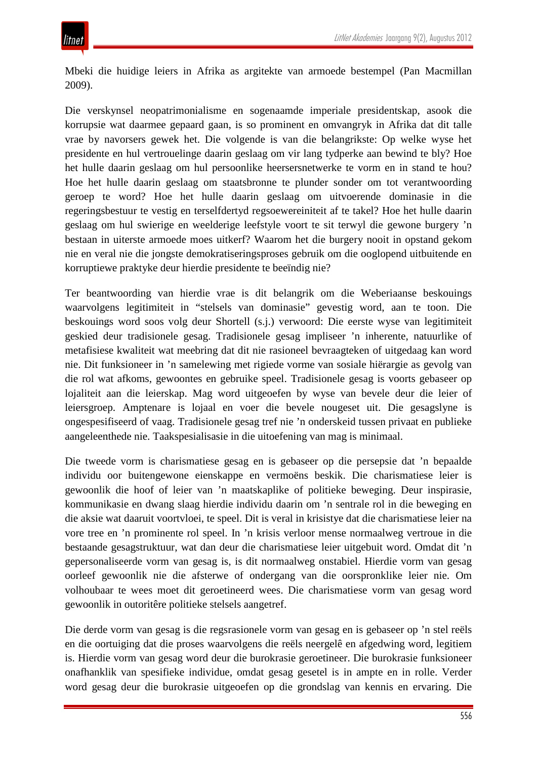Mbeki die huidige leiers in Afrika as argitekte van armoede bestempel (Pan Macmillan 2009).

Die verskynsel neopatrimonialisme en sogenaamde imperiale presidentskap, asook die korrupsie wat daarmee gepaard gaan, is so prominent en omvangryk in Afrika dat dit talle vrae by navorsers gewek het. Die volgende is van die belangrikste: Op welke wyse het presidente en hul vertrouelinge daarin geslaag om vir lang tydperke aan bewind te bly? Hoe het hulle daarin geslaag om hul persoonlike heersersnetwerke te vorm en in stand te hou? Hoe het hulle daarin geslaag om staatsbronne te plunder sonder om tot verantwoording geroep te word? Hoe het hulle daarin geslaag om uitvoerende dominasie in die regeringsbestuur te vestig en terselfdertyd regsoewereiniteit af te takel? Hoe het hulle daarin geslaag om hul swierige en weelderige leefstyle voort te sit terwyl die gewone burgery 'n bestaan in uiterste armoede moes uitkerf? Waarom het die burgery nooit in opstand gekom nie en veral nie die jongste demokratiseringsproses gebruik om die ooglopend uitbuitende en korruptiewe praktyke deur hierdie presidente te beëindig nie?

Ter beantwoording van hierdie vrae is dit belangrik om die Weberiaanse beskouings waarvolgens legitimiteit in "stelsels van dominasie" gevestig word, aan te toon. Die beskouings word soos volg deur Shortell (s.j.) verwoord: Die eerste wyse van legitimiteit geskied deur tradisionele gesag. Tradisionele gesag impliseer 'n inherente, natuurlike of metafisiese kwaliteit wat meebring dat dit nie rasioneel bevraagteken of uitgedaag kan word nie. Dit funksioneer in 'n samelewing met rigiede vorme van sosiale hiërargie as gevolg van die rol wat afkoms, gewoontes en gebruike speel. Tradisionele gesag is voorts gebaseer op lojaliteit aan die leierskap. Mag word uitgeoefen by wyse van bevele deur die leier of leiersgroep. Amptenare is lojaal en voer die bevele nougeset uit. Die gesagslyne is ongespesifiseerd of vaag. Tradisionele gesag tref nie 'n onderskeid tussen privaat en publieke aangeleenthede nie. Taakspesialisasie in die uitoefening van mag is minimaal.

Die tweede vorm is charismatiese gesag en is gebaseer op die persepsie dat 'n bepaalde individu oor buitengewone eienskappe en vermoëns beskik. Die charismatiese leier is gewoonlik die hoof of leier van 'n maatskaplike of politieke beweging. Deur inspirasie, kommunikasie en dwang slaag hierdie individu daarin om 'n sentrale rol in die beweging en die aksie wat daaruit voortvloei, te speel. Dit is veral in krisistye dat die charismatiese leier na vore tree en 'n prominente rol speel. In 'n krisis verloor mense normaalweg vertroue in die bestaande gesagstruktuur, wat dan deur die charismatiese leier uitgebuit word. Omdat dit 'n gepersonaliseerde vorm van gesag is, is dit normaalweg onstabiel. Hierdie vorm van gesag oorleef gewoonlik nie die afsterwe of ondergang van die oorspronklike leier nie. Om volhoubaar te wees moet dit geroetineerd wees. Die charismatiese vorm van gesag word gewoonlik in outoritêre politieke stelsels aangetref.

Die derde vorm van gesag is die regsrasionele vorm van gesag en is gebaseer op 'n stel reëls en die oortuiging dat die proses waarvolgens die reëls neergelê en afgedwing word, legitiem is. Hierdie vorm van gesag word deur die burokrasie geroetineer. Die burokrasie funksioneer onafhanklik van spesifieke individue, omdat gesag gesetel is in ampte en in rolle. Verder word gesag deur die burokrasie uitgeoefen op die grondslag van kennis en ervaring. Die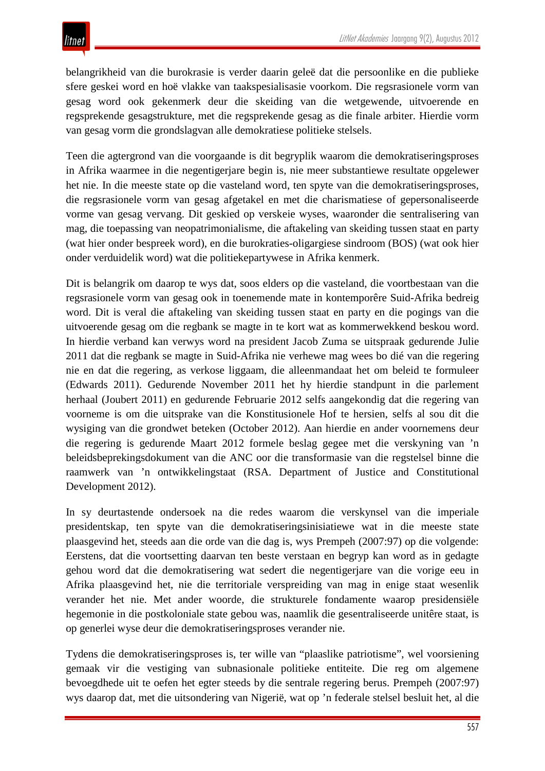belangrikheid van die burokrasie is verder daarin geleë dat die persoonlike en die publieke sfere geskei word en hoë vlakke van taakspesialisasie voorkom. Die regsrasionele vorm van gesag word ook gekenmerk deur die skeiding van die wetgewende, uitvoerende en regsprekende gesagstrukture, met die regsprekende gesag as die finale arbiter. Hierdie vorm van gesag vorm die grondslagvan alle demokratiese politieke stelsels.

Teen die agtergrond van die voorgaande is dit begryplik waarom die demokratiseringsproses in Afrika waarmee in die negentigerjare begin is, nie meer substantiewe resultate opgelewer het nie. In die meeste state op die vasteland word, ten spyte van die demokratiseringsproses, die regsrasionele vorm van gesag afgetakel en met die charismatiese of gepersonaliseerde vorme van gesag vervang. Dit geskied op verskeie wyses, waaronder die sentralisering van mag, die toepassing van neopatrimonialisme, die aftakeling van skeiding tussen staat en party (wat hier onder bespreek word), en die burokraties-oligargiese sindroom (BOS) (wat ook hier onder verduidelik word) wat die politiekepartywese in Afrika kenmerk.

Dit is belangrik om daarop te wys dat, soos elders op die vasteland, die voortbestaan van die regsrasionele vorm van gesag ook in toenemende mate in kontemporêre Suid-Afrika bedreig word. Dit is veral die aftakeling van skeiding tussen staat en party en die pogings van die uitvoerende gesag om die regbank se magte in te kort wat as kommerwekkend beskou word. In hierdie verband kan verwys word na president Jacob Zuma se uitspraak gedurende Julie 2011 dat die regbank se magte in Suid-Afrika nie verhewe mag wees bo dié van die regering nie en dat die regering, as verkose liggaam, die alleenmandaat het om beleid te formuleer (Edwards 2011). Gedurende November 2011 het hy hierdie standpunt in die parlement herhaal (Joubert 2011) en gedurende Februarie 2012 selfs aangekondig dat die regering van voorneme is om die uitsprake van die Konstitusionele Hof te hersien, selfs al sou dit die wysiging van die grondwet beteken (October 2012). Aan hierdie en ander voornemens deur die regering is gedurende Maart 2012 formele beslag gegee met die verskyning van ’n beleidsbeprekingsdokument van die ANC oor die transformasie van die regstelsel binne die raamwerk van ’n ontwikkelingstaat (RSA. Department of Justice and Constitutional Development 2012).

In sy deurtastende ondersoek na die redes waarom die verskynsel van die imperiale presidentskap, ten spyte van die demokratiseringsinisiatiewe wat in die meeste state plaasgevind het, steeds aan die orde van die dag is, wys Prempeh (2007:97) op die volgende: Eerstens, dat die voortsetting daarvan ten beste verstaan en begryp kan word as in gedagte gehou word dat die demokratisering wat sedert die negentigerjare van die vorige eeu in Afrika plaasgevind het, nie die territoriale verspreiding van mag in enige staat wesenlik verander het nie. Met ander woorde, die strukturele fondamente waarop presidensiële hegemonie in die postkoloniale state gebou was, naamlik die gesentraliseerde unitêre staat, is op generlei wyse deur die demokratiseringsproses verander nie.

Tydens die demokratiseringsproses is, ter wille van “plaaslike patriotisme”, wel voorsiening gemaak vir die vestiging van subnasionale politieke entiteite. Die reg om algemene bevoegdhede uit te oefen het egter steeds by die sentrale regering berus. Prempeh (2007:97) wys daarop dat, met die uitsondering van Nigerië, wat op ’n federale stelsel besluit het, al die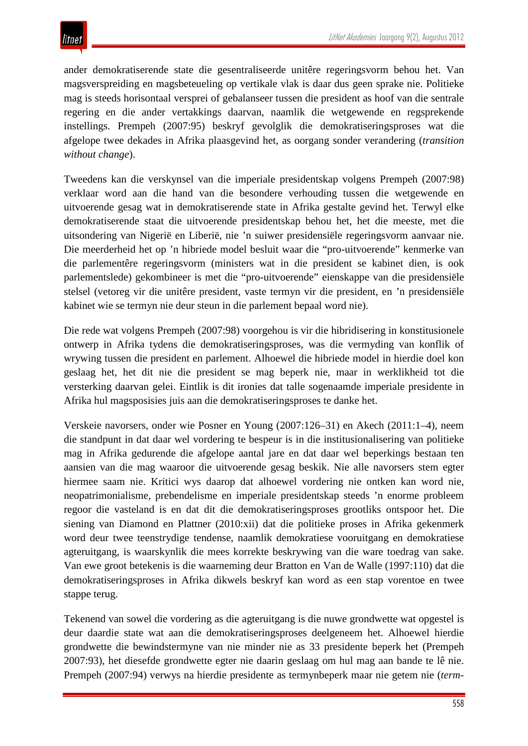ander demokratiserende state die gesentraliseerde unitêre regeringsvorm behou het. Van magsverspreiding en magsbeteueling op vertikale vlak is daar dus geen sprake nie. Politieke mag is steeds horisontaal versprei of gebalanseer tussen die president as hoof van die sentrale regering en die ander vertakkings daarvan, naamlik die wetgewende en regsprekende instellings. Prempeh (2007:95) beskryf gevolglik die demokratiseringsproses wat die afgelope twee dekades in Afrika plaasgevind het, as oorgang sonder verandering (*transition without change*).

Tweedens kan die verskynsel van die imperiale presidentskap volgens Prempeh (2007:98) verklaar word aan die hand van die besondere verhouding tussen die wetgewende en uitvoerende gesag wat in demokratiserende state in Afrika gestalte gevind het. Terwyl elke demokratiserende staat die uitvoerende presidentskap behou het, het die meeste, met die uitsondering van Nigerië en Liberië, nie 'n suiwer presidensiële regeringsvorm aanvaar nie. Die meerderheid het op 'n hibriede model besluit waar die "pro-uitvoerende" kenmerke van die parlementêre regeringsvorm (ministers wat in die president se kabinet dien, is ook parlementslede) gekombineer is met die "pro-uitvoerende" eienskappe van die presidensiële stelsel (vetoreg vir die unitêre president, vaste termyn vir die president, en 'n presidensiële kabinet wie se termyn nie deur steun in die parlement bepaal word nie).

Die rede wat volgens Prempeh (2007:98) voorgehou is vir die hibridisering in konstitusionele ontwerp in Afrika tydens die demokratiseringsproses, was die vermyding van konflik of wrywing tussen die president en parlement. Alhoewel die hibriede model in hierdie doel kon geslaag het, het dit nie die president se mag beperk nie, maar in werklikheid tot die versterking daarvan gelei. Eintlik is dit ironies dat talle sogenaamde imperiale presidente in Afrika hul magsposisies juis aan die demokratiseringsproses te danke het.

Verskeie navorsers, onder wie Posner en Young (2007:126–31) en Akech (2011:1–4), neem die standpunt in dat daar wel vordering te bespeur is in die institusionalisering van politieke mag in Afrika gedurende die afgelope aantal jare en dat daar wel beperkings bestaan ten aansien van die mag waaroor die uitvoerende gesag beskik. Nie alle navorsers stem egter hiermee saam nie. Kritici wys daarop dat alhoewel vordering nie ontken kan word nie, neopatrimonialisme, prebendelisme en imperiale presidentskap steeds 'n enorme probleem regoor die vasteland is en dat dit die demokratiseringsproses grootliks ontspoor het. Die siening van Diamond en Plattner (2010:xii) dat die politieke proses in Afrika gekenmerk word deur twee teenstrydige tendense, naamlik demokratiese vooruitgang en demokratiese agteruitgang, is waarskynlik die mees korrekte beskrywing van die ware toedrag van sake. Van ewe groot betekenis is die waarneming deur Bratton en Van de Walle (1997:110) dat die demokratiseringsproses in Afrika dikwels beskryf kan word as een stap vorentoe en twee stappe terug.

Tekenend van sowel die vordering as die agteruitgang is die nuwe grondwette wat opgestel is deur daardie state wat aan die demokratiseringsproses deelgeneem het. Alhoewel hierdie grondwette die bewindstermyne van nie minder nie as 33 presidente beperk het (Prempeh 2007:93), het diesefde grondwette egter nie daarin geslaag om hul mag aan bande te lê nie. Prempeh (2007:94) verwys na hierdie presidente as termynbeperk maar nie getem nie (*term-*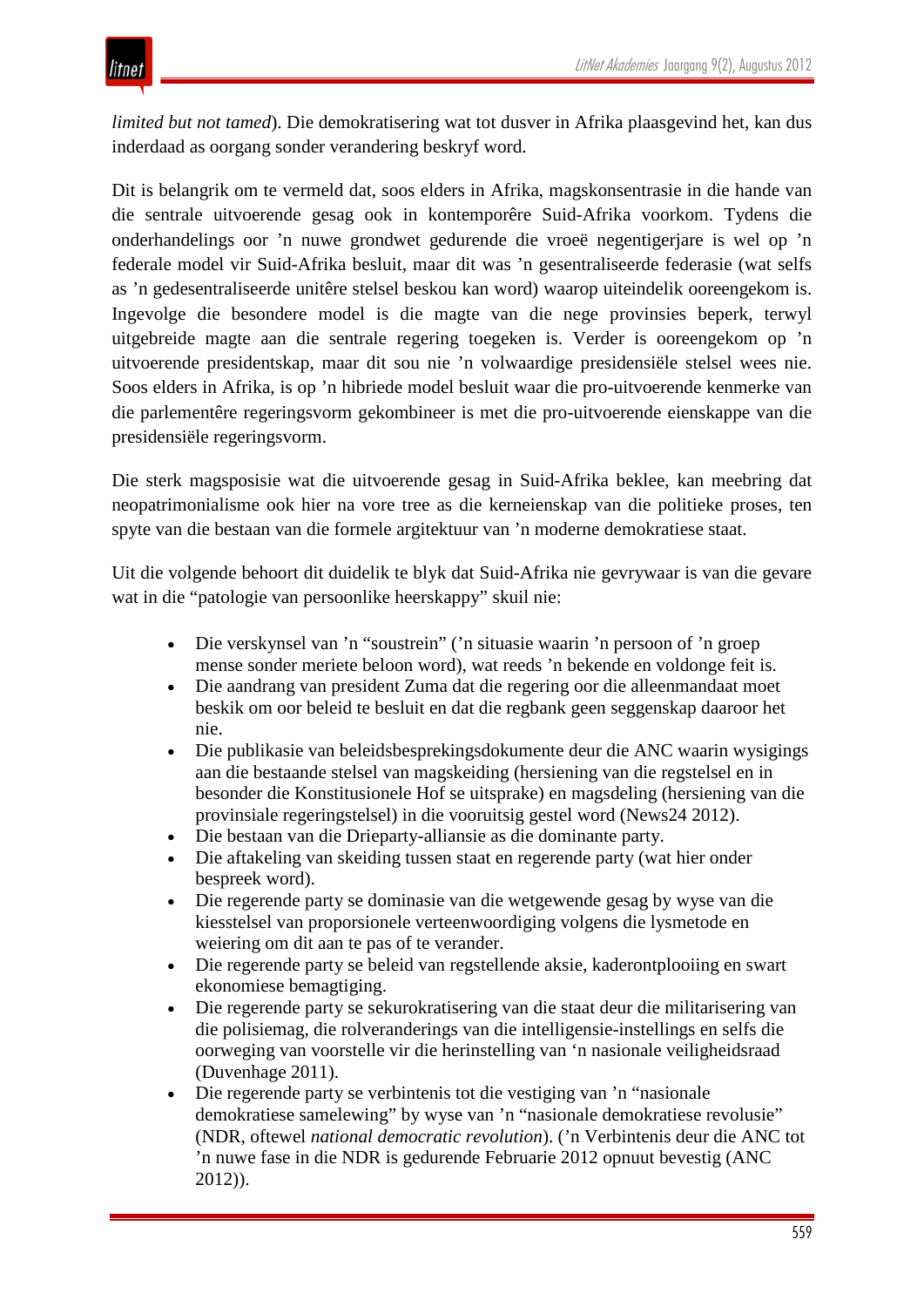*limited but not tamed*). Die demokratisering wat tot dusver in Afrika plaasgevind het, kan dus inderdaad as oorgang sonder verandering beskryf word.

Dit is belangrik om te vermeld dat, soos elders in Afrika, magskonsentrasie in die hande van die sentrale uitvoerende gesag ook in kontemporêre Suid-Afrika voorkom. Tydens die onderhandelings oor ’n nuwe grondwet gedurende die vroeë negentigerjare is wel op ’n federale model vir Suid-Afrika besluit, maar dit was ’n gesentraliseerde federasie (wat selfs as ’n gedesentraliseerde unitêre stelsel beskou kan word) waarop uiteindelik ooreengekom is. Ingevolge die besondere model is die magte van die nege provinsies beperk, terwyl uitgebreide magte aan die sentrale regering toegeken is. Verder is ooreengekom op ’n uitvoerende presidentskap, maar dit sou nie ’n volwaardige presidensiële stelsel wees nie. Soos elders in Afrika, is op ’n hibriede model besluit waar die pro-uitvoerende kenmerke van die parlementêre regeringsvorm gekombineer is met die pro-uitvoerende eienskappe van die presidensiële regeringsvorm.

Die sterk magsposisie wat die uitvoerende gesag in Suid-Afrika beklee, kan meebring dat neopatrimonialisme ook hier na vore tree as die kerneienskap van die politieke proses, ten spyte van die bestaan van die formele argitektuur van ’n moderne demokratiese staat.

Uit die volgende behoort dit duidelik te blyk dat Suid-Afrika nie gevrywaar is van die gevare wat in die “patologie van persoonlike heerskappy” skuil nie:

- Die verskynsel van ’n “soustrein” (’n situasie waarin ’n persoon of ’n groep mense sonder meriete beloon word), wat reeds ’n bekende en voldonge feit is.
- Die aandrang van president Zuma dat die regering oor die alleenmandaat moet beskik om oor beleid te besluit en dat die regbank geen seggenskap daaroor het nie.
- Die publikasie van beleidsbesprekingsdokumente deur die ANC waarin wysigings aan die bestaande stelsel van magskeiding (hersiening van die regstelsel en in besonder die Konstitusionele Hof se uitsprake) en magsdeling (hersiening van die provinsiale regeringstelsel) in die vooruitsig gestel word (News24 2012).
- Die bestaan van die Drieparty-alliansie as die dominante party.
- Die aftakeling van skeiding tussen staat en regerende party (wat hier onder bespreek word).
- Die regerende party se dominasie van die wetgewende gesag by wyse van die kiesstelsel van proporsionele verteenwoordiging volgens die lysmetode en weiering om dit aan te pas of te verander.
- Die regerende party se beleid van regstellende aksie, kaderontplooiing en swart ekonomiese bemagtiging.
- Die regerende party se sekurokratisering van die staat deur die militarisering van die polisiemag, die rolveranderings van die intelligensie-instellings en selfs die oorweging van voorstelle vir die herinstelling van ‘n nasionale veiligheidsraad (Duvenhage 2011).
- Die regerende party se verbintenis tot die vestiging van ’n “nasionale demokratiese samelewing” by wyse van ’n “nasionale demokratiese revolusie” (NDR, oftewel *national democratic revolution*). (’n Verbintenis deur die ANC tot ’n nuwe fase in die NDR is gedurende Februarie 2012 opnuut bevestig (ANC 2012)).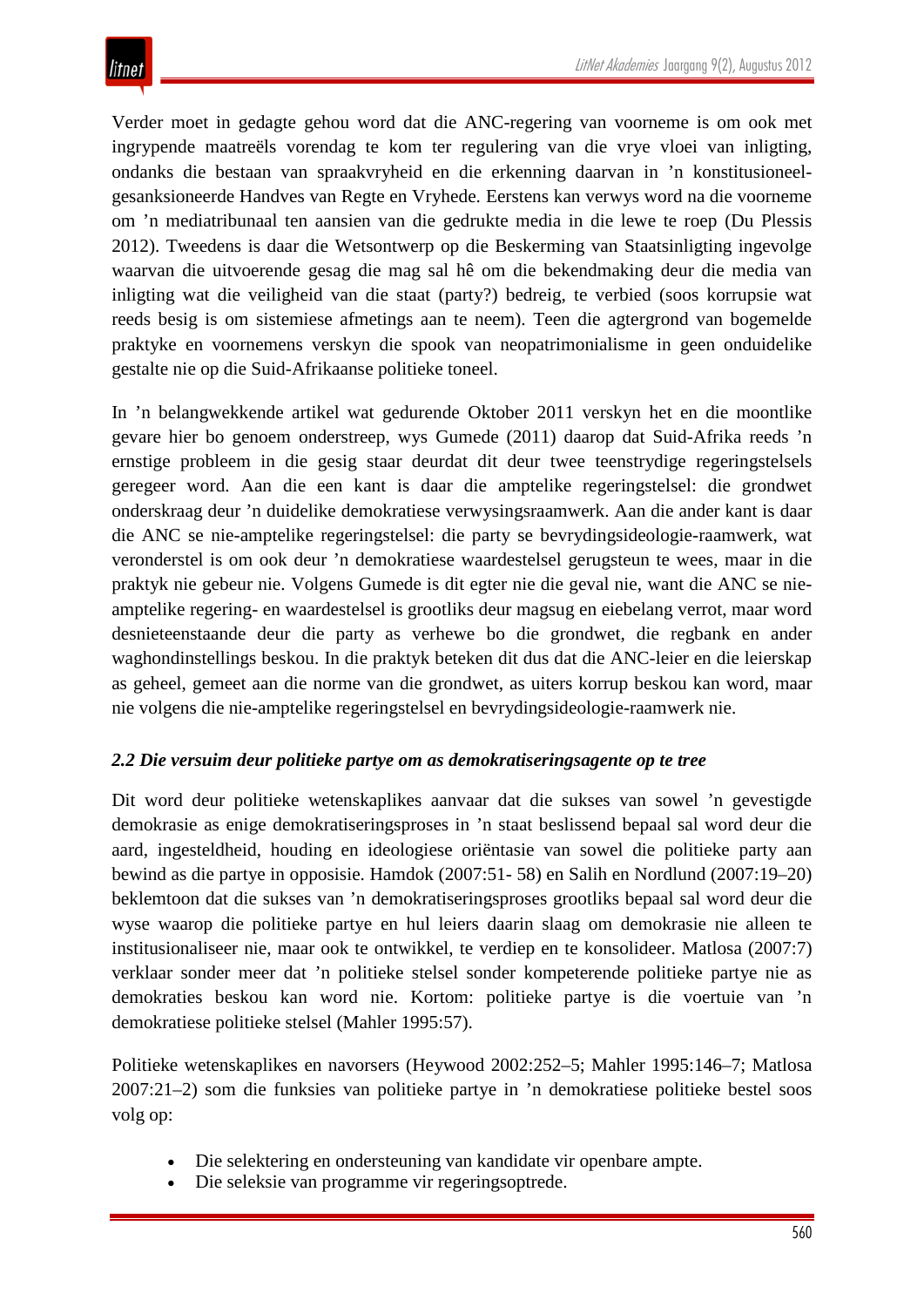Verder moet in gedagte gehou word dat die ANC-regering van voorneme is om ook met ingrypende maatreëls vorendag te kom ter regulering van die vrye vloei van inligting, ondanks die bestaan van spraakvryheid en die erkenning daarvan in ’n konstitusioneel-gesanksioneerde Handves van Regte en Vryhede. Eerstens kan verwys word na die voorneme om ’n mediatribunaal ten aansien van die gedrukte media in die lewe te roep (Du Plessis 2012). Tweedens is daar die Wetsontwerp op die Beskerming van Staatsinligting ingevolge waarvan die uitvoerende gesag die mag sal hê om die bekendmaking deur die media van inligting wat die veiligheid van die staat (party?) bedreig, te verbied (soos korrupsie wat reeds besig is om sistemiese afmetings aan te neem). Teen die agtergrond van bogemelde praktyke en voornemens verskyn die spook van neopatrimonialisme in geen onduidelike gestalte nie op die Suid-Afrikaanse politieke toneel.

In ’n belangwekkende artikel wat gedurende Oktober 2011 verskyn het en die moontlike gevare hier bo genoem onderstreep, wys Gumede (2011) daarop dat Suid-Afrika reeds ’n ernstige probleem in die gesig staar deurdat dit deur twee teenstrydige regeringstelsels geregeer word. Aan die een kant is daar die amptelike regeringstelsel: die grondwet onderskraag deur ’n duidelike demokratiese verwysingsraamwerk. Aan die ander kant is daar die ANC se nie-amptelike regeringstelsel: die party se bevrydingsideologie-raamwerk, wat veronderstel is om ook deur ’n demokratiese waardestelsel gerugsteun te wees, maar in die praktyk nie gebeur nie. Volgens Gumede is dit egter nie die geval nie, want die ANC se nie-amptelike regering- en waardestelsel is grootliks deur magsug en eiebelang verrot, maar word desnieteenstaande deur die party as verhewe bo die grondwet, die regbank en ander waghondinstellings beskou. In die praktyk beteken dit dus dat die ANC-leier en die leierskap as geheel, gemeet aan die norme van die grondwet, as uiters korrup beskou kan word, maar nie volgens die nie-amptelike regeringstelsel en bevrydingsideologie-raamwerk nie.

### *2.2 Die versuim deur politieke partye om as demokratiseringsagente op te tree*

Dit word deur politieke wetenskaplikes aanvaar dat die sukses van sowel ’n gevestigde demokrasie as enige demokratiseringsproses in ’n staat beslissend bepaal sal word deur die aard, ingesteldheid, houding en ideologiese oriëntasie van sowel die politieke party aan bewind as die partye in opposisie. Hamdok (2007:51- 58) en Salih en Nordlund (2007:19–20) beklemtoon dat die sukses van ’n demokratiseringsproses grootliks bepaal sal word deur die wyse waarop die politieke partye en hul leiers daarin slaag om demokrasie nie alleen te institusionaliseer nie, maar ook te ontwikkel, te verdiep en te konsolideer. Matlosa (2007:7) verklaar sonder meer dat ’n politieke stelsel sonder kompeterende politieke partye nie as demokraties beskou kan word nie. Kortom: politieke partye is die voertuie van ’n demokratiese politieke stelsel (Mahler 1995:57).

Politieke wetenskaplikes en navorsers (Heywood 2002:252–5; Mahler 1995:146–7; Matlosa 2007:21–2) som die funksies van politieke partye in ’n demokratiese politieke bestel soos volg op:

- Die selektering en ondersteuning van kandidate vir openbare ampte.
- Die seleksie van programme vir regeringsoptrede.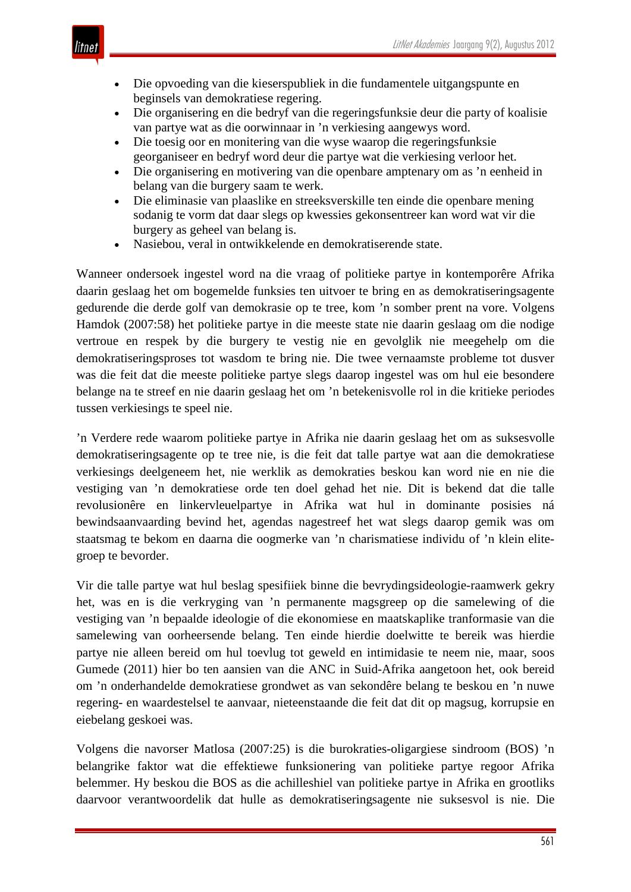- Die opvoeding van die kieserspubliek in die fundamentele uitgangspunte en beginsels van demokratiese regering.
- Die organisering en die bedryf van die regeringsfunksie deur die party of koalisie van partye wat as die oorwinnaar in ’n verkiesing aangewys word.
- Die toesig oor en monitering van die wyse waarop die regeringsfunksie georganiseer en bedryf word deur die partye wat die verkiesing verloor het.
- Die organisering en motivering van die openbare amptenary om as ’n eenheid in belang van die burgery saam te werk.
- Die eliminasie van plaaslike en streeksverskille ten einde die openbare mening sodanig te vorm dat daar slegs op kwessies gekonsentreer kan word wat vir die burgery as geheel van belang is.
- Nasiebou, veral in ontwikkelende en demokratiserende state.

Wanneer ondersoek ingestel word na die vraag of politieke partye in kontemporêre Afrika daarin geslaag het om bogemelde funksies ten uitvoer te bring en as demokratiseringsagente gedurende die derde golf van demokrasie op te tree, kom ’n somber prent na vore. Volgens Hamdok (2007:58) het politieke partye in die meeste state nie daarin geslaag om die nodige vertroue en respek by die burgery te vestig nie en gevolglik nie meegehelp om die demokratiseringsproses tot wasdom te bring nie. Die twee vernaamste probleme tot dusver was die feit dat die meeste politieke partye slegs daarop ingestel was om hul eie besondere belange na te streef en nie daarin geslaag het om ’n betekenisvolle rol in die kritieke periodes tussen verkiesings te speel nie.

’n Verdere rede waarom politieke partye in Afrika nie daarin geslaag het om as suksesvolle demokratiseringsagente op te tree nie, is die feit dat talle partye wat aan die demokratiese verkiesings deelgeneem het, nie werklik as demokraties beskou kan word nie en nie die vestiging van ’n demokratiese orde ten doel gehad het nie. Dit is bekend dat die talle revolusionêre en linkervleuelpartye in Afrika wat hul in dominante posisies ná bewindsaanvaarding bevind het, agendas nagestreef het wat slegs daarop gemik was om staatsmag te bekom en daarna die oogmerke van ’n charismatiese individu of ’n klein elite-groep te bevorder.

Vir die talle partye wat hul beslag spesifiiek binne die bevrydingsideologie-raamwerk gekry het, was en is die verkryging van ’n permanente magsgreep op die samelewing of die vestiging van ’n bepaalde ideologie of die ekonomiese en maatskaplike tranformasie van die samelewing van oorheersende belang. Ten einde hierdie doelwitte te bereik was hierdie partye nie alleen bereid om hul toevlug tot geweld en intimidasie te neem nie, maar, soos Gumede (2011) hier bo ten aansien van die ANC in Suid-Afrika aangetoon het, ook bereid om ’n onderhandelde demokratiese grondwet as van sekondêre belang te beskou en ’n nuwe regering- en waardestelsel te aanvaar, nieteenstaande die feit dat dit op magsug, korrupsie en eiebelang geskoei was.

Volgens die navorser Matlosa (2007:25) is die burokraties-oligargiese sindroom (BOS) ’n belangrike faktor wat die effektiewe funksionering van politieke partye regoor Afrika belemmer. Hy beskou die BOS as die achilleshiel van politieke partye in Afrika en grootliks daarvoor verantwoordelik dat hulle as demokratiseringsagente nie suksesvol is nie. Die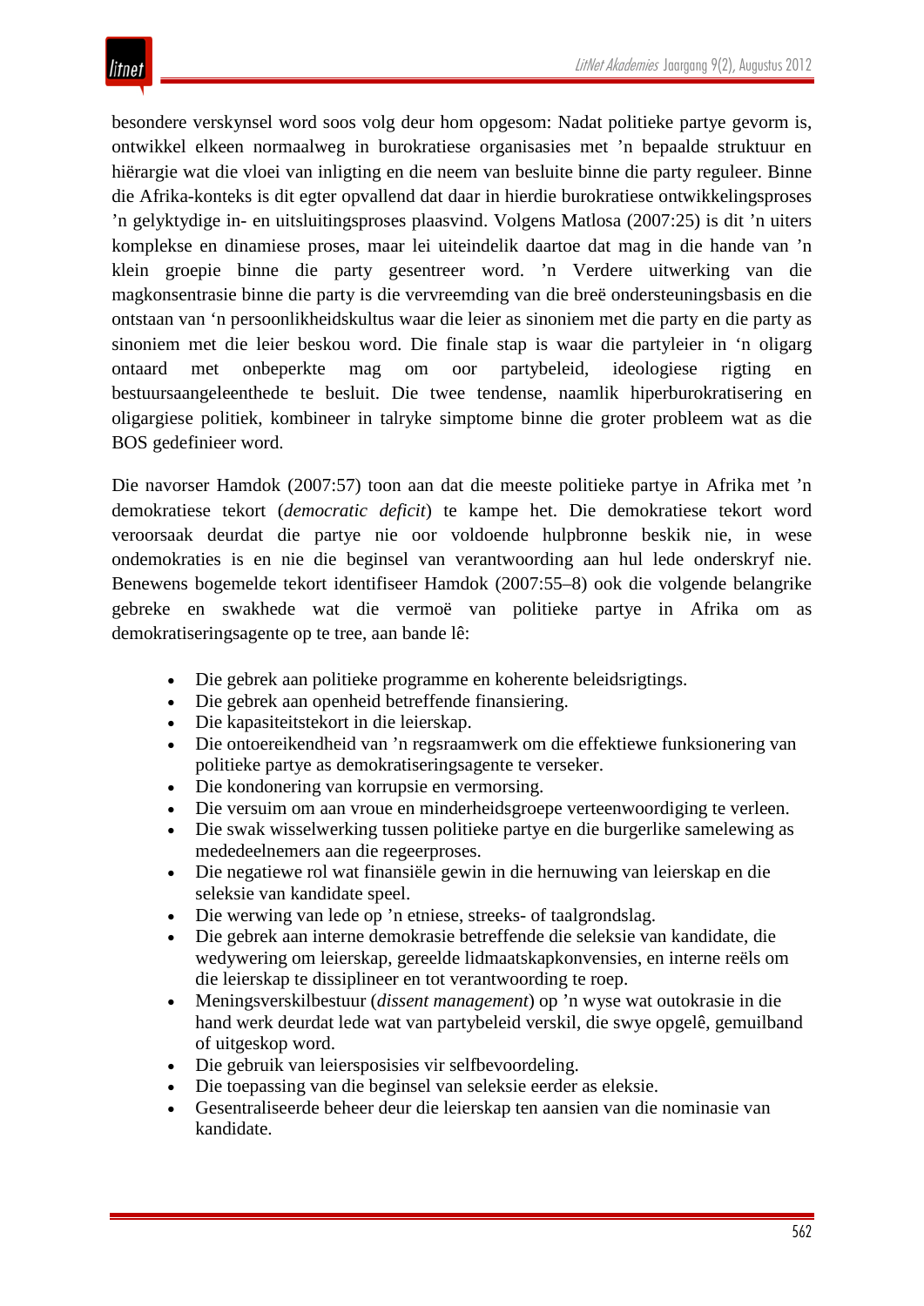besondere verskynsel word soos volg deur hom opgesom: Nadat politieke partye gevorm is, ontwikkel elkeen normaalweg in burokratiese organisasies met ’n bepaalde struktuur en hiërargie wat die vloei van inligting en die neem van besluite binne die party reguleer. Binne die Afrika-konteks is dit egter opvallend dat daar in hierdie burokratiese ontwikkelingsproses ’n gelyktydige in- en uitsluitingsproses plaasvind. Volgens Matlosa (2007:25) is dit ’n uiters komplekse en dinamiese proses, maar lei uiteindelik daartoe dat mag in die hande van ’n klein groepie binne die party gesentreer word. ’n Verdere uitwerking van die magkonsentrasie binne die party is die vervreemding van die breë ondersteuningsbasis en die ontstaan van ‘n persoonlikheidskultus waar die leier as sinoniem met die party en die party as sinoniem met die leier beskou word. Die finale stap is waar die partyleier in ‘n oligarg ontaard met onbeperkte mag om oor partybeleid, ideologiese rigting en bestuursaangeleenthede te besluit. Die twee tendense, naamlik hiperburokratisering en oligargiese politiek, kombineer in talryke simptome binne die groter probleem wat as die BOS gedefinieer word.

Die navorser Hamdok (2007:57) toon aan dat die meeste politieke partye in Afrika met ’n demokratiese tekort (*democratic deficit*) te kampe het. Die demokratiese tekort word veroorsaak deurdat die partye nie oor voldoende hulpbronne beskik nie, in wese ondemokraties is en nie die beginsel van verantwoording aan hul lede onderskryf nie. Benewens bogemelde tekort identifiseer Hamdok (2007:55–8) ook die volgende belangrike gebreke en swakhede wat die vermoë van politieke partye in Afrika om as demokratiseringsagente op te tree, aan bande lê:

- Die gebrek aan politieke programme en koherente beleidsrigtings.
- Die gebrek aan openheid betreffende finansiering.
- Die kapasiteitstekort in die leierskap.
- Die ontoereikendheid van ’n regsraamwerk om die effektiewe funksionering van politieke partye as demokratiseringsagente te verseker.
- Die kondonering van korrupsie en vermorsing.
- Die versuim om aan vroue en minderheidsgroepe verteenwoordiging te verleen.
- Die swak wisselwerking tussen politieke partye en die burgerlike samelewing as mededeelnemers aan die regeerproses.
- Die negatiewe rol wat finansiële gewin in die hernuwing van leierskap en die seleksie van kandidate speel.
- Die werwing van lede op ’n etniese, streeks- of taalgrondslag.
- Die gebrek aan interne demokrasie betreffende die seleksie van kandidate, die wedywering om leierskap, gereelde lidmaatskapkonvensies, en interne reëls om die leierskap te dissiplineer en tot verantwoording te roep.
- Meningsverskilbestuur (*dissent management*) op ’n wyse wat outokrasie in die hand werk deurdat lede wat van partybeleid verskil, die swye opgelê, gemuilband of uitgeskop word.
- Die gebruik van leiersposisies vir selfbevoordeling.
- Die toepassing van die beginsel van seleksie eerder as eleksie.
- Gesentraliseerde beheer deur die leierskap ten aansien van die nominasie van kandidate.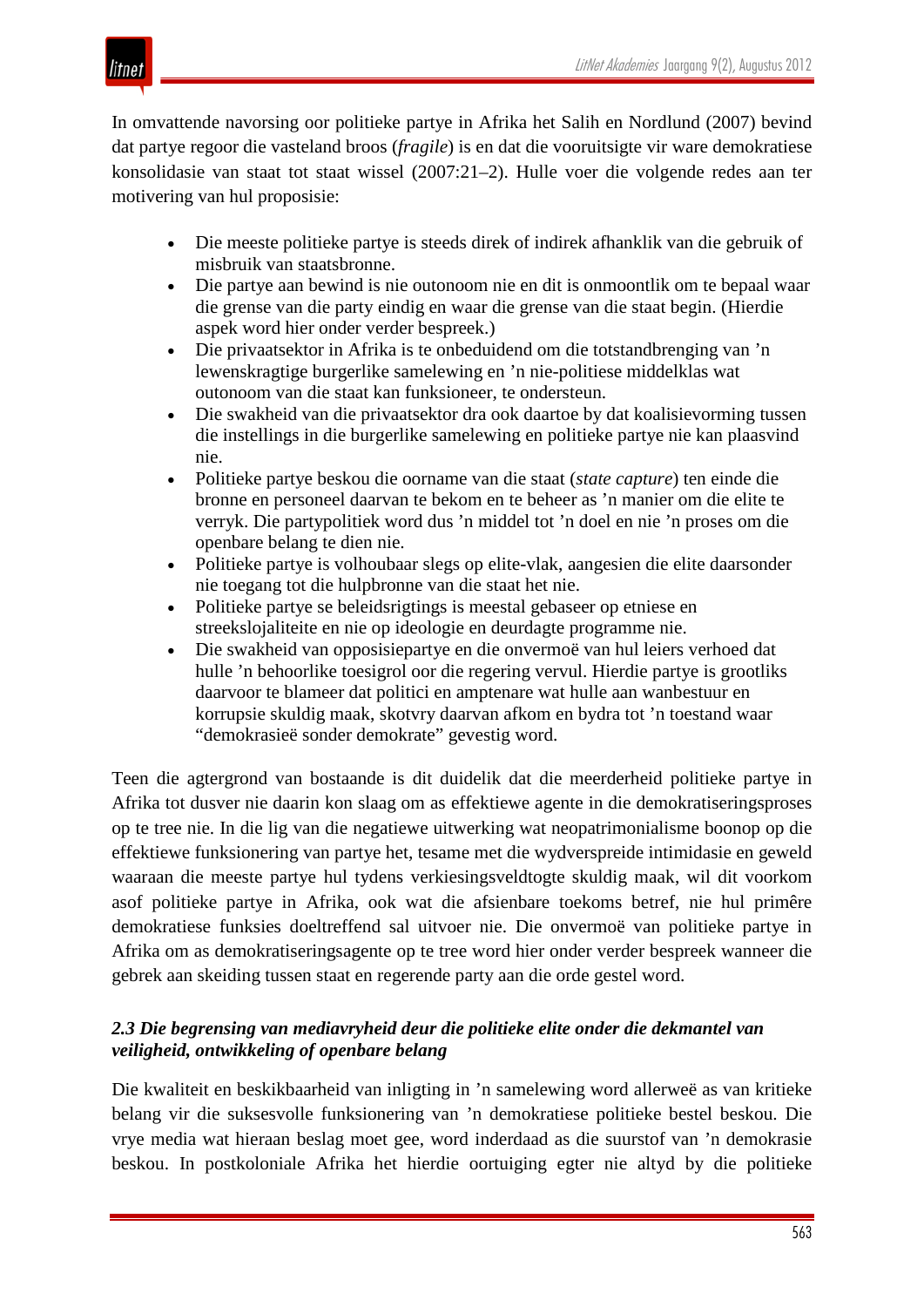In omvattende navorsing oor politieke partye in Afrika het Salih en Nordlund (2007) bevind dat partye regoor die vasteland broos (*fragile*) is en dat die vooruitsigte vir ware demokratiese konsolidasie van staat tot staat wissel (2007:21–2). Hulle voer die volgende redes aan ter motivering van hul proposisie:

- Die meeste politieke partye is steeds direk of indirek afhanklik van die gebruik of misbruik van staatsbronne.
- Die partye aan bewind is nie outonoom nie en dit is onmoontlik om te bepaal waar die grense van die party eindig en waar die grense van die staat begin. (Hierdie aspek word hier onder verder bespreek.)
- Die privaatsektor in Afrika is te onbeduidend om die totstandbrenging van 'n lewenskragtige burgerlike samelewing en 'n nie-politiese middelklas wat outonoom van die staat kan funksioneer, te ondersteun.
- Die swakheid van die privaatsektor dra ook daartoe by dat koalisievorming tussen die instellings in die burgerlike samelewing en politieke partye nie kan plaasvind nie.
- Politieke partye beskou die oorname van die staat (*state capture*) ten einde die bronne en personeel daarvan te bekom en te beheer as 'n manier om die elite te verryk. Die partypolitiek word dus 'n middel tot 'n doel en nie 'n proses om die openbare belang te dien nie.
- Politieke partye is volhoubaar slegs op elite-vlak, aangesien die elite daarsonder nie toegang tot die hulpbronne van die staat het nie.
- Politieke partye se beleidsrigtings is meestal gebaseer op etniese en streekslojaliteite en nie op ideologie en deurdagte programme nie.
- Die swakheid van opposisiepartye en die onvermoë van hul leiers verhoed dat hulle 'n behoorlike toesigrol oor die regering vervul. Hierdie partye is grootliks daarvoor te blameer dat politici en amptenare wat hulle aan wanbestuur en korrupsie skuldig maak, skotvry daarvan afkom en bydra tot 'n toestand waar "demokrasieë sonder demokrate" gevestig word.

Teen die agtergrond van bostaande is dit duidelik dat die meerderheid politieke partye in Afrika tot dusver nie daarin kon slaag om as effektiewe agente in die demokratiseringsproses op te tree nie. In die lig van die negatiewe uitwerking wat neopatrimonialisme boonop die effektiewe funksionering van partye het, tesame met die wydverspreide intimidasie en geweld waaraan die meeste partye hul tydens verkiesingsveldtogte skuldig maak, wil dit voorkom asof politieke partye in Afrika, ook wat die afsienbare toekoms betref, nie hul primêre demokratiese funksies doeltreffend sal uitvoer nie. Die onvermoë van politieke partye in Afrika om as demokratiseringsagente op te tree word hier onder verder bespreek wanneer die gebrek aan skeiding tussen staat en regerende party aan die orde gestel word.

### *2.3 Die begrensing van mediavryheid deur die politieke elite onder die dekmantel van veiligheid, ontwikkeling of openbare belang*

Die kwaliteit en beskikbaarheid van inligting in 'n samelewing word allerweë as van kritieke belang vir die suksesvolle funksionering van 'n demokratiese politieke bestel beskou. Die vrye media wat hieraan beslag moet gee, word inderdaad as die suurstof van 'n demokrasie beskou. In postkoloniale Afrika het hierdie oortuiging egter nie altyd by die politieke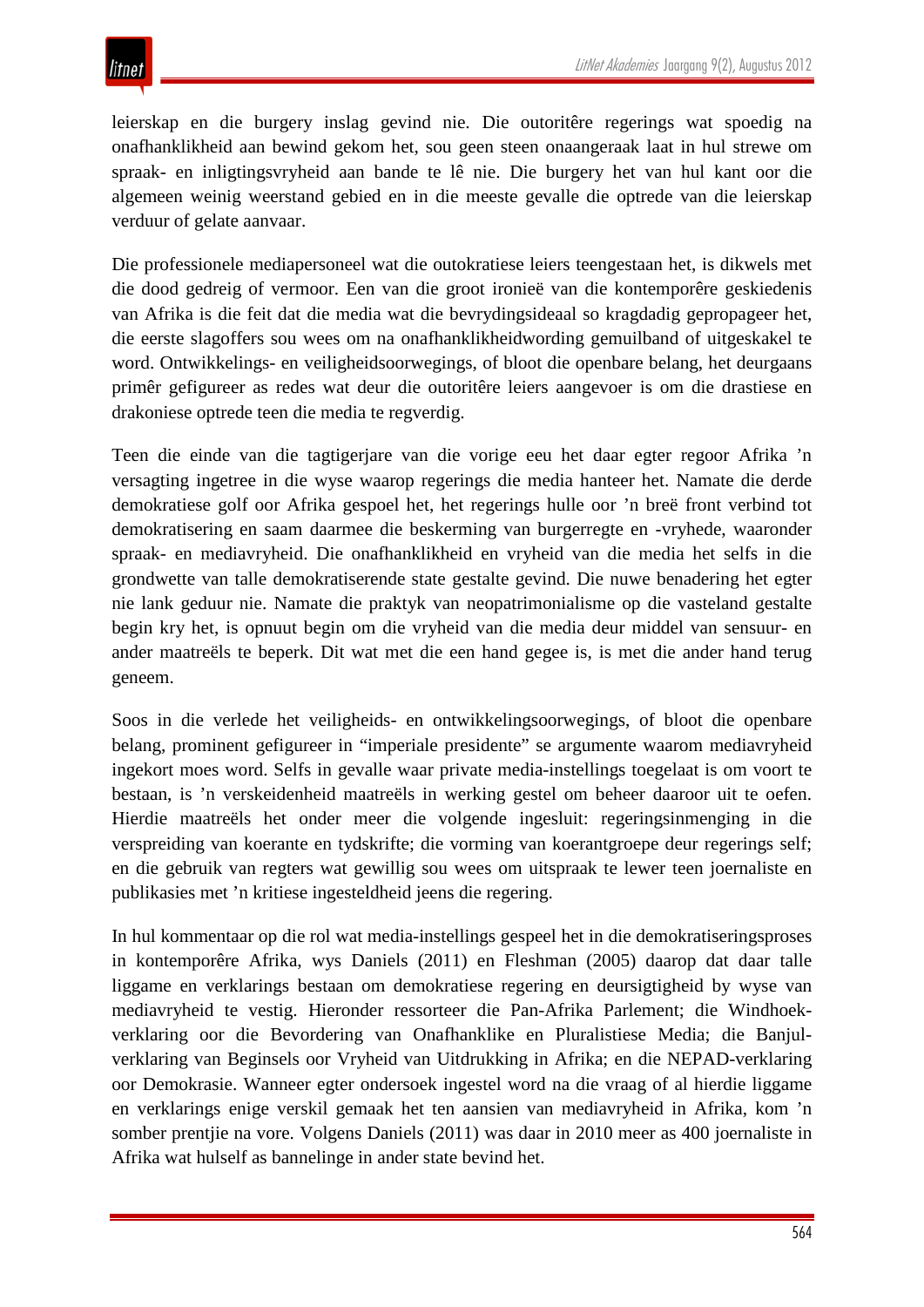leierskap en die burgery inslag gevind nie. Die outoritêre regerings wat spoedig na onafhanklikheid aan bewind gekom het, sou geen steen onaangeraak laat in hul strewe om spraak- en inligtingsvryheid aan bande te lê nie. Die burgery het van hul kant oor die algemeen weinig weerstand gebied en in die meeste gevalle die optrede van die leierskap verduur of gelate aanvaar.

Die professionele mediapersoneel wat die outokratiese leiers teengestaan het, is dikwels met die dood gedreig of vermoor. Een van die groot ironieë van die kontemporêre geskiedenis van Afrika is die feit dat die media wat die bevrydingsideaal so kragdadig gepropageer het, die eerste slagoffers sou wees om na onafhanklikheidwording gemuilband of uitgeskakel te word. Ontwikkelings- en veiligheidsoorwegings, of bloot die openbare belang, het deurgaans primêr gefigureer as redes wat deur die outoritêre leiers aangevoer is om die drastiese en drakoniese optrede teen die media te regverdig.

Teen die einde van die tagtigerjare van die vorige eeu het daar egter regoor Afrika ’n versagting ingetree in die wyse waarop regerings die media hanteer het. Namate die derde demokratiese golf oor Afrika gespoel het, het regerings hulle oor ’n breë front verbind tot demokratisering en saam daarmee die beskerming van burgerregte en -vryhede, waaronder spraak- en mediavryheid. Die onafhanklikheid en vryheid van die media het selfs in die grondwette van talle demokratiserende state gestalte gevind. Die nuwe benadering het egter nie lank geduur nie. Namate die praktyk van neopatrimonialisme op die vasteland gestalte begin kry het, is opnuut begin om die vryheid van die media deur middel van sensuur- en ander maatreëls te beperk. Dit wat met die een hand gegee is, is met die ander hand terug geneem.

Soos in die verlede het veiligheids- en ontwikkelingsoorwegings, of bloot die openbare belang, prominent gefigureer in “imperiale presidente” se argumente waarom mediavryheid ingekort moes word. Selfs in gevalle waar private media-instellings toegelaat is om voort te bestaan, is ’n verskeidenheid maatreëls in werking gestel om beheer daaroor uit te oefen. Hierdie maatreëls het onder meer die volgende ingesluit: regeringsinmenging in die verspreiding van koerante en tydskrifte; die vorming van koerantgroepe deur regerings self; en die gebruik van regters wat gewillig sou wees om uitspraak te lewer teen joernaliste en publikasies met ’n kritiese ingesteldheid jeens die regering.

In hul kommentaar op die rol wat media-instellings gespeel het in die demokratiseringsproses in kontemporêre Afrika, wys Daniels (2011) en Fleshman (2005) daarop dat daar talle liggame en verklarings bestaan om demokratiese regering en deursigtigheid by wyse van mediavryheid te vestig. Hieronder ressorteer die Pan-Afrika Parlement; die Windhoek-verklaring oor die Bevordering van Onafhanklike en Pluralistiese Media; die Banjul-verklaring van Beginsels oor Vryheid van Uitdrukking in Afrika; en die NEPAD-verklaring oor Demokrasie. Wanneer egter ondersoek ingestel word na die vraag of al hierdie liggame en verklarings enige verskil gemaak het ten aansien van mediavryheid in Afrika, kom ’n somber prentjie na vore. Volgens Daniels (2011) was daar in 2010 meer as 400 joernaliste in Afrika wat hulself as banneling in ander state bevind het.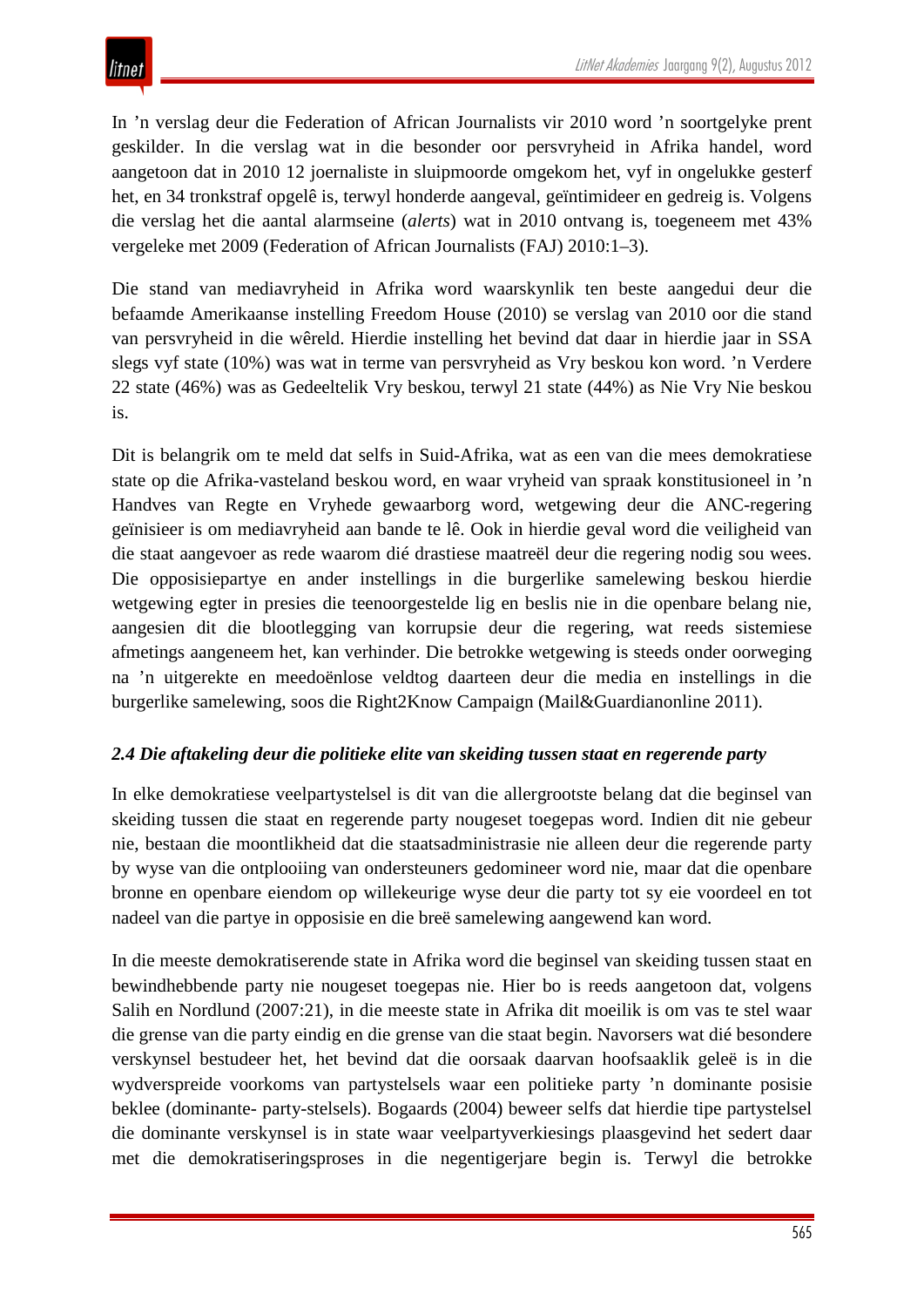In ’n verslag deur die Federation of African Journalists vir 2010 word ’n soortgelyke prent geskilder. In die verslag wat in die besonder oor persvryheid in Afrika handel, word aangetoon dat in 2010 12 joernaliste in sluipmoorde omgekom het, vyf in ongelukke gesterf het, en 34 tronkstraf opgelê is, terwyl honderde aangeval, geïntimideer en gedreig is. Volgens die verslag het die aantal alarmseine (*alerts*) wat in 2010 ontvang is, toegeneem met 43% vergeleke met 2009 (Federation of African Journalists (FAJ) 2010:1–3).

Die stand van mediavryheid in Afrika word waarskynlik ten beste aangedui deur die befaamde Amerikaanse instelling Freedom House (2010) se verslag van 2010 oor die stand van persvryheid in die wêreld. Hierdie instelling het bevind dat daar in hierdie jaar in SSA slegs vyf state (10%) was wat in terme van persvryheid as Vry beskou kon word. ’n Verdere 22 state (46%) was as Gedeeltelik Vry beskou, terwyl 21 state (44%) as Nie Vry Nie beskou is.

Dit is belangrik om te meld dat selfs in Suid-Afrika, wat as een van die mees demokratiese state op die Afrika-vasteland beskou word, en waar vryheid van spraak konstitusioneel in ’n Handves van Regte en Vryhede gewaarborg word, wetgewing deur die ANC-regering geïnisieer is om mediavryheid aan bande te lê. Ook in hierdie geval word die veiligheid van die staat aangevoer as rede waarom dié drastiese maatreël deur die regering nodig sou wees. Die opposisiepartye en ander instellings in die burgerlike samelewing beskou hierdie wetgewing egter in presies die teenoorgestelde lig en beslis nie in die openbare belang nie, aangesien dit die blootlegging van korrupsie deur die regering, wat reeds sistemiese afmetings aangeneem het, kan verhinder. Die betrokke wetgewing is steeds onder oorweging na ’n uitgerekte en meedoënlose veldtog daarteen deur die media en instellings in die burgerlike samelewing, soos die Right2Know Campaign (Mail&Guardianonline 2011).

### *2.4 Die aftakeling deur die politieke elite van skeiding tussen staat en regerende party*

In elke demokratiese veelpartystelsel is dit van die allergrootste belang dat die beginsel van skeiding tussen die staat en regerende party nougeset toegepas word. Indien dit nie gebeur nie, bestaan die moontlikheid dat die staatsadministrasie nie alleen deur die regerende party by wyse van die ontplooiing van ondersteuners gedomineer word nie, maar dat die openbare bronne en openbare eiendom op willekeurige wyse deur die party tot sy eie voordeel en tot nadeel van die partye in opposisie en die breë samelewing aangewend kan word.

In die meeste demokratiserende state in Afrika word die beginsel van skeiding tussen staat en bewindhebbende party nie nougeset toegepas nie. Hier bo is reeds aangetoon dat, volgens Salih en Nordlund (2007:21), in die meeste state in Afrika dit moeilik is om vas te stel waar die grense van die party eindig en die grense van die staat begin. Navorsers wat dié besondere verskynsel bestudeer het, het bevind dat die oorsaak daarvan hoofsaaklik geleë is in die wydverspreide voorkoms van partystelsels waar een politieke party ’n dominante posisie beklee (dominante- party-stelsels). Bogaards (2004) beweer selfs dat hierdie tipe partystelsel die dominante verskynsel is in state waar veelpartyverkiesings plaasgevind het sedert daar met die demokratiseringsproses in die negentigerjare begin is. Terwyl die betrokke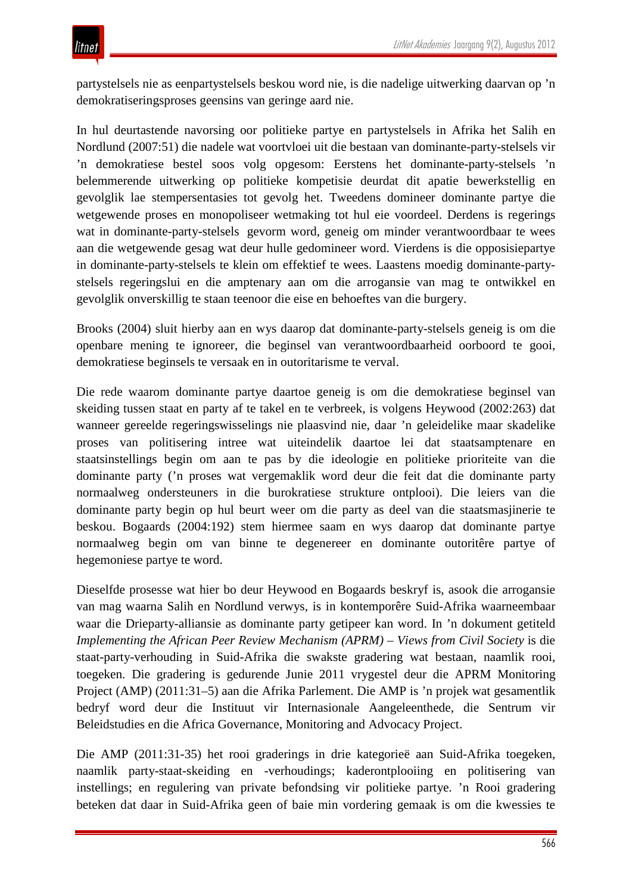partystelsels nie as eenpartystelsels beskou word nie, is die nadelige uitwerking daarvan op ’n demokratiseringsproses geensins van geringe aard nie.

In hul deurtastende navorsing oor politieke partye en partystelsels in Afrika het Salih en Nordlund (2007:51) die nadele wat voortvloei uit die bestaan van dominante-party-stelsels vir ’n demokratiese bestel soos volg opgesom: Eerstens het dominante-party-stelsels ’n belemmerende uitwerking op politieke kompetisie deurdat dit apatie bewerkstellig en gevolglik lae stempersentasies tot gevolg het. Tweedens domineer dominante partye die wetgewende proses en monopoliseer wetmaking tot hul eie voordeel. Derdens is regerings wat in dominante-party-stelsels gevorm word, geneig om minder verantwoordbaar te wees aan die wetgewende gesag wat deur hulle gedomineer word. Vierdens is die opposisiepartye in dominante-party-stelsels te klein om effektief te wees. Laastens moedig dominante-party-stelsels regeringslui en die amptenary aan om die arrogansie van mag te ontwikkel en gevolglik onverskillig te staan teenoor die eise en behoeftes van die burgery.

Brooks (2004) sluit hierby aan en wys daarop dat dominante-party-stelsels geneig is om die openbare mening te ignoreer, die beginsel van verantwoordbaarheid oorboord te gooi, demokratiese beginsels te versaak en in outoritarisme te verval.

Die rede waarom dominante partye daartoe geneig is om die demokratiese beginsel van skeiding tussen staat en party af te takel en te verbreek, is volgens Heywood (2002:263) dat wanneer gereelde regeringswisselings nie plaasvind nie, daar ’n geleidelike maar skadelike proses van politisering intree wat uiteindelik daartoe lei dat staatsamptenare en staatsinstellings begin om aan te pas by die ideologie en politieke prioriteite van die dominante party (’n proses wat vergemaklik word deur die feit dat die dominante party normaalweg ondersteuners in die burokratiese strukture ontplooi). Die leiers van die dominante party begin op hul beurt weer om die party as deel van die staatsmasjinerie te beskou. Bogaards (2004:192) stem hiermee saam en wys daarop dat dominante partye normaalweg begin om van binne te degenereer en dominante outoritêre partye of hegemoniese partye te word.

Dieselfde prosesse wat hier bo deur Heywood en Bogaards beskryf is, asook die arrogansie van mag waarna Salih en Nordlund verwys, is in kontemporêre Suid-Afrika waarneembaar waar die Drieparty-alliansie as dominante party getipeer kan word. In ’n dokument getiteld *Implementing the African Peer Review Mechanism (APRM) – Views from Civil Society* is die staat-party-verhouding in Suid-Afrika die swakste gradering wat bestaan, naamlik rooi, toegeken. Die gradering is gedurende Junie 2011 vrygestel deur die APRM Monitoring Project (AMP) (2011:31–5) aan die Afrika Parlement. Die AMP is ’n projek wat gesamentlik bedryf word deur die Instituut vir Internasionale Aangeleenthede, die Sentrum vir Beleidstudies en die Africa Governance, Monitoring and Advocacy Project.

Die AMP (2011:31-35) het rooi graderings in drie kategorieë aan Suid-Afrika toegeken, naamlik party-staat-skeiding en -verhoudings; kaderontplooiing en politisering van instellings; en regulering van private befondsing vir politieke partye. ’n Rooi gradering beteken dat daar in Suid-Afrika geen of baie min vordering gemaak is om die kwessies te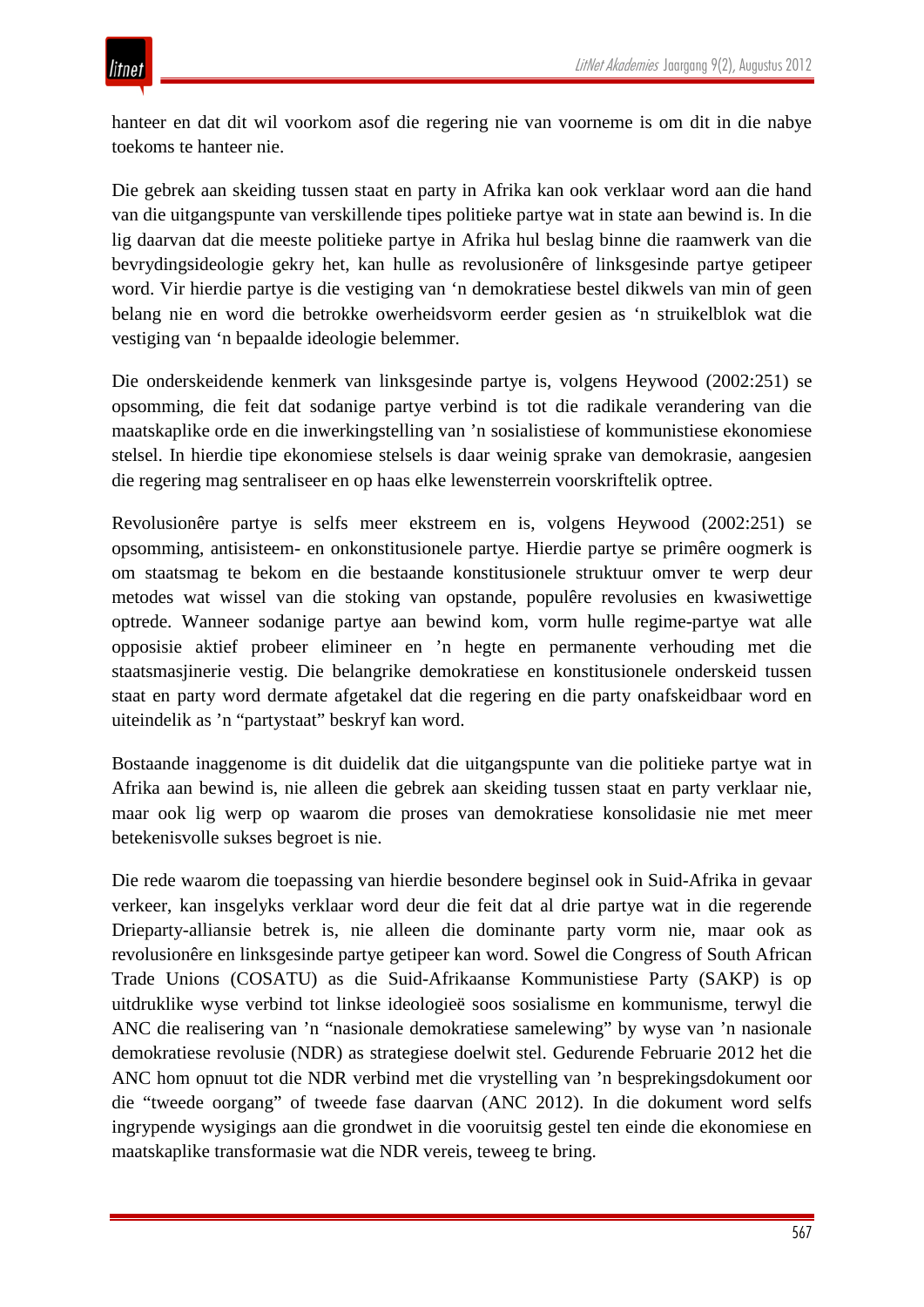hanteer en dat dit wil voorkom asof die regering nie van voorneme is om dit in die nabye toekoms te hanteer nie.

Die gebrek aan skeiding tussen staat en party in Afrika kan ook verklaar word aan die hand van die uitgangspunte van verskillende tipes politieke partye wat in state aan bewind is. In die lig daarvan dat die meeste politieke partye in Afrika hul beslag binne die raamwerk van die bevrydingsideologie gekry het, kan hulle as revolusionêre of linksgesinde partye getipeer word. Vir hierdie partye is die vestiging van ‘n demokratiese bestel dikwels van min of geen belang nie en word die betrokke owerheidsvorm eerder gesien as ‘n struikelblok wat die vestiging van ‘n bepaalde ideologie belemmer.

Die onderskeidende kenmerk van linksgesinde partye is, volgens Heywood (2002:251) se opsomming, die feit dat sodanige partye verbind is tot die radikale verandering van die maatskaplike orde en die inwerkingstelling van ’n sosialistiese of kommunistiese ekonomiese stelsel. In hierdie tipe ekonomiese stelsels is daar weinig sprake van demokrasie, aangesien die regering mag sentraliseer en op haas elke lewensterrein voorskriftelik optree.

Revolusionêre partye is selfs meer ekstreem en is, volgens Heywood (2002:251) se opsomming, antisisteem- en onkonstitusionele partye. Hierdie partye se primêre oogmerk is om staatsmag te bekom en die bestaande konstitusionele struktuur omver te werp deur metodes wat wissel van die stoking van opstande, populêre revolusies en kwasiwettige optrede. Wanneer sodanige partye aan bewind kom, vorm hulle regime-partye wat alle opposisie aktief probeer elimineer en ’n hegte en permanente verhouding met die staatsmasjinerie vestig. Die belangrike demokratiese en konstitusionele onderskeid tussen staat en party word dermate afgetakel dat die regering en die party onafskeidbaar word en uiteindelik as ’n “partystaat” beskryf kan word.

Bostaande inaggenome is dit duidelik dat die uitgangspunte van die politieke partye wat in Afrika aan bewind is, nie alleen die gebrek aan skeiding tussen staat en party verklaar nie, maar ook lig werp op waarom die proses van demokratiese konsolidasie nie met meer betekenisvolle sukses begroet is nie.

Die rede waarom die toepassing van hierdie besondere beginsel ook in Suid-Afrika in gevaar verkeer, kan insgelyks verklaar word deur die feit dat al drie partye wat in die regerende Drieparty-alliansie betrek is, nie alleen die dominante party vorm nie, maar ook as revolusionêre en linksgesinde partye getipeer kan word. Sowel die Congress of South African Trade Unions (COSATU) as die Suid-Afrikaanse Kommunistiese Party (SAKP) is op uitdruklike wyse verbind tot linkse ideologieë soos sosialisme en kommunisme, terwyl die ANC die realisering van ’n “nasionale demokratiese samelewing” by wyse van ’n nasionale demokratiese revolusie (NDR) as strategiese doelwit stel. Gedurende Februarie 2012 het die ANC hom opnuut tot die NDR verbind met die vrystelling van ’n besprekingsdokument oor die “tweede oorgang” of tweede fase daarvan (ANC 2012). In die dokument word selfs ingrypende wysigings aan die grondwet in die vooruitsig gestel ten einde die ekonomiese en maatskaplike transformasie wat die NDR vereis, teweeg te bring.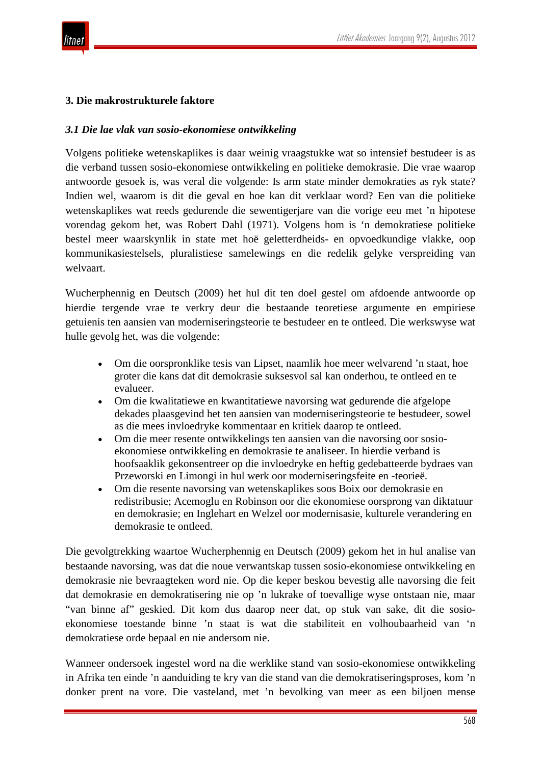## 3. Die makrostrukturele faktore

### *3.1 Die lae vlak van sosio-ekonomiese ontwikkeling*

Volgens politieke wetenskaplikes is daar weinig vraagstukke wat so intensief bestudeer is as die verband tussen sosio-ekonomiese ontwikkeling en politieke demokrasie. Die vrae waarop antwoorde gesoek is, was veral die volgende: Is arm state minder demokraties as ryk state? Indien wel, waarom is dit die geval en hoe kan dit verklaar word? Een van die politieke wetenskaplikes wat reeds gedurende die sewentigerjare van die vorige eeu met ’n hipotese vorendag gekom het, was Robert Dahl (1971). Volgens hom is ‘n demokratiese politieke bestel meer waarskynlik in state met hoë geletterdheids- en opvoedkundige vlakke, oop kommunikasiestelsels, pluralistiese samelewings en die redelik gelyke verspreiding van welvaart.

Wucherphennig en Deutsch (2009) het hul dit ten doel gestel om afdoende antwoorde op hierdie tergende vrae te verkry deur die bestaande teoretiese argumente en empiriese getuienis ten aansien van moderniseringsteorie te bestudeer en te ontleed. Die werkswyse wat hulle gevolg het, was die volgende:

- Om die oorspronklike tesis van Lipset, naamlik hoe meer welvarend ’n staat, hoe groter die kans dat dit demokrasie suksesvol sal kan onderhou, te ontleed en te evalueer.
- Om die kwalitatiewe en kwantitatiewe navorsing wat gedurende die afgelope dekades plaasgevind het ten aansien van moderniseringsteorie te bestudeer, sowel as die mees invloedryke kommentaar en kritiek daarop te ontleed.
- Om die meer resente ontwikkelings ten aansien van die navorsing oor sosio-ekonomiese ontwikkeling en demokrasie te analiseer. In hierdie verband is hoofsaaklik gekonsentreer op die invloedryke en heftig gedebatteerde bydraes van Przeworski en Limongi in hul werk oor moderniseringsfeite en -teorieë.
- Om die resente navorsing van wetenskaplikes soos Boix oor demokrasie en redistribusie; Acemoglu en Robinson oor die ekonomiese oorsprong van diktatuur en demokrasie; en Inglehart en Welzel oor modernisasie, kulturele verandering en demokrasie te ontleed.

Die gevolgtrekking waartoe Wucherphennig en Deutsch (2009) gekom het in hul analise van bestaande navorsing, was dat die noue verwantskap tussen sosio-ekonomiese ontwikkeling en demokrasie nie bevraagteken word nie. Op die keper beskou bevestig alle navorsing die feit dat demokrasie en demokratisering nie op ’n lukrake of toevallige wyse ontstaan nie, maar “van binne af” geskied. Dit kom dus daarop neer dat, op stuk van sake, dit die sosio-ekonomiese toestande binne ’n staat is wat die stabiliteit en volhoubaarheid van ‘n demokratiese orde bepaal en nie andersom nie.

Wanneer ondersoek ingestel word na die werklike stand van sosio-ekonomiese ontwikkeling in Afrika ten einde ’n aanduiding te kry van die stand van die demokratiseringsproses, kom ’n donker prent na vore. Die vasteland, met ’n bevolking van meer as een biljoen mense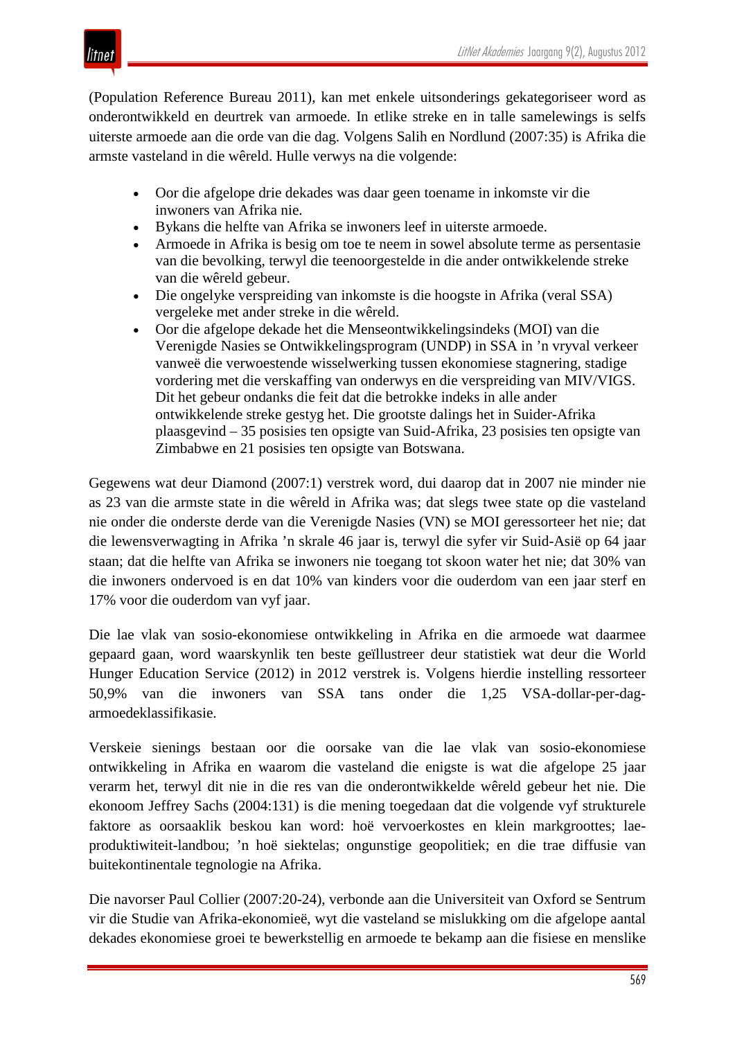(Population Reference Bureau 2011), kan met enkele uitsonderings gekategoriseer word as onderontwikkeld en deurtrek van armoede. In etlike streke en in talle samelewings is selfs uiterste armoede aan die orde van die dag. Volgens Salih en Nordlund (2007:35) is Afrika die armste vasteland in die wêreld. Hulle verwys na die volgende:

- Oor die afgelope drie dekades was daar geen toename in inkomste vir die inwoners van Afrika nie.
- Bykans die helfte van Afrika se inwoners leef in uiterste armoede.
- Armoede in Afrika is besig om toe te neem in sowel absolute terme as persentasie van die bevolking, terwyl die teenoorgestelde in die ander ontwikkelende streke van die wêreld gebeur.
- Die ongelyke verspreiding van inkomste is die hoogste in Afrika (veral SSA) vergeleke met ander streke in die wêreld.
- Oor die afgelope dekade het die Menseontwikkelingsindeks (MOI) van die Verenigde Nasies se Ontwikkelingsprogram (UNDP) in SSA in ’n vryval verkeer vanweë die verwoestende wisselwerking tussen ekonomiese stagnering, stadige vordering met die verskaffing van onderwys en die verspreiding van MIV/VIGS. Dit het gebeur ondanks die feit dat die betrokke indeks in alle ander ontwikkelende streke gestyg het. Die grootste dalings het in Suider-Afrika plaasgevind – 35 posisies ten opsigte van Suid-Afrika, 23 posisies ten opsigte van Zimbabwe en 21 posisies ten opsigte van Botswana.

Gegewens wat deur Diamond (2007:1) verstrek word, dui daarop dat in 2007 nie minder nie as 23 van die armste state in die wêreld in Afrika was; dat slegs twee state op die vasteland nie onder die onderste derde van die Verenigde Nasies (VN) se MOI geressorteer het nie; dat die lewensverwagting in Afrika ’n skrale 46 jaar is, terwyl die syfer vir Suid-Asië op 64 jaar staan; dat die helfte van Afrika se inwoners nie toegang tot skoon water het nie; dat 30% van die inwoners ondervoed is en dat 10% van kinders voor die ouderdom van een jaar sterf en 17% voor die ouderdom van vyf jaar.

Die lae vlak van sosio-ekonomiese ontwikkeling in Afrika en die armoede wat daarmee gepaard gaan, word waarskynlik ten beste geïllustreer deur statistiek wat deur die World Hunger Education Service (2012) in 2012 verstrek is. Volgens hierdie instelling ressorteer 50,9% van die inwoners van SSA tans onder die 1,25 VSA-dollar-per-dag-armoedeklassifikasie.

Verskeie sienings bestaan oor die oorsake van die lae vlak van sosio-ekonomiese ontwikkeling in Afrika en waarom die vasteland die enigste is wat die afgelope 25 jaar verarm het, terwyl dit nie in die res van die onderontwikkelde wêreld gebeur het nie. Die ekonoom Jeffrey Sachs (2004:131) is die mening toegedaan dat die volgende vyf strukturele faktore as oorsaaklik beskou kan word: hoë vervoerkostes en klein markgroottes; lae-produktiwiteit-landbou; ’n hoë siektelas; ongunstige geopolitiek; en die trae diffusie van buitekontinentale tegnologie na Afrika.

Die navorser Paul Collier (2007:20-24), verbonde aan die Universiteit van Oxford se Sentrum vir die Studie van Afrika-ekonomieë, wyt die vasteland se mislukking om die afgelope aantal dekades ekonomiese groei te bewerkstellig en armoede te bekamp aan die fisiese en menslike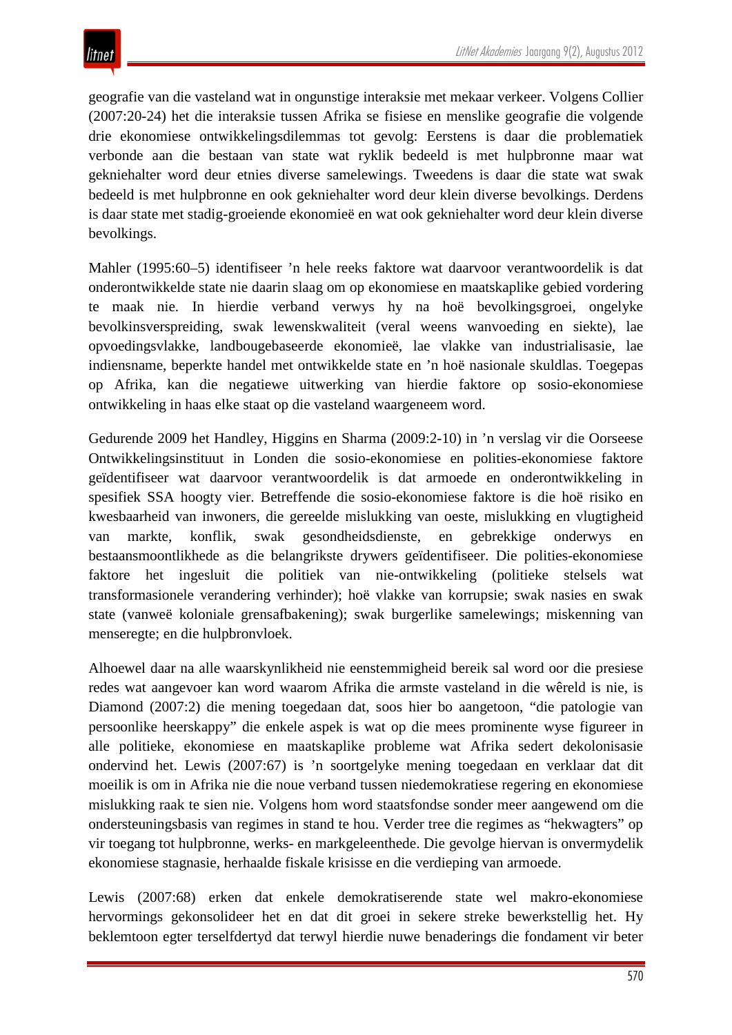geografie van die vasteland wat in ongunstige interaksie met mekaar verkeer. Volgens Collier (2007:20-24) het die interaksie tussen Afrika se fisiese en menslike geografie die volgende drie ekonomiese ontwikkelingsdilemmas tot gevolg: Eerstens is daar die problematiek verbonde aan die bestaan van state wat ryklik bedeeld is met hulpbronne maar wat gekniehalter word deur etnies diverse samelewings. Tweedens is daar die state wat swak bedeeld is met hulpbronne en ook gekniehalter word deur klein diverse bevolkings. Derdens is daar state met stadig-groeiende ekonomieë en wat ook gekniehalter word deur klein diverse bevolkings.

Mahler (1995:60–5) identifiseer ’n hele reeks faktore wat daarvoor verantwoordelik is dat onderontwikkelde state nie daarin slaag om op ekonomiese en maatskaplike gebied vordering te maak nie. In hierdie verband verwys hy na hoë bevolkingsgroei, ongelyke bevolkinsverspreiding, swak lewenskwaliteit (veral weens wanvoeding en siekte), lae opvoedingsvlakke, landbougebaseerde ekonomieë, lae vlakke van industrialisasie, lae indiensname, beperkte handel met ontwikkelde state en ’n hoë nasionale skuldlas. Toegepas op Afrika, kan die negatiewe uitwerking van hierdie faktore op sosio-ekonomiese ontwikkeling in haas elke staat op die vasteland waargeneem word.

Gedurende 2009 het Handley, Higgins en Sharma (2009:2-10) in ’n verslag vir die Oorseese Ontwikkelingsinstituut in Londen die sosio-ekonomiese en polities-ekonomiese faktore geïdentifiseer wat daarvoor verantwoordelik is dat armoede en onderontwikkeling in spesifiek SSA hoogty vier. Betreffende die sosio-ekonomiese faktore is die hoë risiko en kwesbaarheid van inwoners, die gereelde mislukking van oeste, mislukking en vlugtigheid van markte, konflik, swak gesondheidsdienste, en gebrekkige onderwys en bestaansmoontlikhede as die belangrikste drywers geïdentifiseer. Die polities-ekonomiese faktore het ingesluit die politiek van nie-ontwikkeling (politieke stelsels wat transformasionele verandering verhinder); hoë vlakke van korrupsie; swak nasies en swak state (vanweë koloniale grensafbakening); swak burgerlike samelewings; miskenning van menseregte; en die hulpbronvloek.

Alhoewel daar na alle waarskynlikheid nie eenstemmigheid bereik sal word oor die presiese redes wat aangevoer kan word waarom Afrika die armste vasteland in die wêreld is nie, is Diamond (2007:2) die mening toegedaan dat, soos hier bo aangetoon, “die patologie van persoonlike heerskappy” die enkele aspek is wat op die mees prominente wyse figureer in alle politieke, ekonomiese en maatskaplike probleme wat Afrika sedert dekolonisasie ondervind het. Lewis (2007:67) is ’n soortgelyke mening toegedaan en verklaar dat dit moeilik is om in Afrika nie die noue verband tussen niedemokratiese regering en ekonomiese mislukking raak te sien nie. Volgens hom word staatsfondse sonder meer aangewend om die ondersteuningsbasis van regimes in stand te hou. Verder tree die regimes as “hekwagters” op vir toegang tot hulpbronne, werks- en markgeleenthede. Die gevolge hiervan is onvermydelik ekonomiese stagnasie, herhaalde fiskale krisisse en die verdieping van armoede.

Lewis (2007:68) erken dat enkele demokratiserende state wel makro-ekonomiese hervormings gekonsolideer het en dat dit groei in sekere streke bewerkstellig het. Hy beklemtoon egter terselfdertyd dat terwyl hierdie nuwe benaderings die fondament vir beter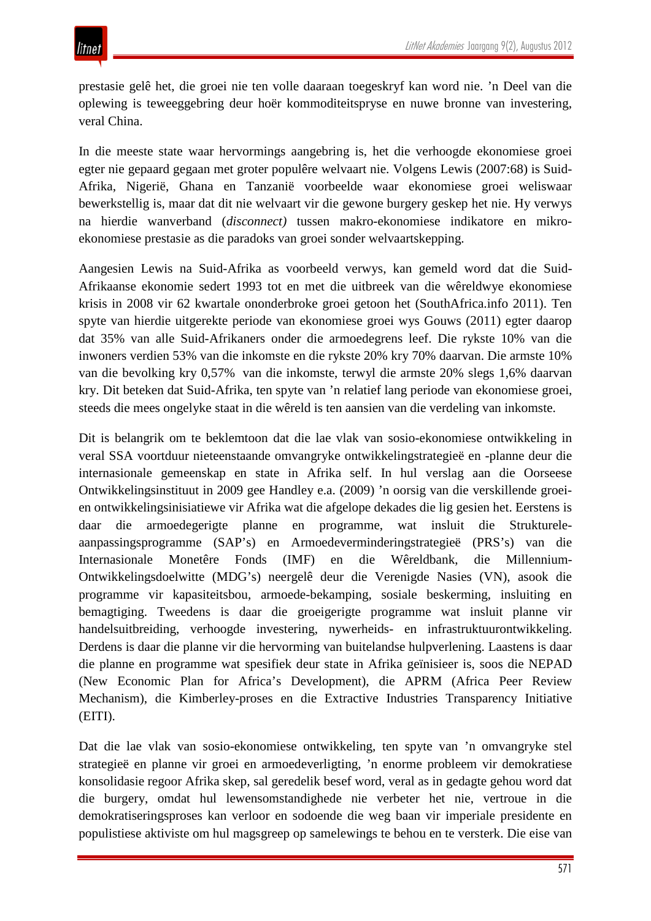prestasie gelê het, die groei nie ten volle daaraan toegeskryf kan word nie. ’n Deel van die oplewing is teweeggebring deur hoër kommoditeitspryse en nuwe bronne van investering, veral China.

In die meeste state waar hervormings aangebring is, het die verhoogde ekonomiese groei egter nie gepaard gegaan met groter populêre welvaart nie. Volgens Lewis (2007:68) is Suid-Afrika, Nigerië, Ghana en Tanzanië voorbeelde waar ekonomiese groei weliswaar bewerkstellig is, maar dat dit nie welvaart vir die gewone burgery geskep het nie. Hy verwys na hierdie wanverband (*disconnect)* tussen makro-ekonomiese indikatore en mikro-ekonomiese prestasie as die paradoks van groei sonder welvaartskepping.

Aangesien Lewis na Suid-Afrika as voorbeeld verwys, kan gemeld word dat die Suid-Afrikaanse ekonomie sedert 1993 tot en met die uitbreek van die wêreldwye ekonomiese krisis in 2008 vir 62 kwartale ononderbroke groei getoon het (SouthAfrica.info 2011). Ten spyte van hierdie uitgerekte periode van ekonomiese groei wys Gouws (2011) egter daarop dat 35% van alle Suid-Afrikaners onder die armoedegrens leef. Die rykste 10% van die inwoners verdien 53% van die inkomste en die rykste 20% kry 70% daarvan. Die armste 10% van die bevolking kry 0,57% van die inkomste, terwyl die armste 20% slegs 1,6% daarvan kry. Dit beteken dat Suid-Afrika, ten spyte van ’n relatief lang periode van ekonomiese groei, steeds die mees ongelyke staat in die wêreld is ten aansien van die verdeling van inkomste.

Dit is belangrik om te beklemtoon dat die lae vlak van sosio-ekonomiese ontwikkeling in veral SSA voortduur nieteenstaande omvangryke ontwikkelingstrategieë en -planne deur die internasionale gemeenskap en state in Afrika self. In hul verslag aan die Oorseese Ontwikkelingsinstituut in 2009 gee Handley e.a. (2009) ’n oorsig van die verskillende groei- en ontwikkelingsinisiatiewe vir Afrika wat die afgelope dekades die lig gesien het. Eerstens is daar die armoedegerigte planne en programme, wat insluit die Strukturele-aanpassingsprogramme (SAP’s) en Armoedeverminderingstrategieë (PRS’s) van die Internasionale Monetêre Fonds (IMF) en die Wêreldbank, die Millennium-Ontwikkelingsdoelwitte (MDG’s) neergelê deur die Verenigde Nasies (VN), asook die programme vir kapasiteitsbou, armoede-bekamping, sosiale beskerming, insluiting en bemagtiging. Tweedens is daar die groeigerigte programme wat insluit planne vir handelsuitbreiding, verhoogde investering, nywerheids- en infrastruktuurontwikkeling. Derdens is daar die planne vir die hervorming van buitelandse hulpverlening. Laastens is daar die planne en programme wat spesifiek deur state in Afrika geïnisieer is, soos die NEPAD (New Economic Plan for Africa’s Development), die APRM (Africa Peer Review Mechanism), die Kimberley-proses en die Extractive Industries Transparency Initiative (EITI).

Dat die lae vlak van sosio-ekonomiese ontwikkeling, ten spyte van ’n omvangryke stel strategieë en planne vir groei en armoedeverligting, ’n enorme probleem vir demokratiese konsolidasie regoor Afrika skep, sal geredelik besef word, veral as in gedagte gehou word dat die burgery, omdat hul lewensomstandighede nie verbeter het nie, vertroue in die demokratiseringsproses kan verloor en sodoende die weg baan vir imperiale presidente en populistiese aktiviste om hul magsgreep op samelewings te behou en te versterk. Die eise van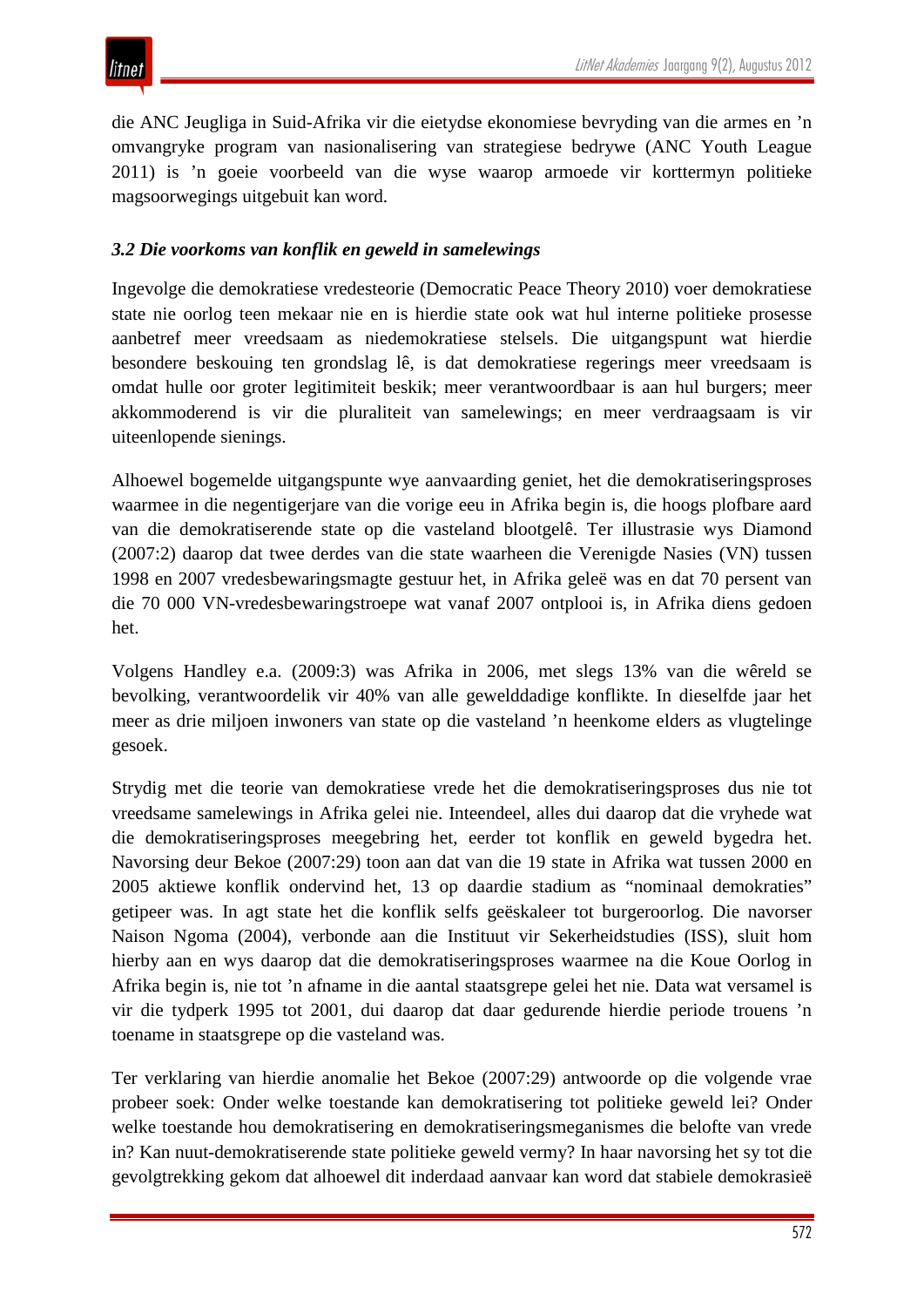die ANC Jeugliga in Suid-Afrika vir die eietydse ekonomiese bevryding van die armes en ’n omvangryke program van nasionalisering van strategiese bedrywe (ANC Youth League 2011) is ’n goeie voorbeeld van die wyse waarop armoede vir korttermyn politieke magsoorwegings uitgebuit kan word.

### *3.2 Die voorkoms van konflik en geweld in samelewings*

Ingevolge die demokratiese vredesteorie (Democratic Peace Theory 2010) voer demokratiese state nie oorlog teen mekaar nie en is hierdie state ook wat hul interne politieke prosesse aanbetref meer vreedsaam as niedemokratiese stelsels. Die uitgangspunt wat hierdie besondere beskouing ten grondslag lê, is dat demokratiese regerings meer vreedsaam is omdat hulle oor groter legitimiteit beskik; meer verantwoordbaar is aan hul burgers; meer akkommoderend is vir die pluraliteit van samelewings; en meer verdraagsaam is vir uiteenlopende sienings.

Alhoewel bogemelde uitgangspunte wye aanvaarding geniet, het die demokratiseringsproses waarmee in die negentigerjare van die vorige eeu in Afrika begin is, die hoogs plofbare aard van die demokratiserende state op die vasteland blootgelê. Ter illustrasie wys Diamond (2007:2) daarop dat twee derdes van die state waarheen die Verenigde Nasies (VN) tussen 1998 en 2007 vredesbewaringsmagte gestuur het, in Afrika geleë was en dat 70 persent van die 70 000 VN-vredesbewaringstroepe wat vanaf 2007 ontplooi is, in Afrika diens gedoen het.

Volgens Handley e.a. (2009:3) was Afrika in 2006, met slegs 13% van die wêreld se bevolking, verantwoordelik vir 40% van alle gewelddadige konflikte. In dieselfde jaar het meer as drie miljoen inwoners van state op die vasteland ’n heenkome elders as vlugtelinge gesoek.

Strydig met die teorie van demokratiese vrede het die demokratiseringsproses dus nie tot vreedsame samelewings in Afrika gelei nie. Inteendeel, alles dui daarop dat die vryhede wat die demokratiseringsproses meegebring het, eerder tot konflik en geweld bygedra het. Navorsing deur Bekoe (2007:29) toon aan dat van die 19 state in Afrika wat tussen 2000 en 2005 aktiewe konflik ondervind het, 13 op daardie stadium as “nominaal demokraties” getipeer was. In agt state het die konflik selfs geëskaleer tot burgeroorlog. Die navorser Naison Ngoma (2004), verbonde aan die Instituut vir Sekerheidstudies (ISS), sluit hom hierby aan en wys daarop dat die demokratiseringsproses waarmee na die Koue Oorlog in Afrika begin is, nie tot ’n afname in die aantal staatsgrepe gelei het nie. Data wat versamel is vir die tydperk 1995 tot 2001, dui daarop dat daar gedurende hierdie periode trouens ’n toename in staatsgrepe op die vasteland was.

Ter verklaring van hierdie anomalie het Bekoe (2007:29) antwoorde op die volgende vrae probeer soek: Onder welke toestande kan demokratisering tot politieke geweld lei? Onder welke toestande hou demokratisering en demokratiseringsmeganismes die belofte van vrede in? Kan nuut-demokratiserende state politieke geweld vermy? In haar navorsing het sy tot die gevolgtrekking gekom dat alhoewel dit inderdaad aanvaar kan word dat stabiele demokrasieë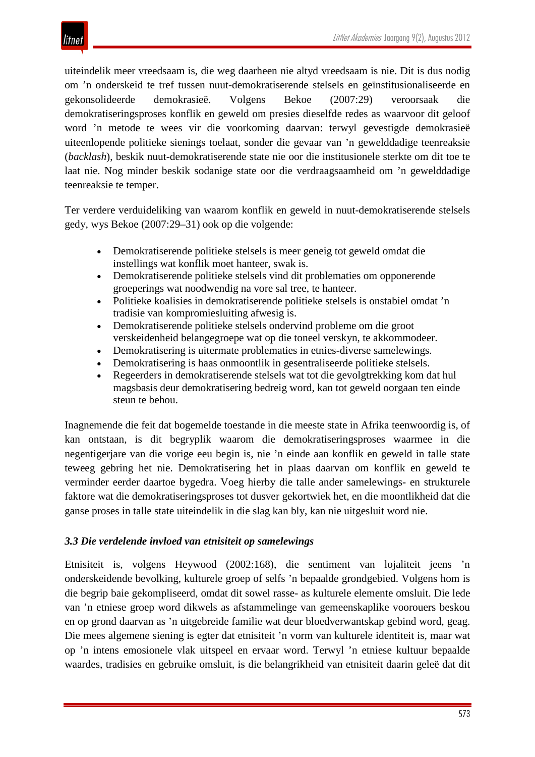uiteindelik meer vreedsaam is, die weg daarheen nie altyd vreedsaam is nie. Dit is dus nodig om ’n onderskeid te tref tussen nuut-demokratiserende stelsels en geïnstitusionaliseerde en gekonsolideerde demokrasieë. Volgens Bekoe (2007:29) veroorsaak die demokratiseringsproses konflik en geweld om presies dieselfde redes as waarvoor dit geloof word ’n metode te wees vir die voorkoming daarvan: terwyl gevestigde demokrasieë uiteenlopende politieke sienings toelaat, sonder die gevaar van ’n gewelddadige teenreaksie (*backlash*), beskik nuut-demokratiserende state nie oor die institusionele sterkte om dit toe te laat nie. Nog minder beskik sodanige state oor die verdraagsaamheid om ’n gewelddadige teenreaksie te temper.

Ter verdere verduideliking van waarom konflik en geweld in nuut-demokratiserende stelsels gedy, wys Bekoe (2007:29–31) ook op die volgende:

- Demokratiserende politieke stelsels is meer geneig tot geweld omdat die instellings wat konflik moet hanteer, swak is.
- Demokratiserende politieke stelsels vind dit problematies om opponerende groeperings wat noodwendig na vore sal tree, te hanteer.
- Politieke koalisies in demokratiserende politieke stelsels is onstabiel omdat ’n tradisie van kompromiesluiting afwesig is.
- Demokratiserende politieke stelsels ondervind probleme om die groot verskeidenheid belangegroepe wat op die toneel verskyn, te akkommodeer.
- Demokratisering is uitermate problematies in etnies-diverse samelewings.
- Demokratisering is haas onmoontlik in gesentraliseerde politieke stelsels.
- Regeerders in demokratiserende stelsels wat tot die gevolgtrekking kom dat hul magsbasis deur demokratisering bedreig word, kan tot geweld oorgaan ten einde steun te behou.

Inagnemende die feit dat bogemelde toestande in die meeste state in Afrika teenwoordig is, of kan ontstaan, is dit begryplik waarom die demokratiseringsproses waarmee in die negentigerjare van die vorige eeu begin is, nie ’n einde aan konflik en geweld in talle state teweeg gebring het nie. Demokratisering het in plaas daarvan om konflik en geweld te verminder eerder daartoe bygedra. Voeg hierby die talle ander samelewings- en strukturele faktore wat die demokratiseringsproses tot dusver gekortwiek het, en die moontlikheid dat die ganse proses in talle state uiteindelik in die slag kan bly, kan nie uitgesluit word nie.

### *3.3 Die verdelende invloed van etnisiteit op samelewings*

Etnisiteit is, volgens Heywood (2002:168), die sentiment van lojaliteit jeens ’n onderskeidende bevolking, kulturele groep of selfs ’n bepaalde grondgebied. Volgens hom is die begrip baie gekompliseerd, omdat dit sowel rasse- as kulturele elemente omsluit. Die lede van ’n etniese groep word dikwels as afstammelinge van gemeenskaplike voorouers beskou en op grond daarvan as ’n uitgebreide familie wat deur bloedverwantskap gebind word, geag. Die mees algemene siening is egter dat etnisiteit ’n vorm van kulturele identiteit is, maar wat op ’n intens emosionele vlak uitspeel en ervaar word. Terwyl ’n etniese kultuur bepaalde waardes, tradisies en gebruike omsluit, is die belangrikheid van etnisiteit daarin geleë dat dit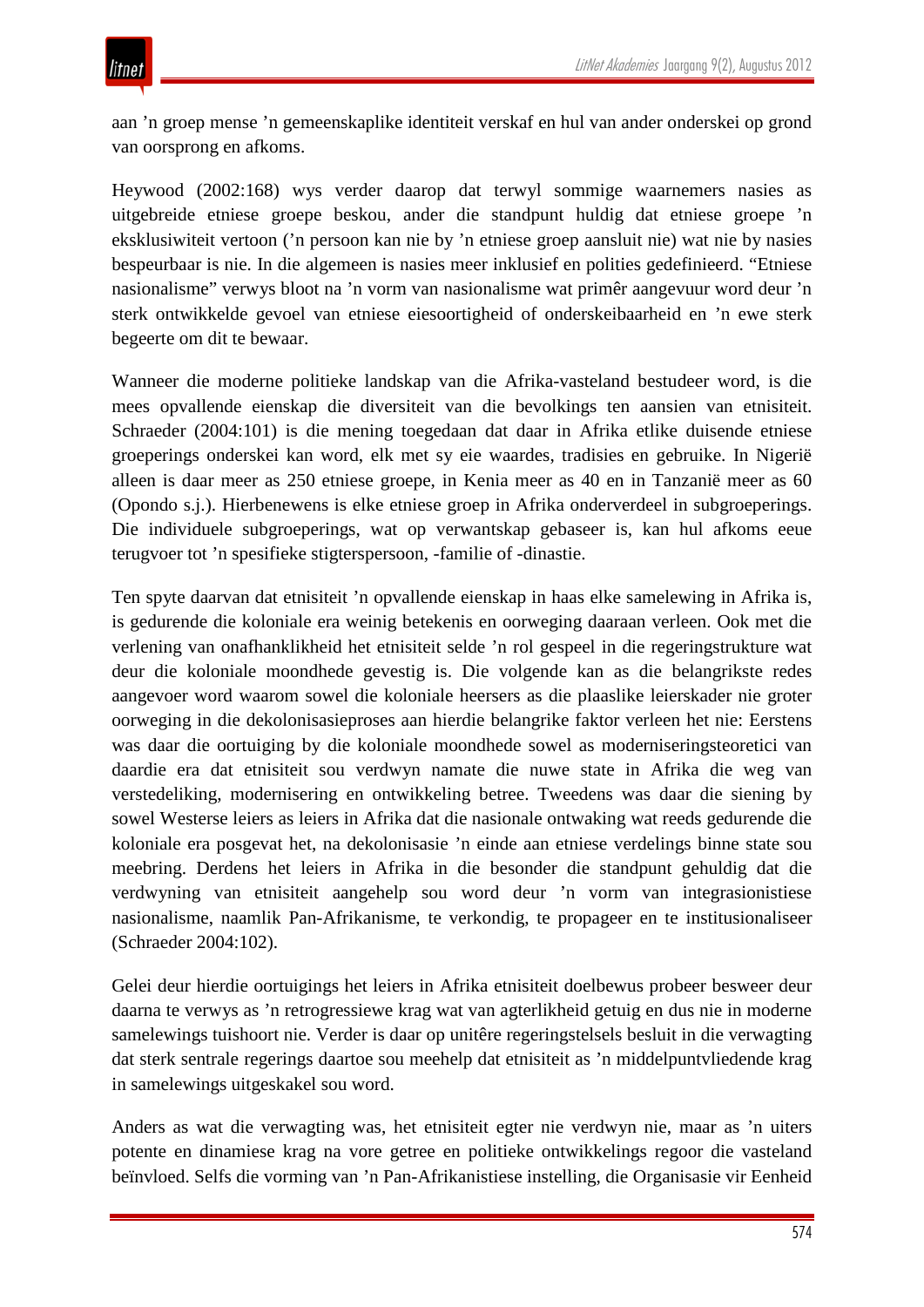aan ’n groep mense ’n gemeenskaplike identiteit verskaf en hul van ander onderskei op grond van oorsprong en afkoms.

Heywood (2002:168) wys verder daarop dat terwyl sommige waarnemers nasies as uitgebreide etniese groepe beskou, ander die standpunt huldig dat etniese groepe ’n eksklusiwiteit vertoon (’n persoon kan nie by ’n etniese groep aansluit nie) wat nie by nasies bespeurbaar is nie. In die algemeen is nasies meer inklusief en polities gedefinieerd. “Etniese nasionalisme” verwys bloot na ’n vorm van nasionalisme wat primêr aangevuur word deur ’n sterk ontwikkelde gevoel van etniese eiesoortigheid of onderskeibaarheid en ’n ewe sterk begeerte om dit te bewaar.

Wanneer die moderne politieke landskap van die Afrika-vasteland bestudeer word, is die mees opvallende eienskap die diversiteit van die bevolkings ten aansien van etnisiteit. Schraeder (2004:101) is die mening toegedaan dat daar in Afrika etlike duisende etniese groeperings onderskei kan word, elk met sy eie waardes, tradisies en gebruike. In Nigerië alleen is daar meer as 250 etniese groepe, in Kenia meer as 40 en in Tanzanië meer as 60 (Opondo s.j.). Hierbenewens is elke etniese groep in Afrika onderverdeel in subgroeperings. Die individuele subgroeperings, wat op verwantskap gebaseer is, kan hul afkoms eeue terugvoer tot ’n spesifieke stigterspersoon, -familie of -dinastie.

Ten spyte daarvan dat etnisiteit ’n opvallende eienskap in haas elke samelewing in Afrika is, is gedurende die koloniale era weinig betekenis en oorweging daaraan verleen. Ook met die verlening van onafhanklikheid het etnisiteit selde ’n rol gespeel in die regeringstrukture wat deur die koloniale moondhede gevestig is. Die volgende kan as die belangrikste redes aangevoer word waarom sowel die koloniale heersers as die plaaslike leierskader nie groter oorweging in die dekolonisasieproses aan hierdie belangrike faktor verleen het nie: Eerstens was daar die oortuiging by die koloniale moondhede sowel as moderniseringsteoretici van daardie era dat etnisiteit sou verdwyn namate die nuwe state in Afrika die weg van verstedeliking, modernisering en ontwikkeling betree. Tweedens was daar die siening by sowel Westerse leiers as leiers in Afrika dat die nasionale ontwaking wat reeds gedurende die koloniale era posgevat het, na dekolonisasie ’n einde aan etniese verdelings binne state sou meebring. Derdens het leiers in Afrika in die besonder die standpunt gehuldig dat die verdwyning van etnisiteit aangehelp sou word deur ’n vorm van integrasionistiese nasionalisme, naamlik Pan-Afrikanisme, te verkondig, te propageer en te institusionaliseer (Schraeder 2004:102).

Gelei deur hierdie oortuigings het leiers in Afrika etnisiteit doelbewus probeer besweer deur daarna te verwys as ’n retrogressiewe krag wat van agterlikheid getuig en dus nie in moderne samelewings tuishoort nie. Verder is daar op unitêre regeringstelsels besluit in die verwagting dat sterk sentrale regerings daartoe sou meehelp dat etnisiteit as ’n middelpuntvliedende krag in samelewings uitgeskakel sou word.

Anders as wat die verwagting was, het etnisiteit egter nie verdwyn nie, maar as ’n uiters potente en dinamiese krag na vore getree en politieke ontwikkelings regoor die vasteland beïnvloed. Selfs die vorming van ’n Pan-Afrikanistiese instelling, die Organisasie vir Eenheid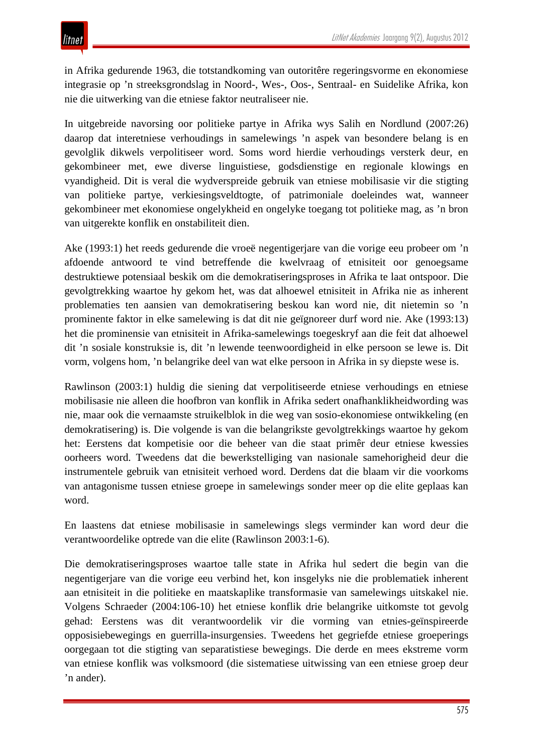in Afrika gedurende 1963, die totstandkoming van outoritêre regeringsvorme en ekonomiese integrasie op ’n streeksgrondslag in Noord-, Wes-, Oos-, Sentraal- en Suidelike Afrika, kon nie die uitwerking van die etniese faktor neutraliseer nie.

In uitgebreide navorsing oor politieke partye in Afrika wys Salih en Nordlund (2007:26) daarop dat interetniese verhoudings in samelewings ’n aspek van besondere belang is en gevolglik dikwels verpolitiseer word. Soms word hierdie verhoudings versterk deur, en gekombineer met, ewe diverse linguistiese, godsdienstige en regionale klowings en vyandigheid. Dit is veral die wydverspreide gebruik van etniese mobilisasie vir die stigting van politieke partye, verkiesingsveldtogte, of patrimoniale doeleindes wat, wanneer gekombineer met ekonomiese ongelykheid en ongelyke toegang tot politieke mag, as ’n bron van uitgerekte konflik en onstabiliteit dien.

Ake (1993:1) het reeds gedurende die vroeë negentigerjare van die vorige eeu probeer om ’n afdoende antwoord te vind betreffende die kwelvraag of etnisiteit oor genoegsame destruktiewe potensiaal beskik om die demokratiseringsproses in Afrika te laat ontspoor. Die gevolgtrekking waartoe hy gekom het, was dat alhoewel etnisiteit in Afrika nie as inherent problematies ten aansien van demokratisering beskou kan word nie, dit nietemin so ’n prominente faktor in elke samelewing is dat dit nie geïgnoreer durf word nie. Ake (1993:13) het die prominensie van etnisiteit in Afrika-samelewings toegeskryf aan die feit dat alhoewel dit ’n sosiale konstruksie is, dit ’n lewende teenwoordigheid in elke persoon se lewe is. Dit vorm, volgens hom, ’n belangrike deel van wat elke persoon in Afrika in sy diepste wese is.

Rawlinson (2003:1) huldig die siening dat verpolitiseerde etniese verhoudings en etniese mobilisasie nie alleen die hoofbron van konflik in Afrika sedert onafhanklikheidwording was nie, maar ook die vernaamste struikelblok in die weg van sosio-ekonomiese ontwikkeling (en demokratisering) is. Die volgende is van die belangrikste gevolgtrekkings waartoe hy gekom het: Eerstens dat kompetisie oor die beheer van die staat primêr deur etniese kwessies oorheers word. Tweedens dat die bewerkstelliging van nasionale samehorigheid deur die instrumentele gebruik van etnisiteit verhoed word. Derdens dat die blaam vir die voorkoms van antagonisme tussen etniese groepe in samelewings sonder meer op die elite geplaas kan word.

En laastens dat etniese mobilisasie in samelewings slegs verminder kan word deur die verantwoordelike optrede van die elite (Rawlinson 2003:1-6).

Die demokratiseringsproses waartoe talle state in Afrika hul sedert die begin van die negentigerjare van die vorige eeu verbind het, kon insgelyks nie die problematiek inherent aan etnisiteit in die politieke en maatskaplike transformasie van samelewings uitskakel nie. Volgens Schraeder (2004:106-10) het etniese konflik drie belangrike uitkomste tot gevolg gehad: Eerstens was dit verantwoordelik vir die vorming van etnies-geïnspireerde opposisiebewegings en guerrilla-insurgensies. Tweedens het gegriefde etniese groeperings oorgegaan tot die stigting van separatistiese bewegings. Die derde en mees ekstreme vorm van etniese konflik was volksmoord (die sistematiese uitwissing van een etniese groep deur ’n ander).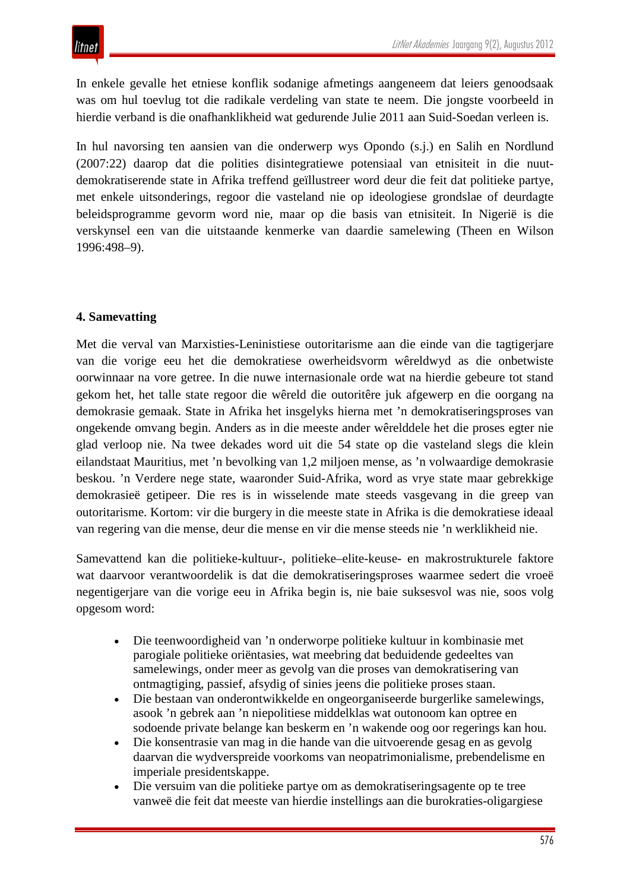In enkele gevalle het etniese konflik sodanige afmetings aangeneem dat leiers genoodsaak was om hul toevlug tot die radikale verdeling van state te neem. Die jongste voorbeeld in hierdie verband is die onafhanklikheid wat gedurende Julie 2011 aan Suid-Soedan verleen is.

In hul navorsing ten aansien van die onderwerp wys Opondo (s.j.) en Salih en Nordlund (2007:22) daarop dat die polities disintegratiewe potensiaal van etnisiteit in die nuut-demokratiserende state in Afrika treffend geïllustreer word deur die feit dat politieke partye, met enkele uitsonderings, regoor die vasteland nie op ideologiese grondslae of deurdagte beleidsprogramme gevorm word nie, maar op die basis van etnisiteit. In Nigerië is die verskynsel een van die uitstaande kenmerke van daardie samelewing (Theen en Wilson 1996:498–9).

## 4. Samevatting

Met die verval van Marxisties-Leninistiese outoritarisme aan die einde van die tagtigerjare van die vorige eeu het die demokratiese owerheidsvorm wêreldwyd as die onbetwiste oorwinnaar na vore getree. In die nuwe internasionale orde wat na hierdie gebeure tot stand gekom het, het talle state regoor die wêreld die outoritêre juk afgewerp en die oorgang na demokrasie gemaak. State in Afrika het insgelyks hierna met ’n demokratiseringsproses van ongekende omvang begin. Anders as in die meeste ander wêrelddele het die proses egter nie glad verloop nie. Na twee dekades word uit die 54 state op die vasteland slegs die klein eilandstaat Mauritius, met ’n bevolking van 1,2 miljoen mense, as ’n volwaardige demokrasie beskou. ’n Verdere nege state, waaronder Suid-Afrika, word as vrye state maar gebrekkige demokrasieë getipeer. Die res is in wisselende mate steeds vasgevang in die greep van outoritarisme. Kortom: vir die burgery in die meeste state in Afrika is die demokratiese ideaal van regering van die mense, deur die mense en vir die mense steeds nie ’n werklikheid nie.

Samevattend kan die politieke-kultuur-, politieke–elite-keuse- en makrostrukturele faktore wat daarvoor verantwoordelik is dat die demokratiseringsproses waarmee sedert die vroeë negentigerjare van die vorige eeu in Afrika begin is, nie baie suksesvol was nie, soos volg opgesom word:

- Die teenwoordigheid van ’n onderworpe politieke kultuur in kombinasie met parogiale politieke oriëntasies, wat meebring dat beduidende gedeeltes van samelewings, onder meer as gevolg van die proses van demokratisering van ontmagtiging, passief, afsydig of sinies jeens die politieke proses staan.
- Die bestaan van onderontwikkelde en ongeorganiseerde burgerlike samelewings, asook ’n gebrek aan ’n niepolitiese middelklas wat outonoom kan optree en sodoende private belange kan beskerm en ’n wakende oog oor regerings kan hou.
- Die konsentrasie van mag in die hande van die uitvoerende gesag en as gevolg daarvan die wydverspreide voorkoms van neopatrimonialisme, prebendelisme en imperiale presidentskappe.
- Die versuim van die politieke partye om as demokratiseringsagente op te tree vanweë die feit dat meeste van hierdie instellings aan die burokraties-oligargiese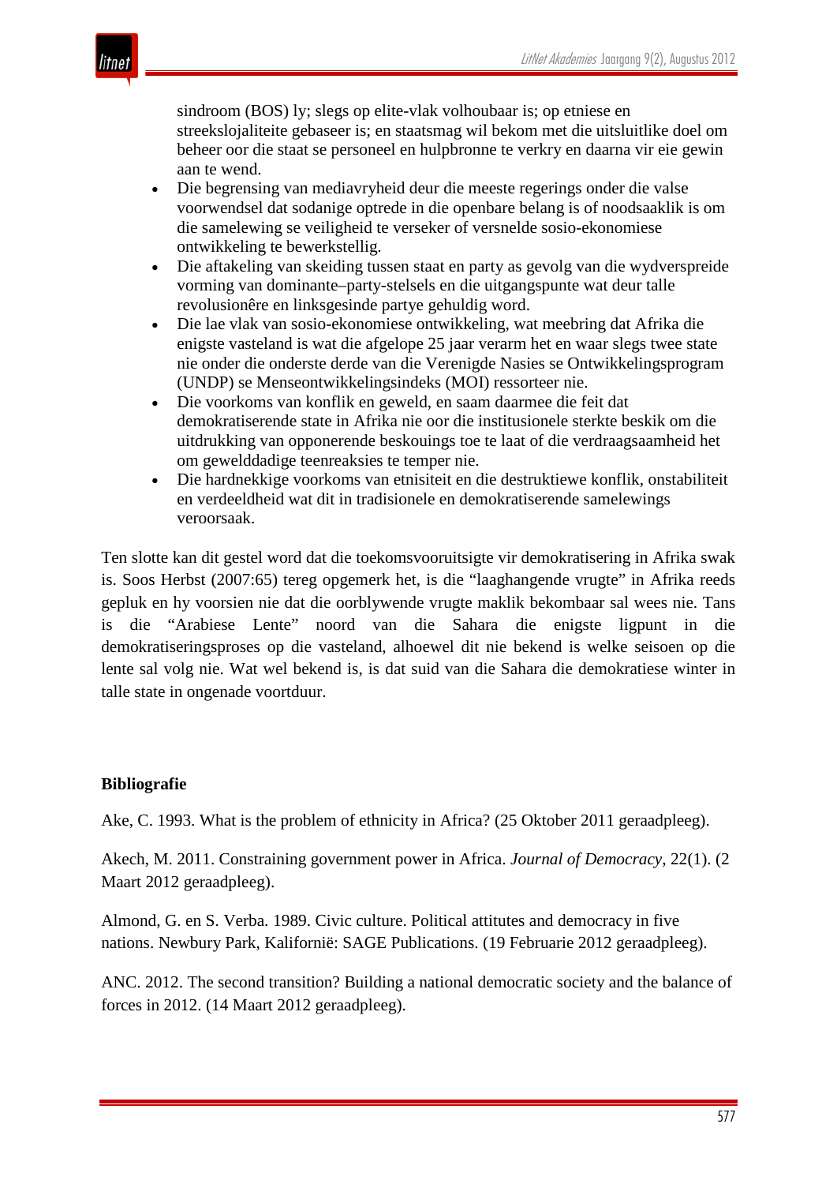sindroom (BOS) ly; slegs op elite-vlak volhoubaar is; op etniese en streekslojaliteite gebaseer is; en staatsmag wil bekom met die uitsluitlike doel om beheer oor die staat se personeel en hulpbronne te verkry en daarna vir eie gewin aan te wend.

- Die begrensing van mediavryheid deur die meeste regerings onder die valse voorwendsel dat sodanige optrede in die openbare belang is of noodsaaklik is om die samelewing se veiligheid te verseker of versnelde sosio-ekonomiese ontwikkeling te bewerkstellig.
- Die aftakeling van skeiding tussen staat en party as gevolg van die wydverspreide vorming van dominante–party-stelsels en die uitgangspunte wat deur talle revolusionêre en linksgesinde partye gehuldig word.
- Die lae vlak van sosio-ekonomiese ontwikkeling, wat meebring dat Afrika die enigste vasteland is wat die afgelope 25 jaar verarm het en waar slegs twee state nie onder die onderste derde van die Verenigde Nasies se Ontwikkelingsprogram (UNDP) se Menseontwikkelingsindeks (MOI) ressorteer nie.
- Die voorkoms van konflik en geweld, en saam daarmee die feit dat demokratiserende state in Afrika nie oor die institusionele sterkte beskik om die uitdrukking van opponerende beskouings toe te laat of die verdraagsaamheid het om gewelddadige teenreaksies te temper nie.
- Die hardnekkige voorkoms van etnisiteit en die destruktiewe konflik, onstabiliteit en verdeeldheid wat dit in tradisionele en demokratiserende samelewings veroorsaak.

Ten slotte kan dit gestel word dat die toekomsvooruitsigte vir demokratisering in Afrika swak is. Soos Herbst (2007:65) tereg opgemerk het, is die "laaghangende vrugte" in Afrika reeds gepluk en hy voorsien nie dat die oorblywende vrugte maklik bekombaar sal wees nie. Tans is die "Arabiese Lente" noord van die Sahara die enigste ligpunt in die demokratiseringsproses op die vasteland, alhoewel dit nie bekend is welke seisoen op die lente sal volg nie. Wat wel bekend is, is dat suid van die Sahara die demokratiese winter in talle state in ongenade voortduur.

**Bibliografie**

Ake, C. 1993. What is the problem of ethnicity in Africa? (25 Oktober 2011 geraadpleeg).

Akech, M. 2011. Constraining government power in Africa. *Journal of Democracy*, 22(1). (2 Maart 2012 geraadpleeg).

Almond, G. en S. Verba. 1989. Civic culture. Political attitutes and democracy in five nations. Newbury Park, Kalifornië: SAGE Publications. (19 Februarie 2012 geraadpleeg).

ANC. 2012. The second transition? Building a national democratic society and the balance of forces in 2012. (14 Maart 2012 geraadpleeg).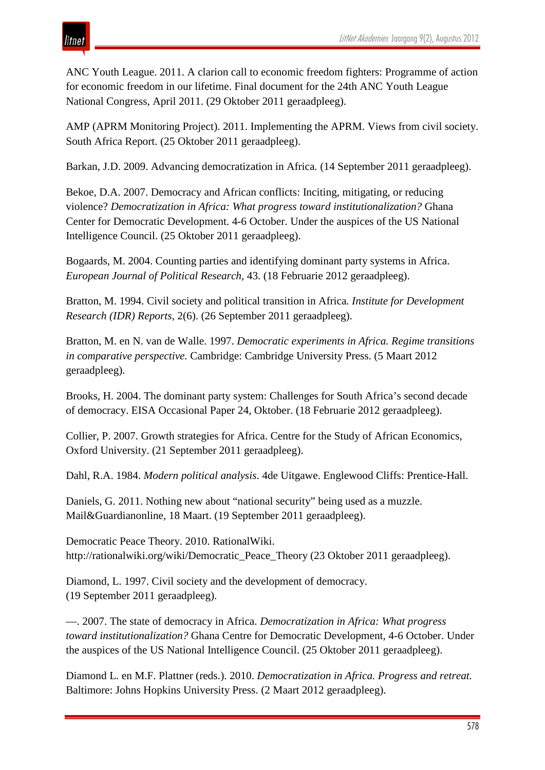ANC Youth League. 2011. A clarion call to economic freedom fighters: Programme of action for economic freedom in our lifetime. Final document for the 24th ANC Youth League National Congress, April 2011. (29 Oktober 2011 geraadpleeg).

AMP (APRM Monitoring Project). 2011. Implementing the APRM. Views from civil society. South Africa Report. (25 Oktober 2011 geraadpleeg).

Barkan, J.D. 2009. Advancing democratization in Africa. (14 September 2011 geraadpleeg).

Bekoe, D.A. 2007. Democracy and African conflicts: Inciting, mitigating, or reducing violence? *Democratization in Africa: What progress toward institutionalization?* Ghana Center for Democratic Development. 4-6 October. Under the auspices of the US National Intelligence Council. (25 Oktober 2011 geraadpleeg).

Bogaards, M. 2004. Counting parties and identifying dominant party systems in Africa. *European Journal of Political Research*, 43. (18 Februarie 2012 geraadpleeg).

Bratton, M. 1994. Civil society and political transition in Africa. *Institute for Development Research (IDR) Reports*, 2(6). (26 September 2011 geraadpleeg).

Bratton, M. en N. van de Walle. 1997. *Democratic experiments in Africa. Regime transitions in comparative perspective.* Cambridge: Cambridge University Press. (5 Maart 2012 geraadpleeg).

Brooks, H. 2004. The dominant party system: Challenges for South Africa's second decade of democracy. EISA Occasional Paper 24, Oktober. (18 Februarie 2012 geraadpleeg).

Collier, P. 2007. Growth strategies for Africa. Centre for the Study of African Economics, Oxford University. (21 September 2011 geraadpleeg).

Dahl, R.A. 1984. *Modern political analysis*. 4de Uitgawe. Englewood Cliffs: Prentice-Hall.

Daniels, G. 2011. Nothing new about "national security" being used as a muzzle. Mail&Guardianonline, 18 Maart. (19 September 2011 geraadpleeg).

Democratic Peace Theory. 2010. RationalWiki. http://rationalwiki.org/wiki/Democratic_Peace_Theory (23 Oktober 2011 geraadpleeg).

Diamond, L. 1997. Civil society and the development of democracy. (19 September 2011 geraadpleeg).

—. 2007. The state of democracy in Africa. *Democratization in Africa: What progress toward institutionalization?* Ghana Centre for Democratic Development, 4-6 October. Under the auspices of the US National Intelligence Council. (25 Oktober 2011 geraadpleeg).

Diamond L. en M.F. Plattner (reds.). 2010. *Democratization in Africa. Progress and retreat.* Baltimore: Johns Hopkins University Press. (2 Maart 2012 geraadpleeg).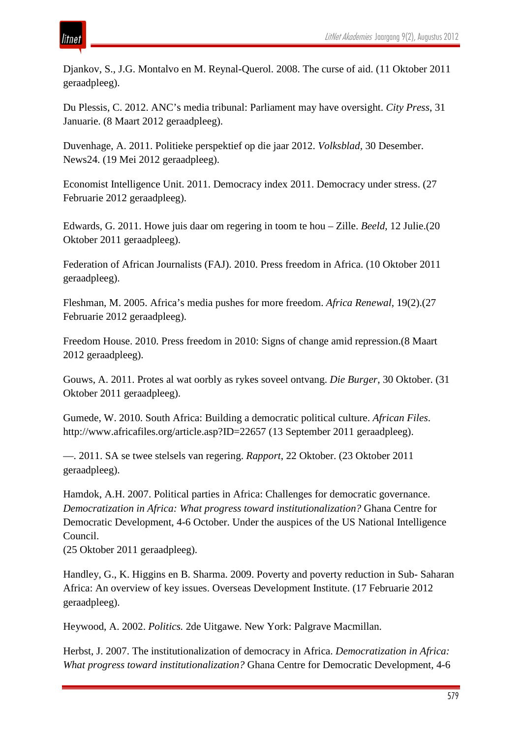Djankov, S., J.G. Montalvo en M. Reynal-Querol. 2008. The curse of aid. (11 Oktober 2011 geraadpleeg).

Du Plessis, C. 2012. ANC's media tribunal: Parliament may have oversight. *City Press*, 31 Januarie. (8 Maart 2012 geraadpleeg).

Duvenhage, A. 2011. Politieke perspektief op die jaar 2012. *Volksblad*, 30 Desember. News24. (19 Mei 2012 geraadpleeg).

Economist Intelligence Unit. 2011. Democracy index 2011. Democracy under stress. (27 Februarie 2012 geraadpleeg).

Edwards, G. 2011. Howe juis daar om regering in toom te hou – Zille. *Beeld*, 12 Julie.(20 Oktober 2011 geraadpleeg).

Federation of African Journalists (FAJ). 2010. Press freedom in Africa. (10 Oktober 2011 geraadpleeg).

Fleshman, M. 2005. Africa's media pushes for more freedom. *Africa Renewal*, 19(2).(27 Februarie 2012 geraadpleeg).

Freedom House. 2010. Press freedom in 2010: Signs of change amid repression.(8 Maart 2012 geraadpleeg).

Gouws, A. 2011. Protes al wat oorbly as rykes soveel ontvang. *Die Burger*, 30 Oktober. (31 Oktober 2011 geraadpleeg).

Gumede, W. 2010. South Africa: Building a democratic political culture. *African Files*. http://www.africafiles.org/article.asp?ID=22657 (13 September 2011 geraadpleeg).

—. 2011. SA se twee stelsels van regering. *Rapport*, 22 Oktober. (23 Oktober 2011 geraadpleeg).

Hamdok, A.H. 2007. Political parties in Africa: Challenges for democratic governance. *Democratization in Africa: What progress toward institutionalization?* Ghana Centre for Democratic Development, 4-6 October. Under the auspices of the US National Intelligence Council.
(25 Oktober 2011 geraadpleeg).

Handley, G., K. Higgins en B. Sharma. 2009. Poverty and poverty reduction in Sub- Saharan Africa: An overview of key issues. Overseas Development Institute. (17 Februarie 2012 geraadpleeg).

Heywood, A. 2002. *Politics.* 2de Uitgawe. New York: Palgrave Macmillan.

Herbst, J. 2007. The institutionalization of democracy in Africa. *Democratization in Africa: What progress toward institutionalization?* Ghana Centre for Democratic Development, 4-6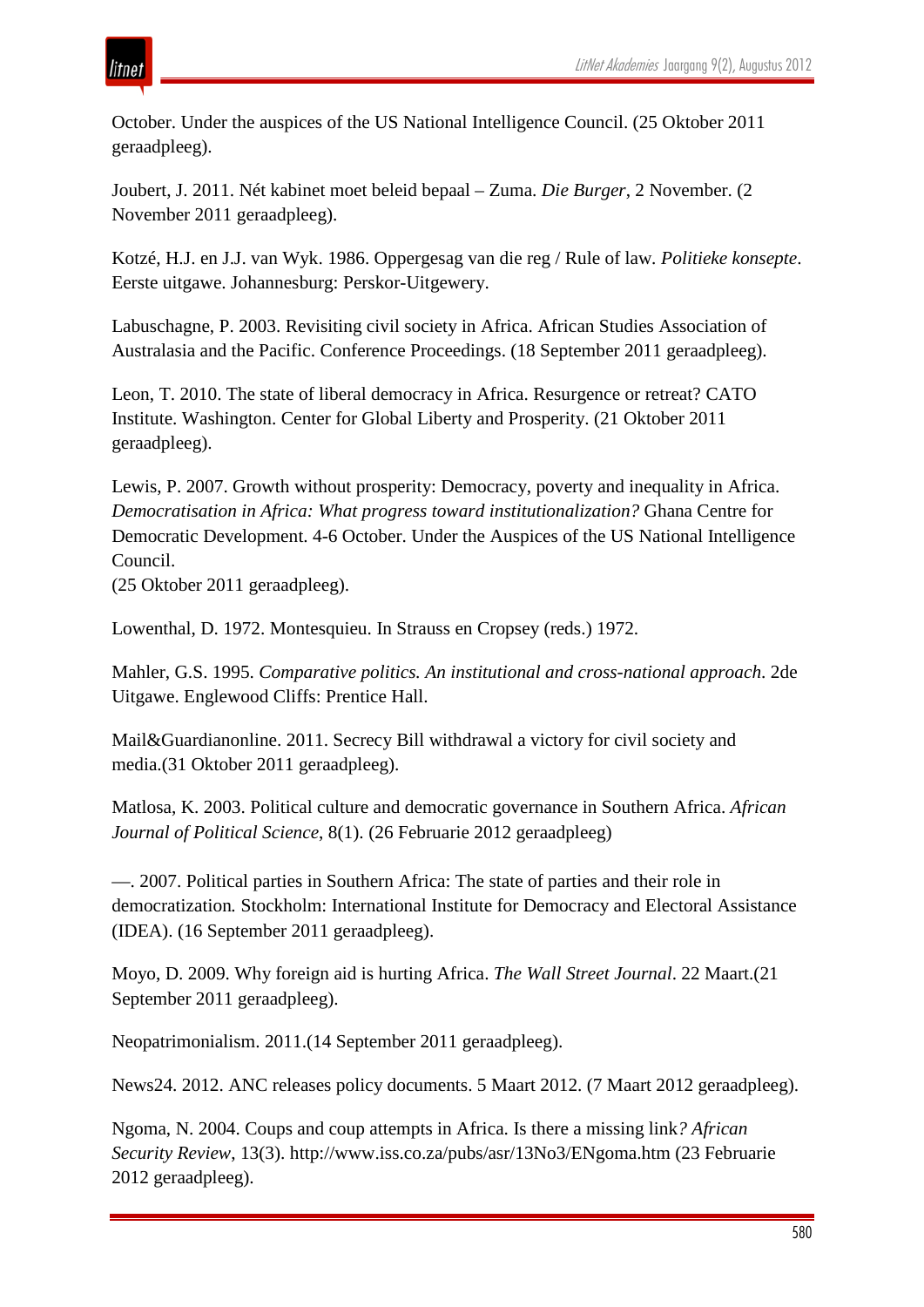October. Under the auspices of the US National Intelligence Council. (25 Oktober 2011 geraadpleeg).

Joubert, J. 2011. Nét kabinet moet beleid bepaal – Zuma. *Die Burger*, 2 November. (2 November 2011 geraadpleeg).

Kotzé, H.J. en J.J. van Wyk. 1986. Oppergesag van die reg / Rule of law. *Politieke konsepte*. Eerste uitgawe. Johannesburg: Perskor-Uitgewery.

Labuschagne, P. 2003. Revisiting civil society in Africa. African Studies Association of Australasia and the Pacific. Conference Proceedings. (18 September 2011 geraadpleeg).

Leon, T. 2010. The state of liberal democracy in Africa. Resurgence or retreat? CATO Institute. Washington. Center for Global Liberty and Prosperity. (21 Oktober 2011 geraadpleeg).

Lewis, P. 2007. Growth without prosperity: Democracy, poverty and inequality in Africa. *Democratisation in Africa: What progress toward institutionalization?* Ghana Centre for Democratic Development. 4-6 October. Under the Auspices of the US National Intelligence Council.
(25 Oktober 2011 geraadpleeg).

Lowenthal, D. 1972. Montesquieu. In Strauss en Cropsey (reds.) 1972.

Mahler, G.S. 1995. *Comparative politics. An institutional and cross-national approach*. 2de Uitgawe. Englewood Cliffs: Prentice Hall.

Mail&Guardianonline. 2011. Secrecy Bill withdrawal a victory for civil society and media.(31 Oktober 2011 geraadpleeg).

Matlosa, K. 2003. Political culture and democratic governance in Southern Africa. *African Journal of Political Science*, 8(1). (26 Februarie 2012 geraadpleeg)

—. 2007. Political parties in Southern Africa: The state of parties and their role in democratization. Stockholm: International Institute for Democracy and Electoral Assistance (IDEA). (16 September 2011 geraadpleeg).

Moyo, D. 2009. Why foreign aid is hurting Africa. *The Wall Street Journal*. 22 Maart.(21 September 2011 geraadpleeg).

Neopatrimonialism. 2011.(14 September 2011 geraadpleeg).

News24. 2012. ANC releases policy documents. 5 Maart 2012. (7 Maart 2012 geraadpleeg).

Ngoma, N. 2004. Coups and coup attempts in Africa. Is there a missing link*? African Security Review*, 13(3). http://www.iss.co.za/pubs/asr/13No3/ENgoma.htm (23 Februarie 2012 geraadpleeg).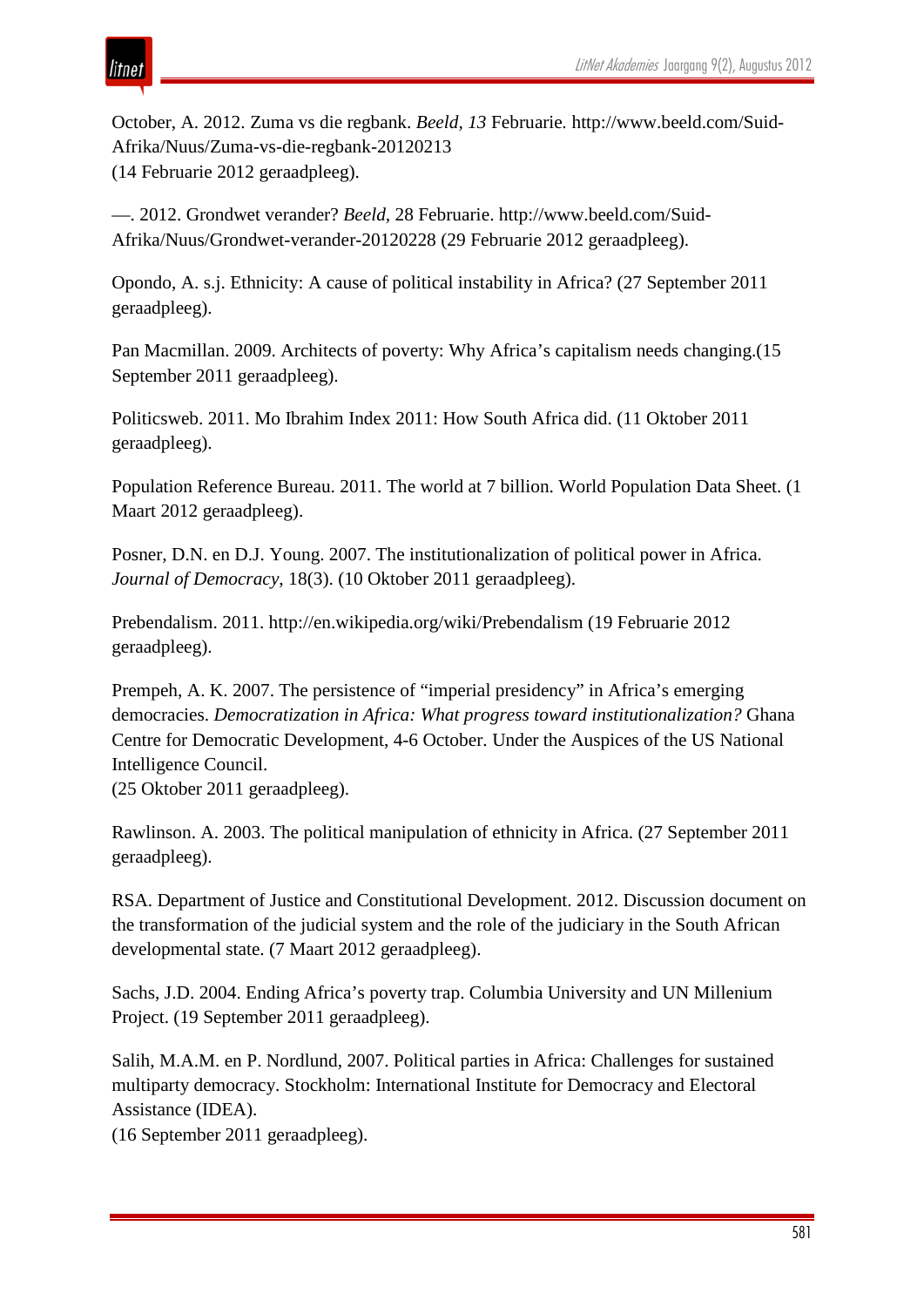October, A. 2012. Zuma vs die regbank. *Beeld, 13* Februarie. http://www.beeld.com/Suid-Afrika/Nuus/Zuma-vs-die-regbank-20120213
(14 Februarie 2012 geraadpleeg).

—. 2012. Grondwet verander? *Beeld*, 28 Februarie. http://www.beeld.com/Suid-Afrika/Nuus/Grondwet-verander-20120228 (29 Februarie 2012 geraadpleeg).

Opondo, A. s.j. Ethnicity: A cause of political instability in Africa? (27 September 2011 geraadpleeg).

Pan Macmillan. 2009. Architects of poverty: Why Africa's capitalism needs changing.(15 September 2011 geraadpleeg).

Politicsweb. 2011. Mo Ibrahim Index 2011: How South Africa did. (11 Oktober 2011 geraadpleeg).

Population Reference Bureau. 2011. The world at 7 billion. World Population Data Sheet. (1 Maart 2012 geraadpleeg).

Posner, D.N. en D.J. Young. 2007. The institutionalization of political power in Africa. *Journal of Democracy*, 18(3). (10 Oktober 2011 geraadpleeg).

Prebendalism. 2011. http://en.wikipedia.org/wiki/Prebendalism (19 Februarie 2012 geraadpleeg).

Prempeh, A. K. 2007. The persistence of "imperial presidency" in Africa's emerging democracies. *Democratization in Africa: What progress toward institutionalization?* Ghana Centre for Democratic Development, 4-6 October. Under the Auspices of the US National Intelligence Council.
(25 Oktober 2011 geraadpleeg).

Rawlinson. A. 2003. The political manipulation of ethnicity in Africa. (27 September 2011 geraadpleeg).

RSA. Department of Justice and Constitutional Development. 2012. Discussion document on the transformation of the judicial system and the role of the judiciary in the South African developmental state. (7 Maart 2012 geraadpleeg).

Sachs, J.D. 2004. Ending Africa's poverty trap. Columbia University and UN Millenium Project. (19 September 2011 geraadpleeg).

Salih, M.A.M. en P. Nordlund, 2007. Political parties in Africa: Challenges for sustained multiparty democracy. Stockholm: International Institute for Democracy and Electoral Assistance (IDEA).
(16 September 2011 geraadpleeg).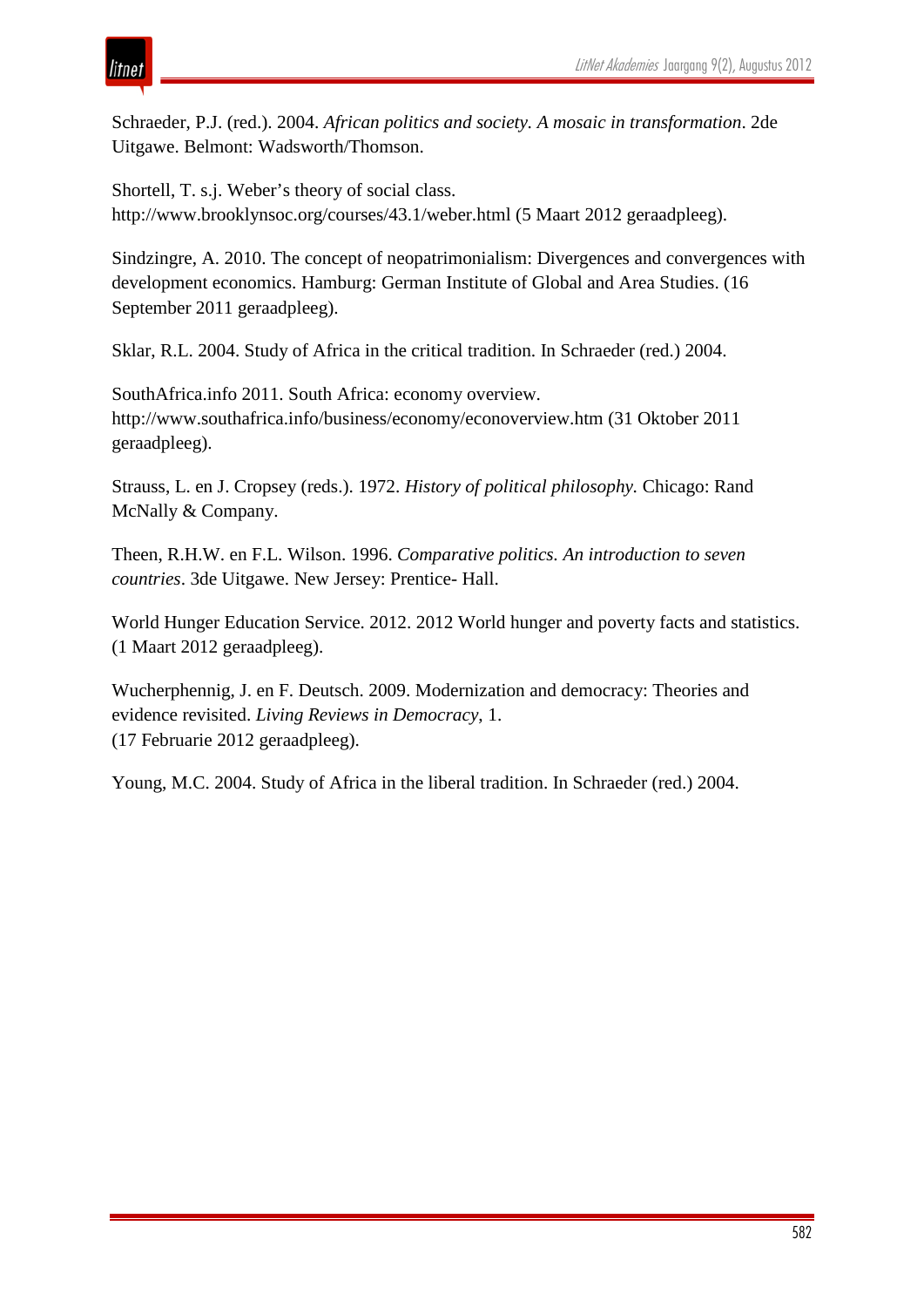Schraeder, P.J. (red.). 2004. *African politics and society. A mosaic in transformation*. 2de Uitgawe. Belmont: Wadsworth/Thomson.

Shortell, T. s.j. Weber's theory of social class. http://www.brooklynsoc.org/courses/43.1/weber.html (5 Maart 2012 geraadpleeg).

Sindzingre, A. 2010. The concept of neopatrimonialism: Divergences and convergences with development economics. Hamburg: German Institute of Global and Area Studies. (16 September 2011 geraadpleeg).

Sklar, R.L. 2004. Study of Africa in the critical tradition. In Schraeder (red.) 2004.

SouthAfrica.info 2011. South Africa: economy overview. http://www.southafrica.info/business/economy/econoverview.htm (31 Oktober 2011 geraadpleeg).

Strauss, L. en J. Cropsey (reds.). 1972. *History of political philosophy.* Chicago: Rand McNally & Company.

Theen, R.H.W. en F.L. Wilson. 1996. *Comparative politics. An introduction to seven countries*. 3de Uitgawe. New Jersey: Prentice- Hall.

World Hunger Education Service. 2012. 2012 World hunger and poverty facts and statistics. (1 Maart 2012 geraadpleeg).

Wucherphennig, J. en F. Deutsch. 2009. Modernization and democracy: Theories and evidence revisited. *Living Reviews in Democracy*, 1.
(17 Februarie 2012 geraadpleeg).

Young, M.C. 2004. Study of Africa in the liberal tradition. In Schraeder (red.) 2004.